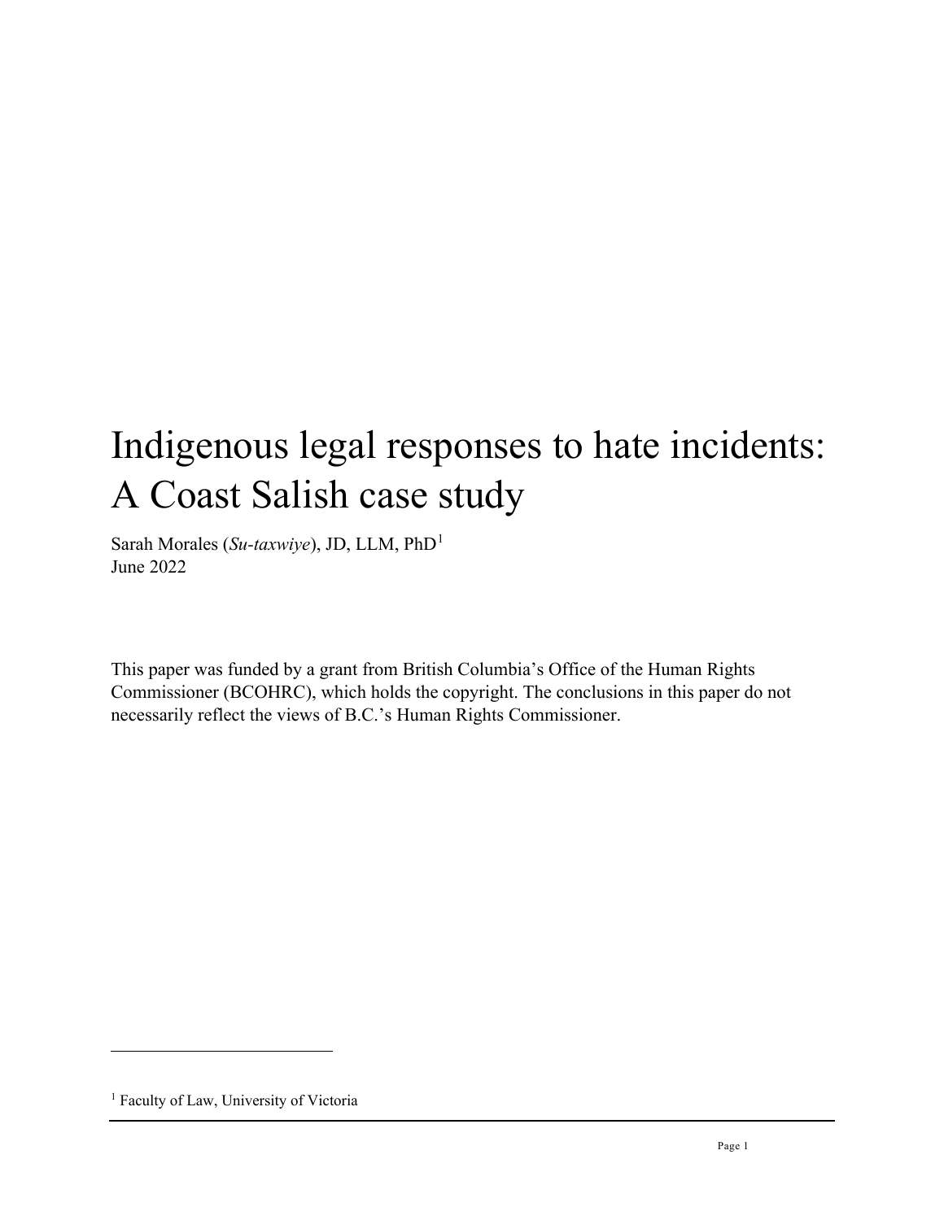# Indigenous legal responses to hate incidents: A Coast Salish case study

Sarah Morales (*Su-taxwiye*), JD, LLM, PhD[1]
June 2022

This paper was funded by a grant from British Columbia's Office of the Human Rights Commissioner (BCOHRC), which holds the copyright. The conclusions in this paper do not necessarily reflect the views of B.C.'s Human Rights Commissioner.

[1] Faculty of Law, University of Victoria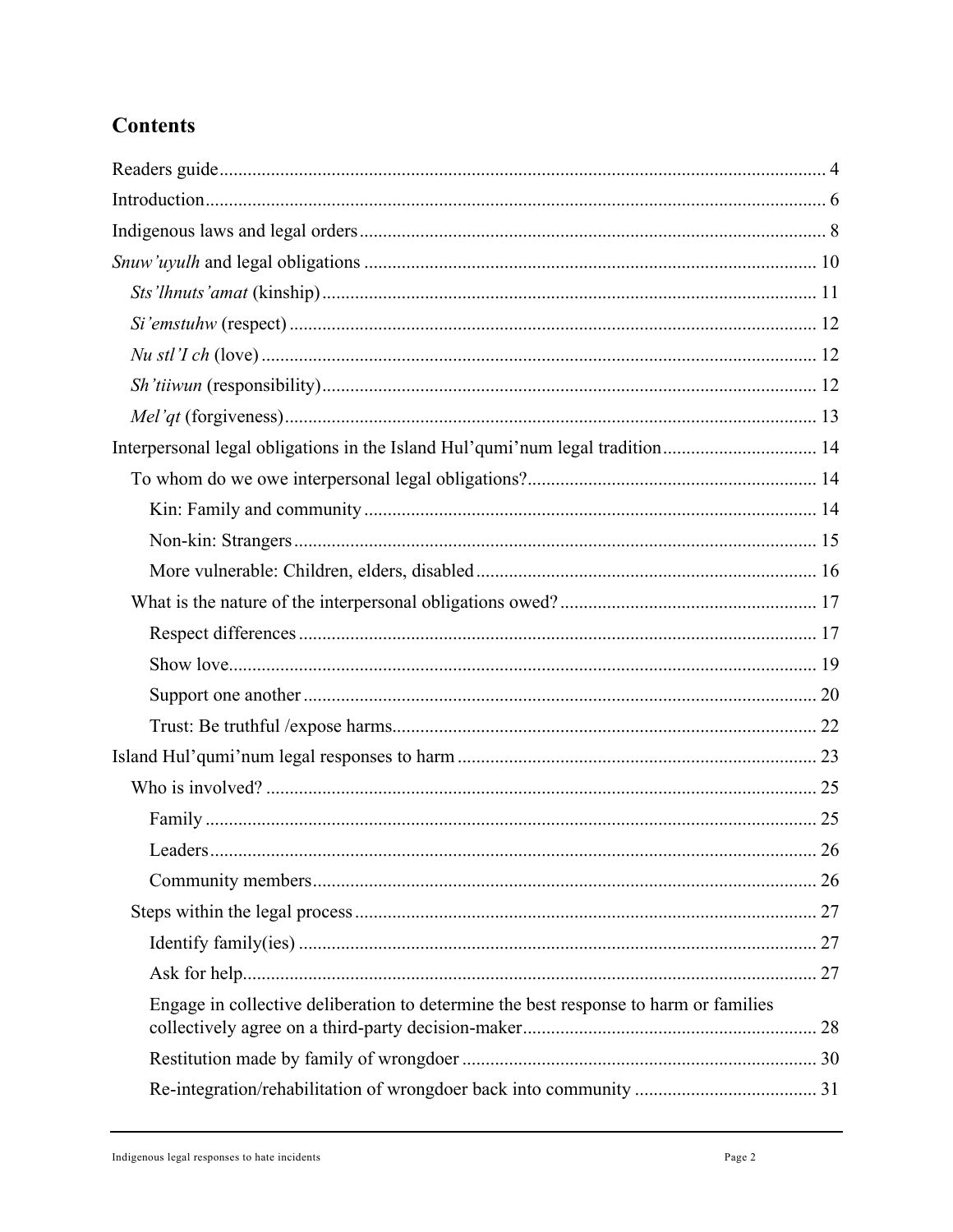## Contents

Readers guide ... 4

Introduction ... 6

Indigenous laws and legal orders ... 8

*Snuw'uyulh* and legal obligations ... 10

- *Sts'lhnuts'amat* (kinship) ... 11
- *Si'emstuhw* (respect) ... 12
- *Nu stl'I ch* (love) ... 12
- *Sh'tiiwun* (responsibility) ... 12
- *Mel'qt* (forgiveness) ... 13

Interpersonal legal obligations in the Island Hul'qumi'num legal tradition ... 14

- To whom do we owe interpersonal legal obligations? ... 14
  - Kin: Family and community ... 14
  - Non-kin: Strangers ... 15
  - More vulnerable: Children, elders, disabled ... 16
- What is the nature of the interpersonal obligations owed? ... 17
  - Respect differences ... 17
  - Show love ... 19
  - Support one another ... 20
  - Trust: Be truthful /expose harms ... 22

Island Hul'qumi'num legal responses to harm ... 23

- Who is involved? ... 25
  - Family ... 25
  - Leaders ... 26
  - Community members ... 26
- Steps within the legal process ... 27
  - Identify family(ies) ... 27
  - Ask for help ... 27
  - Engage in collective deliberation to determine the best response to harm or families collectively agree on a third-party decision-maker ... 28
  - Restitution made by family of wrongdoer ... 30
  - Re-integration/rehabilitation of wrongdoer back into community ... 31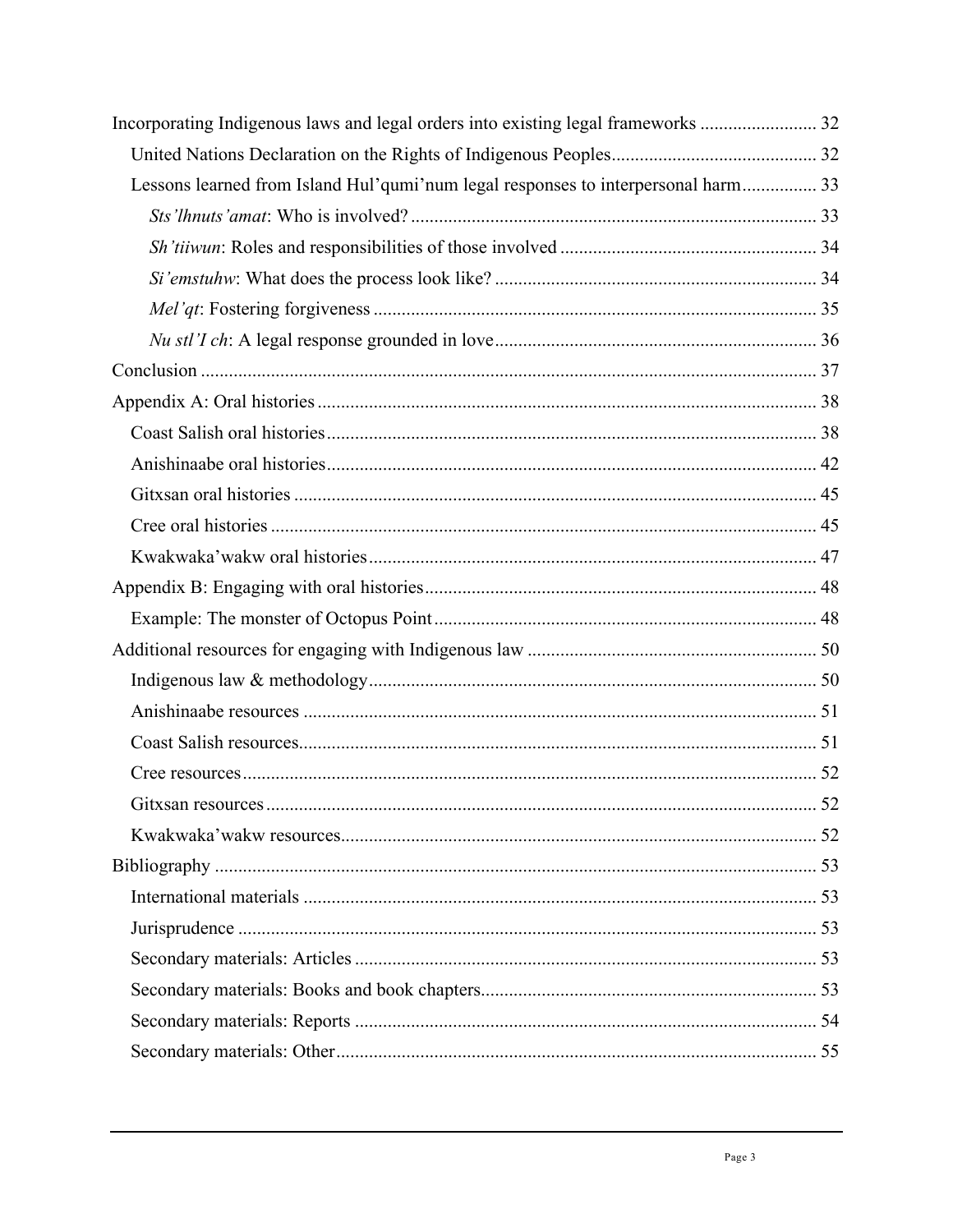- Incorporating Indigenous laws and legal orders into existing legal frameworks ..... 32
  - United Nations Declaration on the Rights of Indigenous Peoples ..... 32
  - Lessons learned from Island Hul'qumi'num legal responses to interpersonal harm ..... 33
    - *Sts'lhnuts'amat*: Who is involved? ..... 33
    - *Sh'tiiwun*: Roles and responsibilities of those involved ..... 34
    - *Si'emstuhw*: What does the process look like? ..... 34
    - *Mel'qt*: Fostering forgiveness ..... 35
    - *Nu stl'I ch*: A legal response grounded in love ..... 36
- Conclusion ..... 37
- Appendix A: Oral histories ..... 38
  - Coast Salish oral histories ..... 38
  - Anishinaabe oral histories ..... 42
  - Gitxsan oral histories ..... 45
  - Cree oral histories ..... 45
  - Kwakwaka'wakw oral histories ..... 47
- Appendix B: Engaging with oral histories ..... 48
  - Example: The monster of Octopus Point ..... 48
- Additional resources for engaging with Indigenous law ..... 50
  - Indigenous law & methodology ..... 50
  - Anishinaabe resources ..... 51
  - Coast Salish resources ..... 51
  - Cree resources ..... 52
  - Gitxsan resources ..... 52
  - Kwakwaka'wakw resources ..... 52
- Bibliography ..... 53
  - International materials ..... 53
  - Jurisprudence ..... 53
  - Secondary materials: Articles ..... 53
  - Secondary materials: Books and book chapters ..... 53
  - Secondary materials: Reports ..... 54
  - Secondary materials: Other ..... 55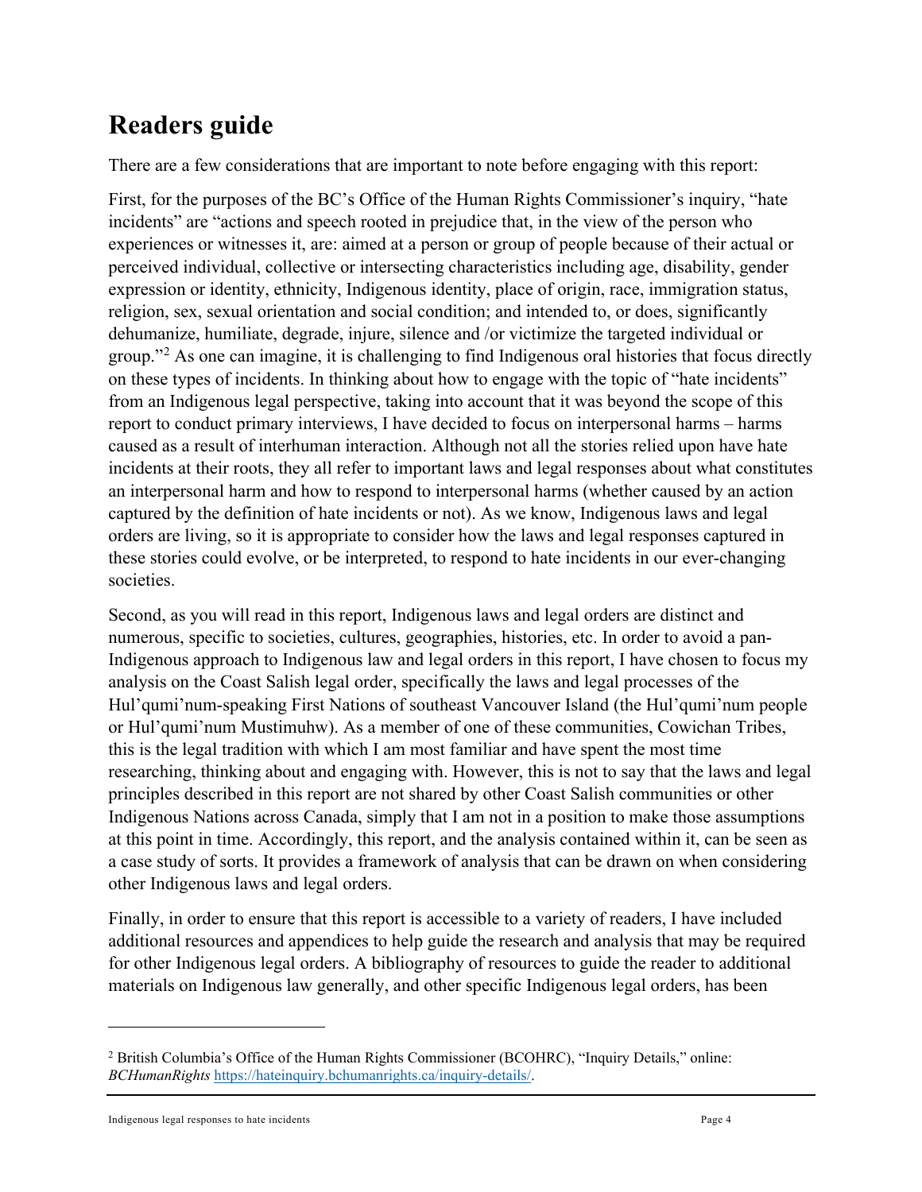# Readers guide

There are a few considerations that are important to note before engaging with this report:

First, for the purposes of the BC's Office of the Human Rights Commissioner's inquiry, "hate incidents" are "actions and speech rooted in prejudice that, in the view of the person who experiences or witnesses it, are: aimed at a person or group of people because of their actual or perceived individual, collective or intersecting characteristics including age, disability, gender expression or identity, ethnicity, Indigenous identity, place of origin, race, immigration status, religion, sex, sexual orientation and social condition; and intended to, or does, significantly dehumanize, humiliate, degrade, injure, silence and /or victimize the targeted individual or group."[2] As one can imagine, it is challenging to find Indigenous oral histories that focus directly on these types of incidents. In thinking about how to engage with the topic of "hate incidents" from an Indigenous legal perspective, taking into account that it was beyond the scope of this report to conduct primary interviews, I have decided to focus on interpersonal harms – harms caused as a result of interhuman interaction. Although not all the stories relied upon have hate incidents at their roots, they all refer to important laws and legal responses about what constitutes an interpersonal harm and how to respond to interpersonal harms (whether caused by an action captured by the definition of hate incidents or not). As we know, Indigenous laws and legal orders are living, so it is appropriate to consider how the laws and legal responses captured in these stories could evolve, or be interpreted, to respond to hate incidents in our ever-changing societies.

Second, as you will read in this report, Indigenous laws and legal orders are distinct and numerous, specific to societies, cultures, geographies, histories, etc. In order to avoid a pan-Indigenous approach to Indigenous law and legal orders in this report, I have chosen to focus my analysis on the Coast Salish legal order, specifically the laws and legal processes of the Hul'qumi'num-speaking First Nations of southeast Vancouver Island (the Hul'qumi'num people or Hul'qumi'num Mustimuhw). As a member of one of these communities, Cowichan Tribes, this is the legal tradition with which I am most familiar and have spent the most time researching, thinking about and engaging with. However, this is not to say that the laws and legal principles described in this report are not shared by other Coast Salish communities or other Indigenous Nations across Canada, simply that I am not in a position to make those assumptions at this point in time. Accordingly, this report, and the analysis contained within it, can be seen as a case study of sorts. It provides a framework of analysis that can be drawn on when considering other Indigenous laws and legal orders.

Finally, in order to ensure that this report is accessible to a variety of readers, I have included additional resources and appendices to help guide the research and analysis that may be required for other Indigenous legal orders. A bibliography of resources to guide the reader to additional materials on Indigenous law generally, and other specific Indigenous legal orders, has been

---

[2] British Columbia's Office of the Human Rights Commissioner (BCOHRC), "Inquiry Details," online: *BCHumanRights* https://hateinquiry.bchumanrights.ca/inquiry-details/.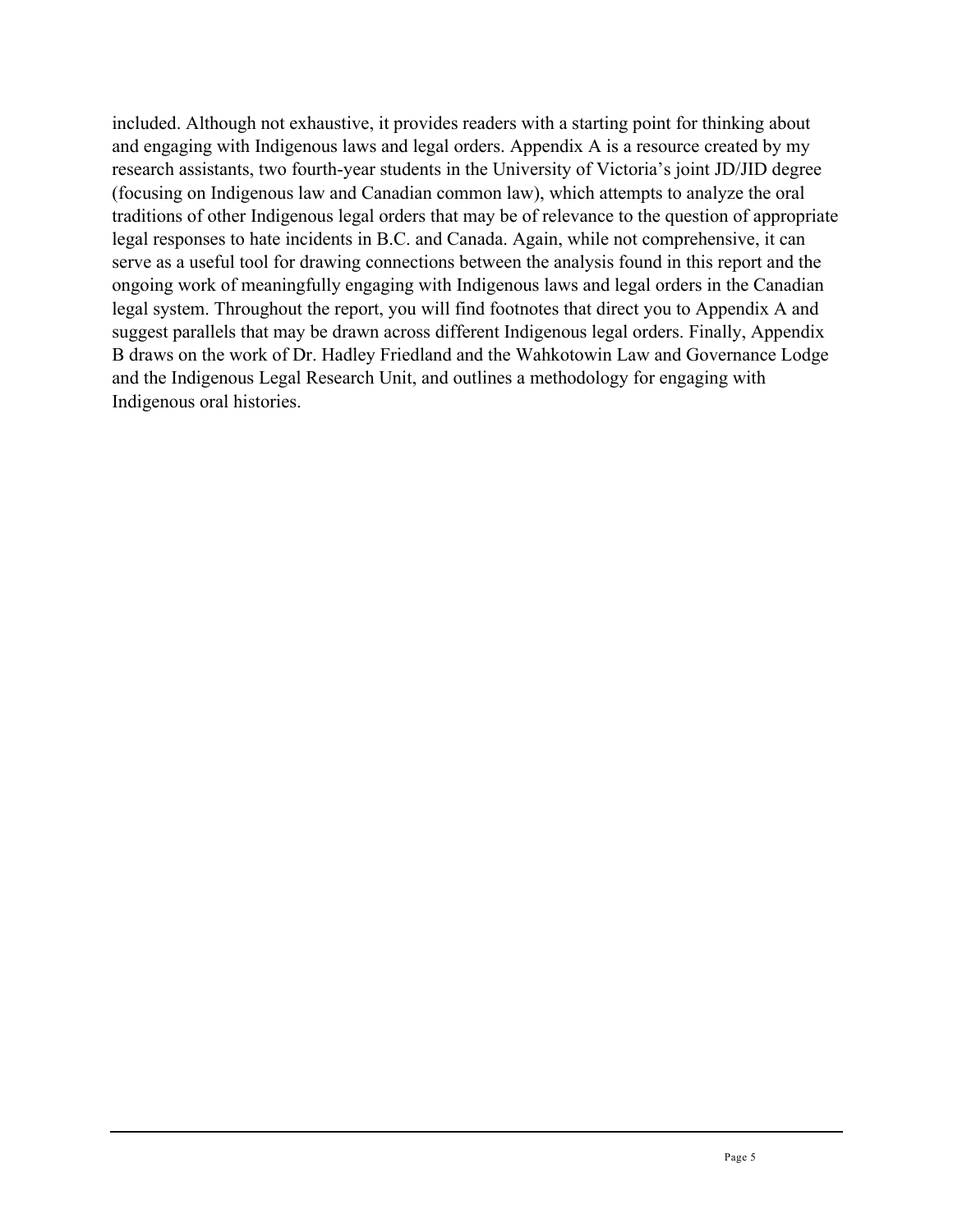included. Although not exhaustive, it provides readers with a starting point for thinking about and engaging with Indigenous laws and legal orders. Appendix A is a resource created by my research assistants, two fourth-year students in the University of Victoria's joint JD/JID degree (focusing on Indigenous law and Canadian common law), which attempts to analyze the oral traditions of other Indigenous legal orders that may be of relevance to the question of appropriate legal responses to hate incidents in B.C. and Canada. Again, while not comprehensive, it can serve as a useful tool for drawing connections between the analysis found in this report and the ongoing work of meaningfully engaging with Indigenous laws and legal orders in the Canadian legal system. Throughout the report, you will find footnotes that direct you to Appendix A and suggest parallels that may be drawn across different Indigenous legal orders. Finally, Appendix B draws on the work of Dr. Hadley Friedland and the Wahkotowin Law and Governance Lodge and the Indigenous Legal Research Unit, and outlines a methodology for engaging with Indigenous oral histories.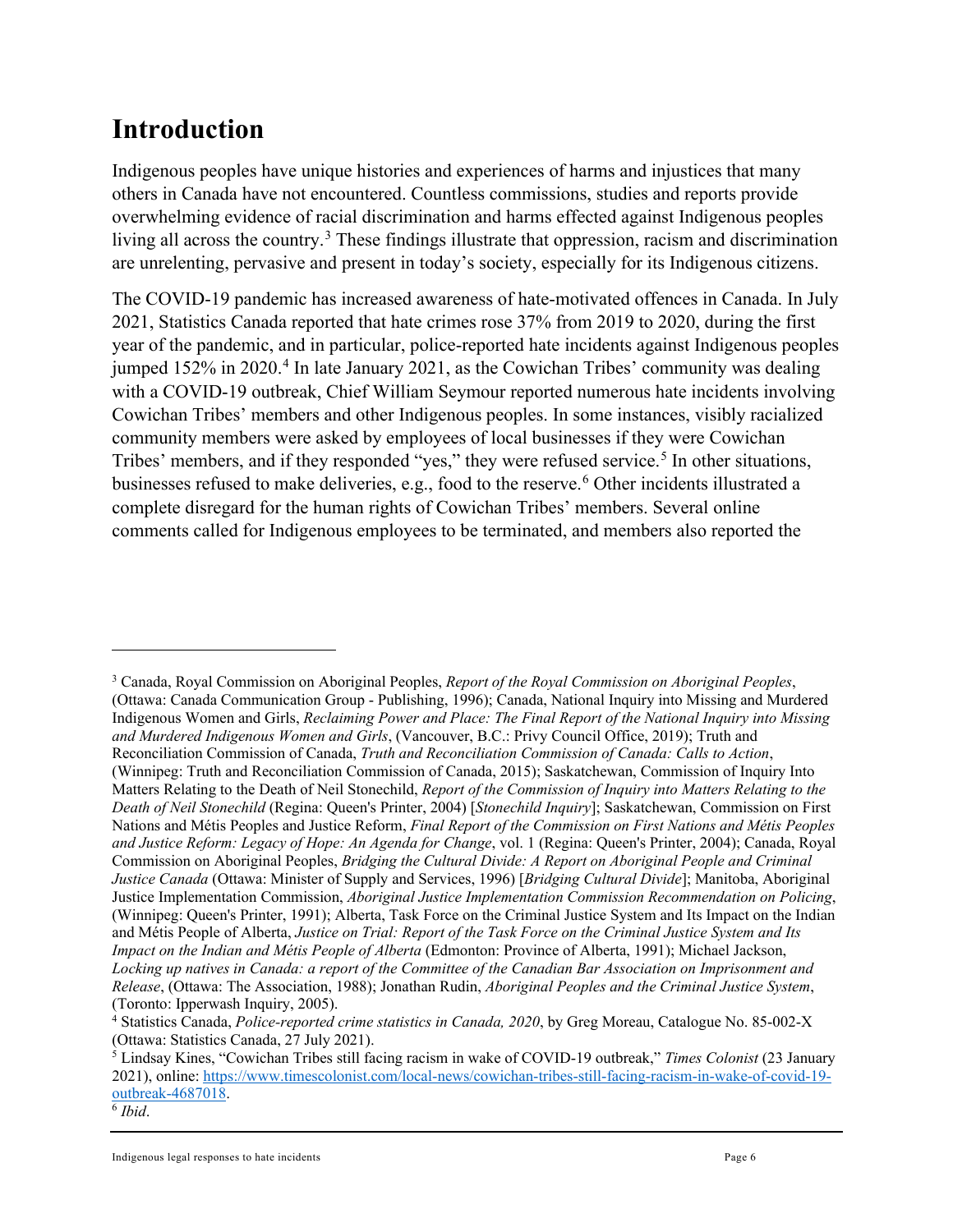# Introduction

Indigenous peoples have unique histories and experiences of harms and injustices that many others in Canada have not encountered. Countless commissions, studies and reports provide overwhelming evidence of racial discrimination and harms effected against Indigenous peoples living all across the country.[3] These findings illustrate that oppression, racism and discrimination are unrelenting, pervasive and present in today's society, especially for its Indigenous citizens.

The COVID-19 pandemic has increased awareness of hate-motivated offences in Canada. In July 2021, Statistics Canada reported that hate crimes rose 37% from 2019 to 2020, during the first year of the pandemic, and in particular, police-reported hate incidents against Indigenous peoples jumped 152% in 2020.[4] In late January 2021, as the Cowichan Tribes' community was dealing with a COVID-19 outbreak, Chief William Seymour reported numerous hate incidents involving Cowichan Tribes' members and other Indigenous peoples. In some instances, visibly racialized community members were asked by employees of local businesses if they were Cowichan Tribes' members, and if they responded "yes," they were refused service.[5] In other situations, businesses refused to make deliveries, e.g., food to the reserve.[6] Other incidents illustrated a complete disregard for the human rights of Cowichan Tribes' members. Several online comments called for Indigenous employees to be terminated, and members also reported the

---

[3] Canada, Royal Commission on Aboriginal Peoples, *Report of the Royal Commission on Aboriginal Peoples*, (Ottawa: Canada Communication Group - Publishing, 1996); Canada, National Inquiry into Missing and Murdered Indigenous Women and Girls, *Reclaiming Power and Place: The Final Report of the National Inquiry into Missing and Murdered Indigenous Women and Girls*, (Vancouver, B.C.: Privy Council Office, 2019); Truth and Reconciliation Commission of Canada, *Truth and Reconciliation Commission of Canada: Calls to Action*, (Winnipeg: Truth and Reconciliation Commission of Canada, 2015); Saskatchewan, Commission of Inquiry Into Matters Relating to the Death of Neil Stonechild, *Report of the Commission of Inquiry into Matters Relating to the Death of Neil Stonechild* (Regina: Queen's Printer, 2004) [*Stonechild Inquiry*]; Saskatchewan, Commission on First Nations and Métis Peoples and Justice Reform, *Final Report of the Commission on First Nations and Métis Peoples and Justice Reform: Legacy of Hope: An Agenda for Change*, vol. 1 (Regina: Queen's Printer, 2004); Canada, Royal Commission on Aboriginal Peoples, *Bridging the Cultural Divide: A Report on Aboriginal People and Criminal Justice Canada* (Ottawa: Minister of Supply and Services, 1996) [*Bridging Cultural Divide*]; Manitoba, Aboriginal Justice Implementation Commission, *Aboriginal Justice Implementation Commission Recommendation on Policing*, (Winnipeg: Queen's Printer, 1991); Alberta, Task Force on the Criminal Justice System and Its Impact on the Indian and Métis People of Alberta, *Justice on Trial: Report of the Task Force on the Criminal Justice System and Its Impact on the Indian and Métis People of Alberta* (Edmonton: Province of Alberta, 1991); Michael Jackson, *Locking up natives in Canada: a report of the Committee of the Canadian Bar Association on Imprisonment and Release*, (Ottawa: The Association, 1988); Jonathan Rudin, *Aboriginal Peoples and the Criminal Justice System*, (Toronto: Ipperwash Inquiry, 2005).

[4] Statistics Canada, *Police-reported crime statistics in Canada, 2020*, by Greg Moreau, Catalogue No. 85-002-X (Ottawa: Statistics Canada, 27 July 2021).

[5] Lindsay Kines, "Cowichan Tribes still facing racism in wake of COVID-19 outbreak," *Times Colonist* (23 January 2021), online: https://www.timescolonist.com/local-news/cowichan-tribes-still-facing-racism-in-wake-of-covid-19-outbreak-4687018.

[6] *Ibid*.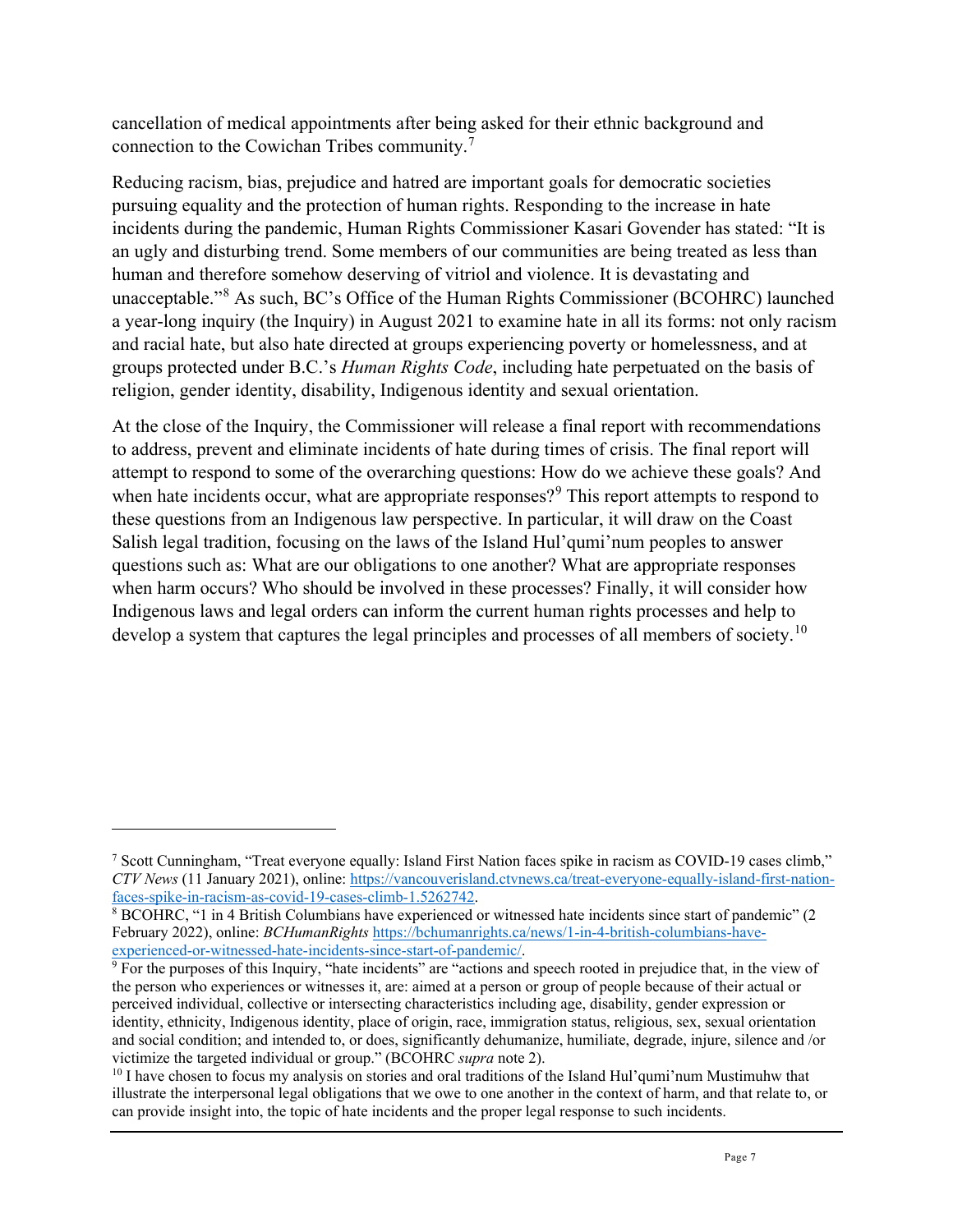cancellation of medical appointments after being asked for their ethnic background and connection to the Cowichan Tribes community.[7]

Reducing racism, bias, prejudice and hatred are important goals for democratic societies pursuing equality and the protection of human rights. Responding to the increase in hate incidents during the pandemic, Human Rights Commissioner Kasari Govender has stated: "It is an ugly and disturbing trend. Some members of our communities are being treated as less than human and therefore somehow deserving of vitriol and violence. It is devastating and unacceptable."[8] As such, BC's Office of the Human Rights Commissioner (BCOHRC) launched a year-long inquiry (the Inquiry) in August 2021 to examine hate in all its forms: not only racism and racial hate, but also hate directed at groups experiencing poverty or homelessness, and at groups protected under B.C.'s *Human Rights Code*, including hate perpetuated on the basis of religion, gender identity, disability, Indigenous identity and sexual orientation.

At the close of the Inquiry, the Commissioner will release a final report with recommendations to address, prevent and eliminate incidents of hate during times of crisis. The final report will attempt to respond to some of the overarching questions: How do we achieve these goals? And when hate incidents occur, what are appropriate responses?[9] This report attempts to respond to these questions from an Indigenous law perspective. In particular, it will draw on the Coast Salish legal tradition, focusing on the laws of the Island Hul'qumi'num peoples to answer questions such as: What are our obligations to one another? What are appropriate responses when harm occurs? Who should be involved in these processes? Finally, it will consider how Indigenous laws and legal orders can inform the current human rights processes and help to develop a system that captures the legal principles and processes of all members of society.[10]

---

[7] Scott Cunningham, "Treat everyone equally: Island First Nation faces spike in racism as COVID-19 cases climb," *CTV News* (11 January 2021), online: https://vancouverisland.ctvnews.ca/treat-everyone-equally-island-first-nation-faces-spike-in-racism-as-covid-19-cases-climb-1.5262742.

[8] BCOHRC, "1 in 4 British Columbians have experienced or witnessed hate incidents since start of pandemic" (2 February 2022), online: *BCHumanRights* https://bchumanrights.ca/news/1-in-4-british-columbians-have-experienced-or-witnessed-hate-incidents-since-start-of-pandemic/.

[9] For the purposes of this Inquiry, "hate incidents" are "actions and speech rooted in prejudice that, in the view of the person who experiences or witnesses it, are: aimed at a person or group of people because of their actual or perceived individual, collective or intersecting characteristics including age, disability, gender expression or identity, ethnicity, Indigenous identity, place of origin, race, immigration status, religious, sex, sexual orientation and social condition; and intended to, or does, significantly dehumanize, humiliate, degrade, injure, silence and /or victimize the targeted individual or group." (BCOHRC *supra* note 2).

[10] I have chosen to focus my analysis on stories and oral traditions of the Island Hul'qumi'num Mustimuhw that illustrate the interpersonal legal obligations that we owe to one another in the context of harm, and that relate to, or can provide insight into, the topic of hate incidents and the proper legal response to such incidents.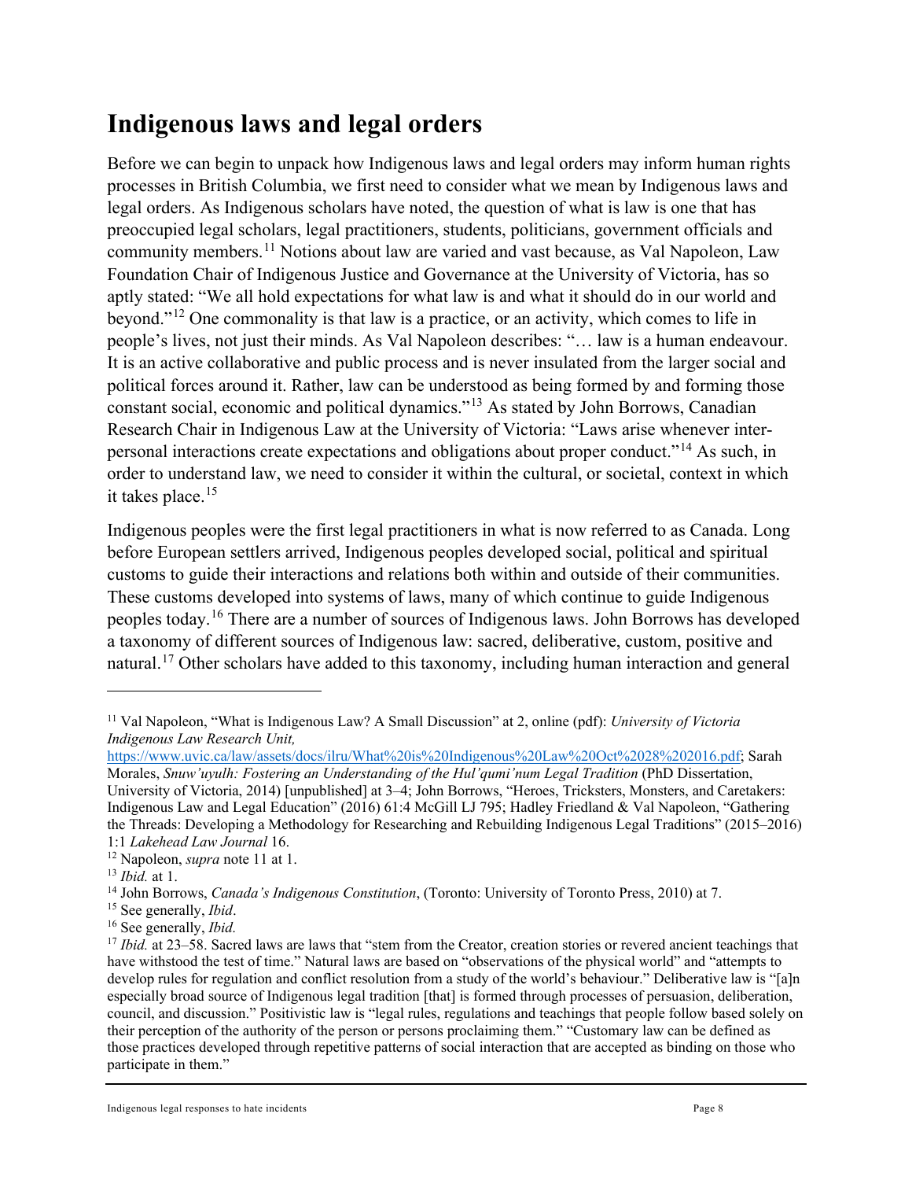## Indigenous laws and legal orders

Before we can begin to unpack how Indigenous laws and legal orders may inform human rights processes in British Columbia, we first need to consider what we mean by Indigenous laws and legal orders. As Indigenous scholars have noted, the question of what is law is one that has preoccupied legal scholars, legal practitioners, students, politicians, government officials and community members.[11] Notions about law are varied and vast because, as Val Napoleon, Law Foundation Chair of Indigenous Justice and Governance at the University of Victoria, has so aptly stated: "We all hold expectations for what law is and what it should do in our world and beyond."[12] One commonality is that law is a practice, or an activity, which comes to life in people's lives, not just their minds. As Val Napoleon describes: "… law is a human endeavour. It is an active collaborative and public process and is never insulated from the larger social and political forces around it. Rather, law can be understood as being formed by and forming those constant social, economic and political dynamics."[13] As stated by John Borrows, Canadian Research Chair in Indigenous Law at the University of Victoria: "Laws arise whenever inter-personal interactions create expectations and obligations about proper conduct."[14] As such, in order to understand law, we need to consider it within the cultural, or societal, context in which it takes place.[15]

Indigenous peoples were the first legal practitioners in what is now referred to as Canada. Long before European settlers arrived, Indigenous peoples developed social, political and spiritual customs to guide their interactions and relations both within and outside of their communities. These customs developed into systems of laws, many of which continue to guide Indigenous peoples today.[16] There are a number of sources of Indigenous laws. John Borrows has developed a taxonomy of different sources of Indigenous law: sacred, deliberative, custom, positive and natural.[17] Other scholars have added to this taxonomy, including human interaction and general

---

[11] Val Napoleon, "What is Indigenous Law? A Small Discussion" at 2, online (pdf): *University of Victoria Indigenous Law Research Unit,* https://www.uvic.ca/law/assets/docs/ilru/What%20is%20Indigenous%20Law%20Oct%2028%202016.pdf; Sarah Morales, *Snuw'uyulh: Fostering an Understanding of the Hul'qumi'num Legal Tradition* (PhD Dissertation, University of Victoria, 2014) [unpublished] at 3–4; John Borrows, "Heroes, Tricksters, Monsters, and Caretakers: Indigenous Law and Legal Education" (2016) 61:4 McGill LJ 795; Hadley Friedland & Val Napoleon, "Gathering the Threads: Developing a Methodology for Researching and Rebuilding Indigenous Legal Traditions" (2015–2016) 1:1 *Lakehead Law Journal* 16.

[12] Napoleon, *supra* note 11 at 1.

[13] *Ibid.* at 1.

[14] John Borrows, *Canada's Indigenous Constitution*, (Toronto: University of Toronto Press, 2010) at 7.

[15] See generally, *Ibid*.

[16] See generally, *Ibid.*

[17] *Ibid.* at 23–58. Sacred laws are laws that "stem from the Creator, creation stories or revered ancient teachings that have withstood the test of time." Natural laws are based on "observations of the physical world" and "attempts to develop rules for regulation and conflict resolution from a study of the world's behaviour." Deliberative law is "[a]n especially broad source of Indigenous legal tradition [that] is formed through processes of persuasion, deliberation, council, and discussion." Positivistic law is "legal rules, regulations and teachings that people follow based solely on their perception of the authority of the person or persons proclaiming them." "Customary law can be defined as those practices developed through repetitive patterns of social interaction that are accepted as binding on those who participate in them."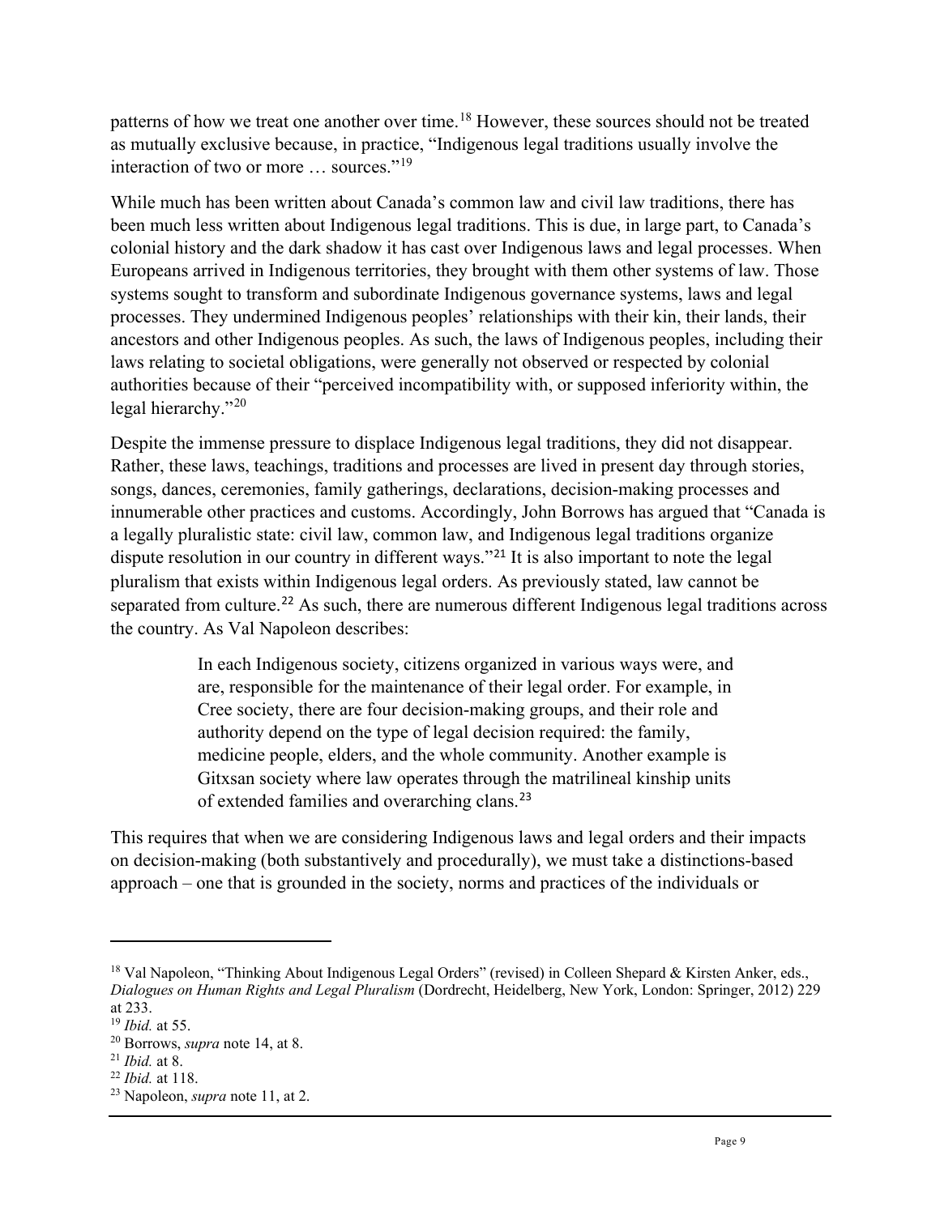patterns of how we treat one another over time.[18] However, these sources should not be treated as mutually exclusive because, in practice, "Indigenous legal traditions usually involve the interaction of two or more … sources."[19]

While much has been written about Canada's common law and civil law traditions, there has been much less written about Indigenous legal traditions. This is due, in large part, to Canada's colonial history and the dark shadow it has cast over Indigenous laws and legal processes. When Europeans arrived in Indigenous territories, they brought with them other systems of law. Those systems sought to transform and subordinate Indigenous governance systems, laws and legal processes. They undermined Indigenous peoples' relationships with their kin, their lands, their ancestors and other Indigenous peoples. As such, the laws of Indigenous peoples, including their laws relating to societal obligations, were generally not observed or respected by colonial authorities because of their "perceived incompatibility with, or supposed inferiority within, the legal hierarchy."[20]

Despite the immense pressure to displace Indigenous legal traditions, they did not disappear. Rather, these laws, teachings, traditions and processes are lived in present day through stories, songs, dances, ceremonies, family gatherings, declarations, decision-making processes and innumerable other practices and customs. Accordingly, John Borrows has argued that "Canada is a legally pluralistic state: civil law, common law, and Indigenous legal traditions organize dispute resolution in our country in different ways."[21] It is also important to note the legal pluralism that exists within Indigenous legal orders. As previously stated, law cannot be separated from culture.[22] As such, there are numerous different Indigenous legal traditions across the country. As Val Napoleon describes:

> In each Indigenous society, citizens organized in various ways were, and are, responsible for the maintenance of their legal order. For example, in Cree society, there are four decision-making groups, and their role and authority depend on the type of legal decision required: the family, medicine people, elders, and the whole community. Another example is Gitxsan society where law operates through the matrilineal kinship units of extended families and overarching clans.[23]

This requires that when we are considering Indigenous laws and legal orders and their impacts on decision-making (both substantively and procedurally), we must take a distinctions-based approach – one that is grounded in the society, norms and practices of the individuals or

---

[18] Val Napoleon, "Thinking About Indigenous Legal Orders" (revised) in Colleen Shepard & Kirsten Anker, eds., *Dialogues on Human Rights and Legal Pluralism* (Dordrecht, Heidelberg, New York, London: Springer, 2012) 229 at 233.

[19] *Ibid.* at 55.

[20] Borrows, *supra* note 14, at 8.

[21] *Ibid.* at 8.

[22] *Ibid.* at 118.

[23] Napoleon, *supra* note 11, at 2.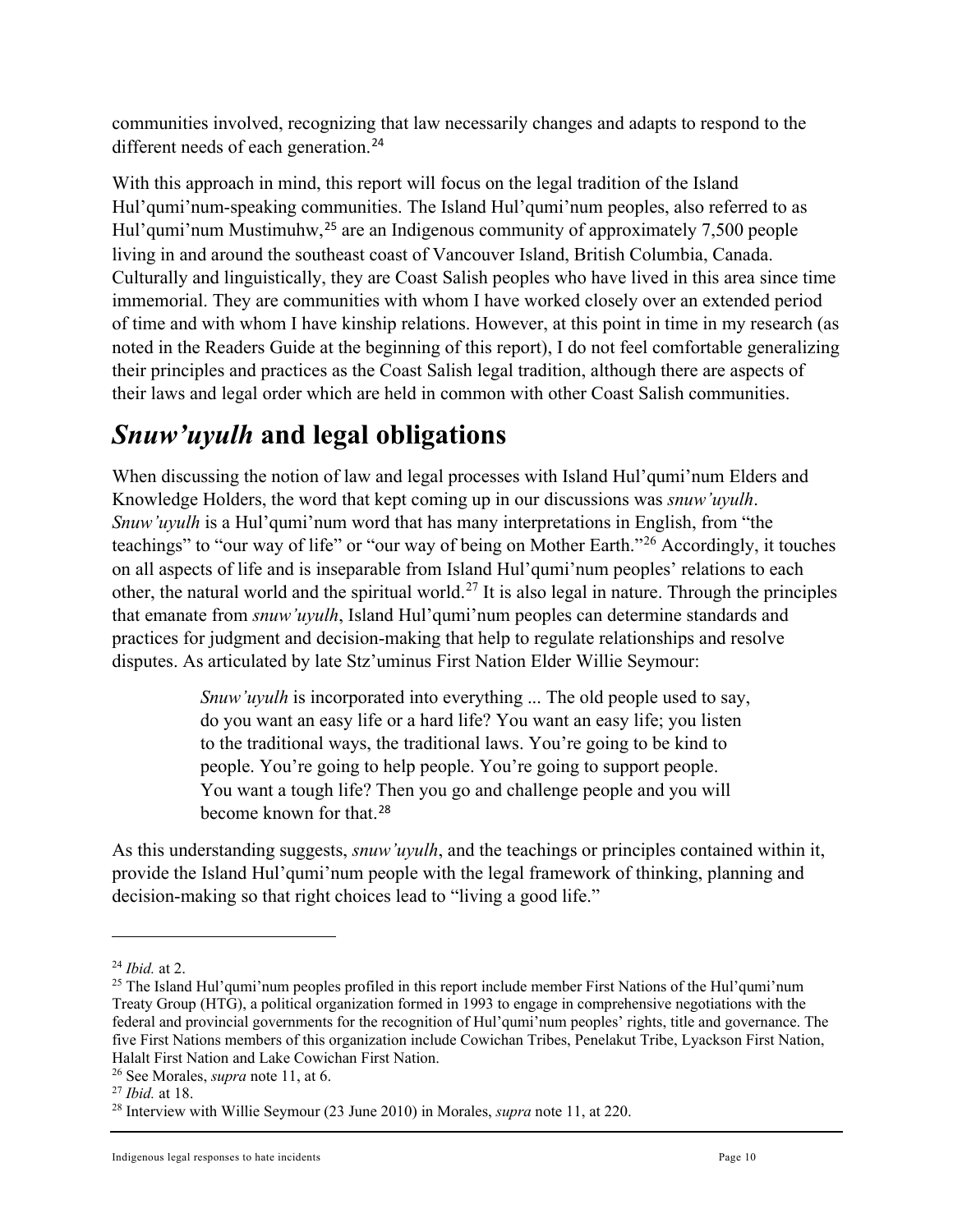communities involved, recognizing that law necessarily changes and adapts to respond to the different needs of each generation.[24]

With this approach in mind, this report will focus on the legal tradition of the Island Hul'qumi'num-speaking communities. The Island Hul'qumi'num peoples, also referred to as Hul'qumi'num Mustimuhw,[25] are an Indigenous community of approximately 7,500 people living in and around the southeast coast of Vancouver Island, British Columbia, Canada. Culturally and linguistically, they are Coast Salish peoples who have lived in this area since time immemorial. They are communities with whom I have worked closely over an extended period of time and with whom I have kinship relations. However, at this point in time in my research (as noted in the Readers Guide at the beginning of this report), I do not feel comfortable generalizing their principles and practices as the Coast Salish legal tradition, although there are aspects of their laws and legal order which are held in common with other Coast Salish communities.

# *Snuw'uyulh* and legal obligations

When discussing the notion of law and legal processes with Island Hul'qumi'num Elders and Knowledge Holders, the word that kept coming up in our discussions was *snuw'uyulh*. *Snuw'uyulh* is a Hul'qumi'num word that has many interpretations in English, from "the teachings" to "our way of life" or "our way of being on Mother Earth."[26] Accordingly, it touches on all aspects of life and is inseparable from Island Hul'qumi'num peoples' relations to each other, the natural world and the spiritual world.[27] It is also legal in nature. Through the principles that emanate from *snuw'uyulh*, Island Hul'qumi'num peoples can determine standards and practices for judgment and decision-making that help to regulate relationships and resolve disputes. As articulated by late Stz'uminus First Nation Elder Willie Seymour:

> *Snuw'uyulh* is incorporated into everything ... The old people used to say, do you want an easy life or a hard life? You want an easy life; you listen to the traditional ways, the traditional laws. You're going to be kind to people. You're going to help people. You're going to support people. You want a tough life? Then you go and challenge people and you will become known for that.[28]

As this understanding suggests, *snuw'uyulh*, and the teachings or principles contained within it, provide the Island Hul'qumi'num people with the legal framework of thinking, planning and decision-making so that right choices lead to "living a good life."

---

[24] *Ibid.* at 2.

[25] The Island Hul'qumi'num peoples profiled in this report include member First Nations of the Hul'qumi'num Treaty Group (HTG), a political organization formed in 1993 to engage in comprehensive negotiations with the federal and provincial governments for the recognition of Hul'qumi'num peoples' rights, title and governance. The five First Nations members of this organization include Cowichan Tribes, Penelakut Tribe, Lyackson First Nation, Halalt First Nation and Lake Cowichan First Nation.

[26] See Morales, *supra* note 11, at 6.

[27] *Ibid.* at 18.

[28] Interview with Willie Seymour (23 June 2010) in Morales, *supra* note 11, at 220.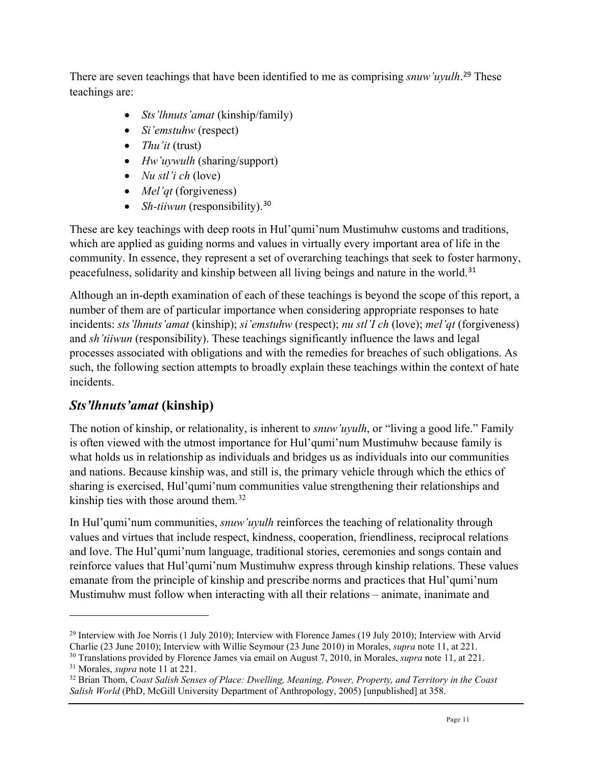There are seven teachings that have been identified to me as comprising *snuw'uyulh*.[29] These teachings are:

- *Sts'lhnuts'amat* (kinship/family)
- *Si'emstuhw* (respect)
- *Thu'it* (trust)
- *Hw'uywulh* (sharing/support)
- *Nu stl'i ch* (love)
- *Mel'qt* (forgiveness)
- *Sh-tiiwun* (responsibility).[30]

These are key teachings with deep roots in Hul'qumi'num Mustimuhw customs and traditions, which are applied as guiding norms and values in virtually every important area of life in the community. In essence, they represent a set of overarching teachings that seek to foster harmony, peacefulness, solidarity and kinship between all living beings and nature in the world.[31]

Although an in-depth examination of each of these teachings is beyond the scope of this report, a number of them are of particular importance when considering appropriate responses to hate incidents: *sts'lhnuts'amat* (kinship); *si'emstuhw* (respect); *nu stl'I ch* (love); *mel'qt* (forgiveness) and *sh'tiiwun* (responsibility). These teachings significantly influence the laws and legal processes associated with obligations and with the remedies for breaches of such obligations. As such, the following section attempts to broadly explain these teachings within the context of hate incidents.

## ***Sts'lhnuts'amat* (kinship)**

The notion of kinship, or relationality, is inherent to *snuw'uyulh*, or "living a good life." Family is often viewed with the utmost importance for Hul'qumi'num Mustimuhw because family is what holds us in relationship as individuals and bridges us as individuals into our communities and nations. Because kinship was, and still is, the primary vehicle through which the ethics of sharing is exercised, Hul'qumi'num communities value strengthening their relationships and kinship ties with those around them.[32]

In Hul'qumi'num communities, *snuw'uyulh* reinforces the teaching of relationality through values and virtues that include respect, kindness, cooperation, friendliness, reciprocal relations and love. The Hul'qumi'num language, traditional stories, ceremonies and songs contain and reinforce values that Hul'qumi'num Mustimuhw express through kinship relations. These values emanate from the principle of kinship and prescribe norms and practices that Hul'qumi'num Mustimuhw must follow when interacting with all their relations – animate, inanimate and

---

[29] Interview with Joe Norris (1 July 2010); Interview with Florence James (19 July 2010); Interview with Arvid Charlie (23 June 2010); Interview with Willie Seymour (23 June 2010) in Morales, *supra* note 11, at 221.

[30] Translations provided by Florence James via email on August 7, 2010, in Morales, *supra* note 11, at 221.

[31] Morales, *supra* note 11 at 221.

[32] Brian Thom, *Coast Salish Senses of Place: Dwelling, Meaning, Power, Property, and Territory in the Coast Salish World* (PhD, McGill University Department of Anthropology, 2005) [unpublished] at 358.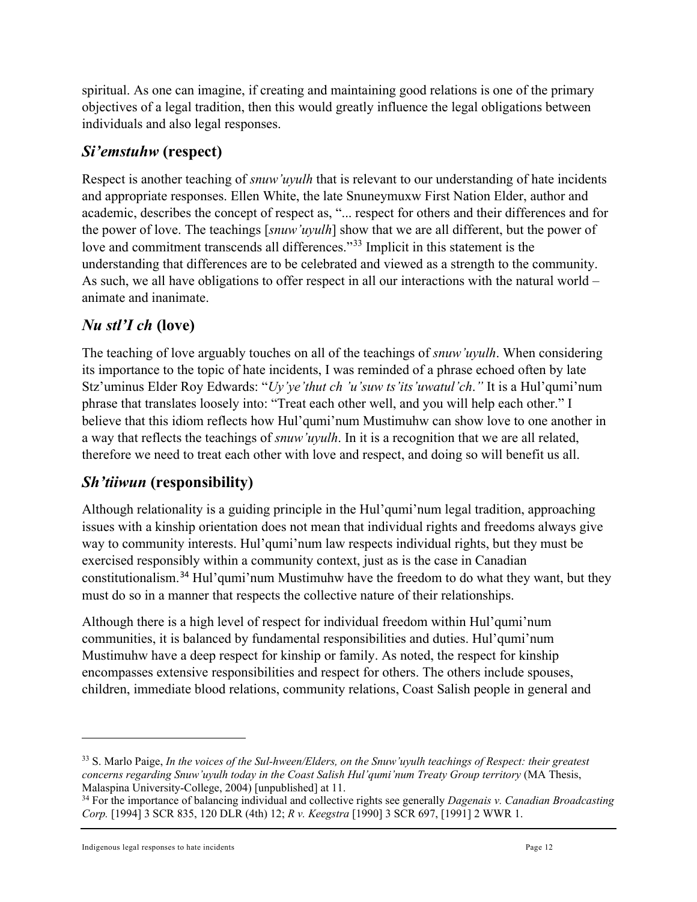spiritual. As one can imagine, if creating and maintaining good relations is one of the primary objectives of a legal tradition, then this would greatly influence the legal obligations between individuals and also legal responses.

## *Si'emstuhw* (respect)

Respect is another teaching of *snuw'uyulh* that is relevant to our understanding of hate incidents and appropriate responses. Ellen White, the late Snuneymuxw First Nation Elder, author and academic, describes the concept of respect as, "... respect for others and their differences and for the power of love. The teachings [*snuw'uyulh*] show that we are all different, but the power of love and commitment transcends all differences."[33] Implicit in this statement is the understanding that differences are to be celebrated and viewed as a strength to the community. As such, we all have obligations to offer respect in all our interactions with the natural world – animate and inanimate.

## *Nu stl'I ch* (love)

The teaching of love arguably touches on all of the teachings of *snuw'uyulh*. When considering its importance to the topic of hate incidents, I was reminded of a phrase echoed often by late Stz'uminus Elder Roy Edwards: "*Uy'ye'thut ch 'u'suw ts'its'uwatul'ch*." It is a Hul'qumi'num phrase that translates loosely into: "Treat each other well, and you will help each other." I believe that this idiom reflects how Hul'qumi'num Mustimuhw can show love to one another in a way that reflects the teachings of *snuw'uyulh*. In it is a recognition that we are all related, therefore we need to treat each other with love and respect, and doing so will benefit us all.

## *Sh'tiiwun* (responsibility)

Although relationality is a guiding principle in the Hul'qumi'num legal tradition, approaching issues with a kinship orientation does not mean that individual rights and freedoms always give way to community interests. Hul'qumi'num law respects individual rights, but they must be exercised responsibly within a community context, just as is the case in Canadian constitutionalism.[34] Hul'qumi'num Mustimuhw have the freedom to do what they want, but they must do so in a manner that respects the collective nature of their relationships.

Although there is a high level of respect for individual freedom within Hul'qumi'num communities, it is balanced by fundamental responsibilities and duties. Hul'qumi'num Mustimuhw have a deep respect for kinship or family. As noted, the respect for kinship encompasses extensive responsibilities and respect for others. The others include spouses, children, immediate blood relations, community relations, Coast Salish people in general and

---

[33] S. Marlo Paige, *In the voices of the Sul-hween/Elders, on the Snuw'uyulh teachings of Respect: their greatest concerns regarding Snuw'uyulh today in the Coast Salish Hul'qumi'num Treaty Group territory* (MA Thesis, Malaspina University-College, 2004) [unpublished] at 11.

[34] For the importance of balancing individual and collective rights see generally *Dagenais v. Canadian Broadcasting Corp.* [1994] 3 SCR 835, 120 DLR (4th) 12; *R v. Keegstra* [1990] 3 SCR 697, [1991] 2 WWR 1.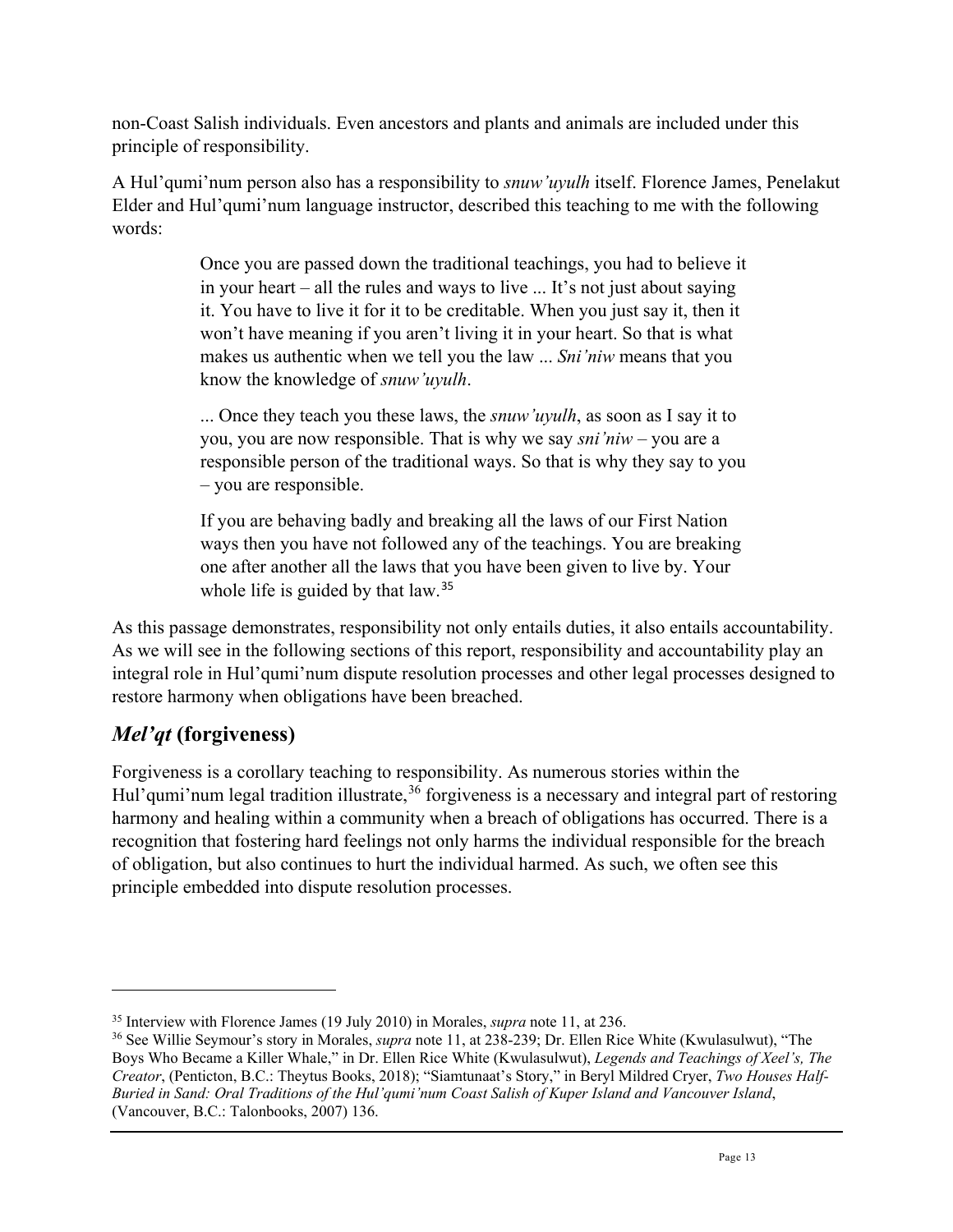non-Coast Salish individuals. Even ancestors and plants and animals are included under this principle of responsibility.

A Hul'qumi'num person also has a responsibility to *snuw'uyulh* itself. Florence James, Penelakut Elder and Hul'qumi'num language instructor, described this teaching to me with the following words:

> Once you are passed down the traditional teachings, you had to believe it in your heart – all the rules and ways to live ... It's not just about saying it. You have to live it for it to be creditable. When you just say it, then it won't have meaning if you aren't living it in your heart. So that is what makes us authentic when we tell you the law ... *Sni'niw* means that you know the knowledge of *snuw'uyulh*.
>
> ... Once they teach you these laws, the *snuw'uyulh*, as soon as I say it to you, you are now responsible. That is why we say *sni'niw* – you are a responsible person of the traditional ways. So that is why they say to you – you are responsible.
>
> If you are behaving badly and breaking all the laws of our First Nation ways then you have not followed any of the teachings. You are breaking one after another all the laws that you have been given to live by. Your whole life is guided by that law.[35]

As this passage demonstrates, responsibility not only entails duties, it also entails accountability. As we will see in the following sections of this report, responsibility and accountability play an integral role in Hul'qumi'num dispute resolution processes and other legal processes designed to restore harmony when obligations have been breached.

## *Mel'qt* (forgiveness)

Forgiveness is a corollary teaching to responsibility. As numerous stories within the Hul'qumi'num legal tradition illustrate,[36] forgiveness is a necessary and integral part of restoring harmony and healing within a community when a breach of obligations has occurred. There is a recognition that fostering hard feelings not only harms the individual responsible for the breach of obligation, but also continues to hurt the individual harmed. As such, we often see this principle embedded into dispute resolution processes.

---

[35] Interview with Florence James (19 July 2010) in Morales, *supra* note 11, at 236.

[36] See Willie Seymour's story in Morales, *supra* note 11, at 238-239; Dr. Ellen Rice White (Kwulasulwut), "The Boys Who Became a Killer Whale," in Dr. Ellen Rice White (Kwulasulwut), *Legends and Teachings of Xeel's, The Creator*, (Penticton, B.C.: Theytus Books, 2018); "Siamtunaat's Story," in Beryl Mildred Cryer, *Two Houses Half-Buried in Sand: Oral Traditions of the Hul'qumi'num Coast Salish of Kuper Island and Vancouver Island*, (Vancouver, B.C.: Talonbooks, 2007) 136.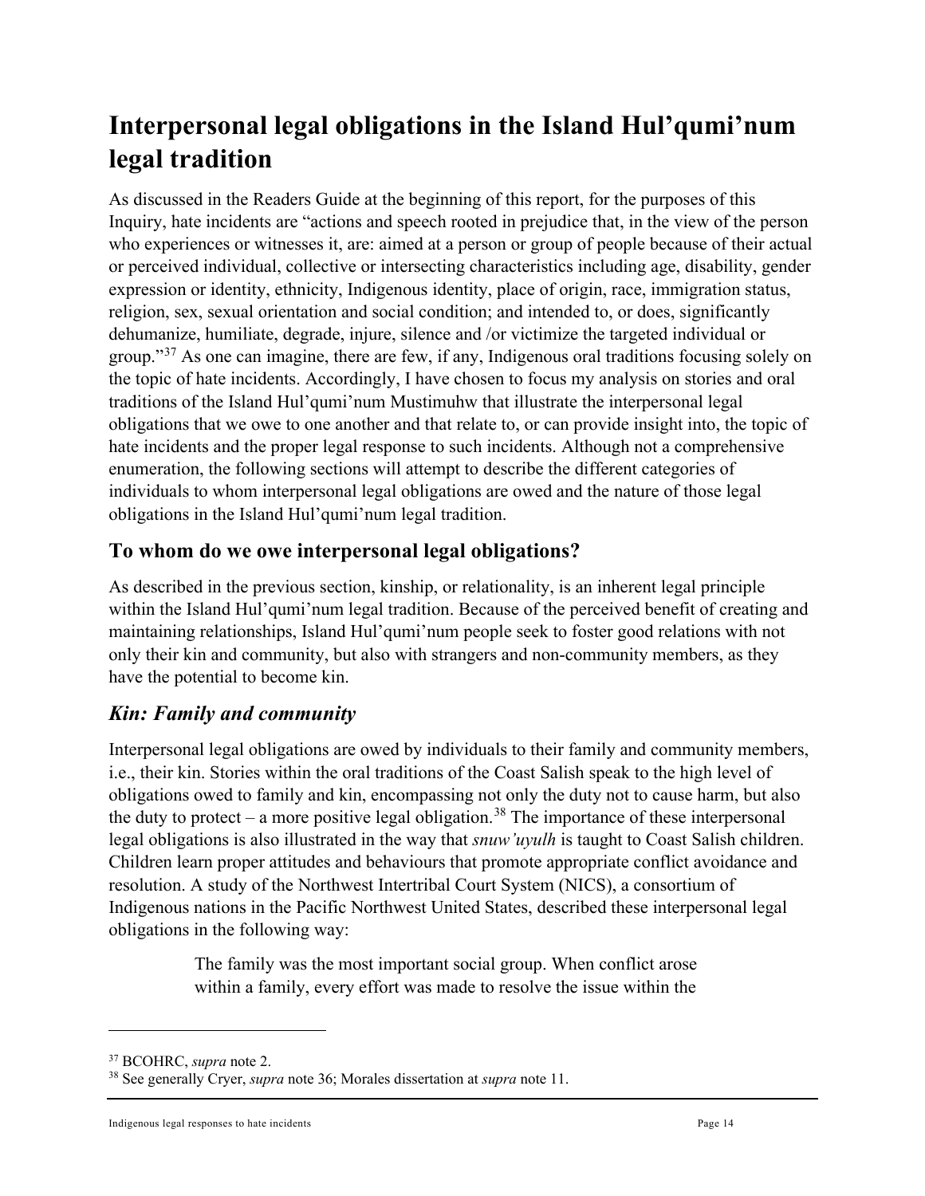# Interpersonal legal obligations in the Island Hul'qumi'num legal tradition

As discussed in the Readers Guide at the beginning of this report, for the purposes of this Inquiry, hate incidents are "actions and speech rooted in prejudice that, in the view of the person who experiences or witnesses it, are: aimed at a person or group of people because of their actual or perceived individual, collective or intersecting characteristics including age, disability, gender expression or identity, ethnicity, Indigenous identity, place of origin, race, immigration status, religion, sex, sexual orientation and social condition; and intended to, or does, significantly dehumanize, humiliate, degrade, injure, silence and /or victimize the targeted individual or group."[37] As one can imagine, there are few, if any, Indigenous oral traditions focusing solely on the topic of hate incidents. Accordingly, I have chosen to focus my analysis on stories and oral traditions of the Island Hul'qumi'num Mustimuhw that illustrate the interpersonal legal obligations that we owe to one another and that relate to, or can provide insight into, the topic of hate incidents and the proper legal response to such incidents. Although not a comprehensive enumeration, the following sections will attempt to describe the different categories of individuals to whom interpersonal legal obligations are owed and the nature of those legal obligations in the Island Hul'qumi'num legal tradition.

## To whom do we owe interpersonal legal obligations?

As described in the previous section, kinship, or relationality, is an inherent legal principle within the Island Hul'qumi'num legal tradition. Because of the perceived benefit of creating and maintaining relationships, Island Hul'qumi'num people seek to foster good relations with not only their kin and community, but also with strangers and non-community members, as they have the potential to become kin.

### *Kin: Family and community*

Interpersonal legal obligations are owed by individuals to their family and community members, i.e., their kin. Stories within the oral traditions of the Coast Salish speak to the high level of obligations owed to family and kin, encompassing not only the duty not to cause harm, but also the duty to protect – a more positive legal obligation.[38] The importance of these interpersonal legal obligations is also illustrated in the way that *snuw'uyulh* is taught to Coast Salish children. Children learn proper attitudes and behaviours that promote appropriate conflict avoidance and resolution. A study of the Northwest Intertribal Court System (NICS), a consortium of Indigenous nations in the Pacific Northwest United States, described these interpersonal legal obligations in the following way:

> The family was the most important social group. When conflict arose within a family, every effort was made to resolve the issue within the

---

[37] BCOHRC, *supra* note 2.

[38] See generally Cryer, *supra* note 36; Morales dissertation at *supra* note 11.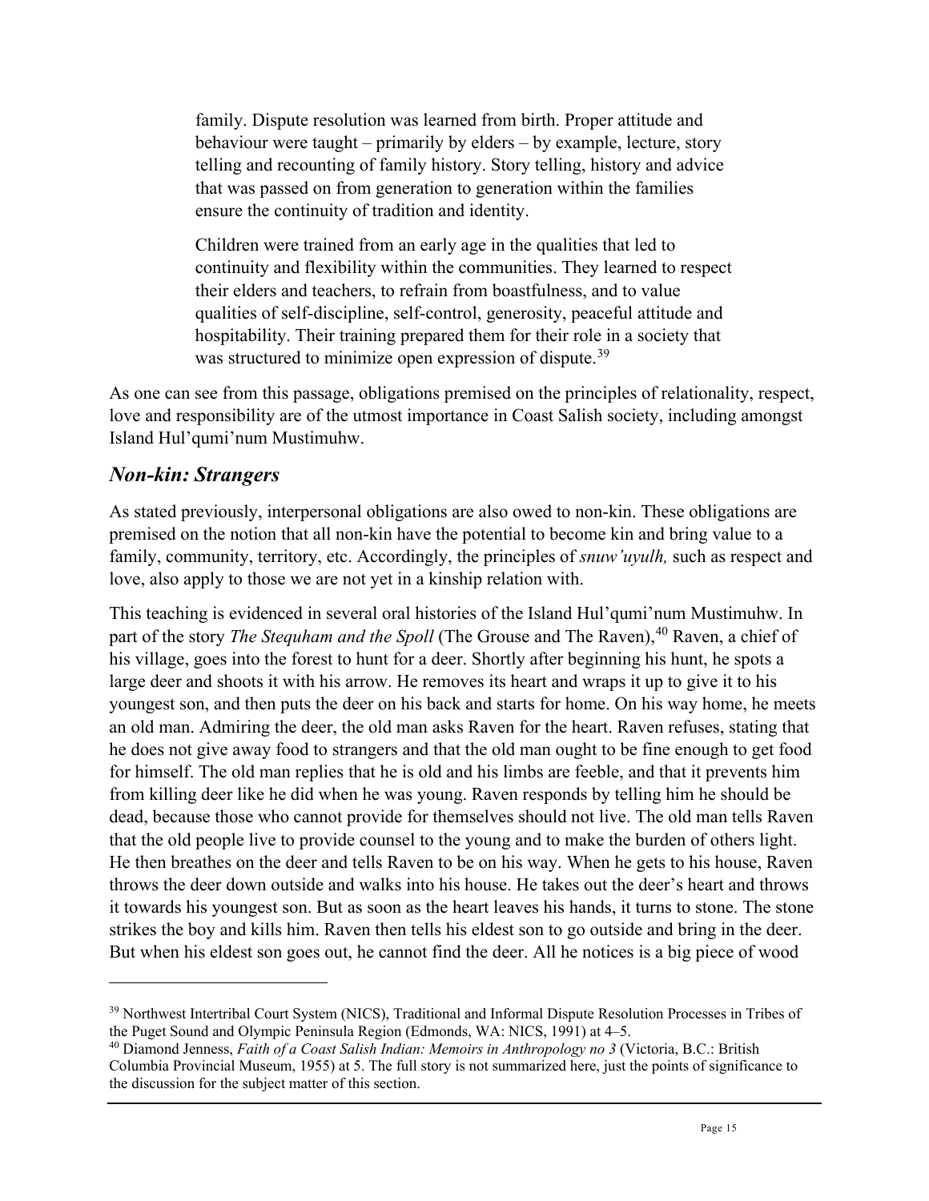> family. Dispute resolution was learned from birth. Proper attitude and behaviour were taught – primarily by elders – by example, lecture, story telling and recounting of family history. Story telling, history and advice that was passed on from generation to generation within the families ensure the continuity of tradition and identity.
>
> Children were trained from an early age in the qualities that led to continuity and flexibility within the communities. They learned to respect their elders and teachers, to refrain from boastfulness, and to value qualities of self-discipline, self-control, generosity, peaceful attitude and hospitability. Their training prepared them for their role in a society that was structured to minimize open expression of dispute.[39]

As one can see from this passage, obligations premised on the principles of relationality, respect, love and responsibility are of the utmost importance in Coast Salish society, including amongst Island Hul'qumi'num Mustimuhw.

## *Non-kin: Strangers*

As stated previously, interpersonal obligations are also owed to non-kin. These obligations are premised on the notion that all non-kin have the potential to become kin and bring value to a family, community, territory, etc. Accordingly, the principles of *snuw'uyulh,* such as respect and love, also apply to those we are not yet in a kinship relation with.

This teaching is evidenced in several oral histories of the Island Hul'qumi'num Mustimuhw. In part of the story *The Stequham and the Spoll* (The Grouse and The Raven),[40] Raven, a chief of his village, goes into the forest to hunt for a deer. Shortly after beginning his hunt, he spots a large deer and shoots it with his arrow. He removes its heart and wraps it up to give it to his youngest son, and then puts the deer on his back and starts for home. On his way home, he meets an old man. Admiring the deer, the old man asks Raven for the heart. Raven refuses, stating that he does not give away food to strangers and that the old man ought to be fine enough to get food for himself. The old man replies that he is old and his limbs are feeble, and that it prevents him from killing deer like he did when he was young. Raven responds by telling him he should be dead, because those who cannot provide for themselves should not live. The old man tells Raven that the old people live to provide counsel to the young and to make the burden of others light. He then breathes on the deer and tells Raven to be on his way. When he gets to his house, Raven throws the deer down outside and walks into his house. He takes out the deer's heart and throws it towards his youngest son. But as soon as the heart leaves his hands, it turns to stone. The stone strikes the boy and kills him. Raven then tells his eldest son to go outside and bring in the deer. But when his eldest son goes out, he cannot find the deer. All he notices is a big piece of wood

---

[39] Northwest Intertribal Court System (NICS), Traditional and Informal Dispute Resolution Processes in Tribes of the Puget Sound and Olympic Peninsula Region (Edmonds, WA: NICS, 1991) at 4–5.

[40] Diamond Jenness, *Faith of a Coast Salish Indian: Memoirs in Anthropology no 3* (Victoria, B.C.: British Columbia Provincial Museum, 1955) at 5. The full story is not summarized here, just the points of significance to the discussion for the subject matter of this section.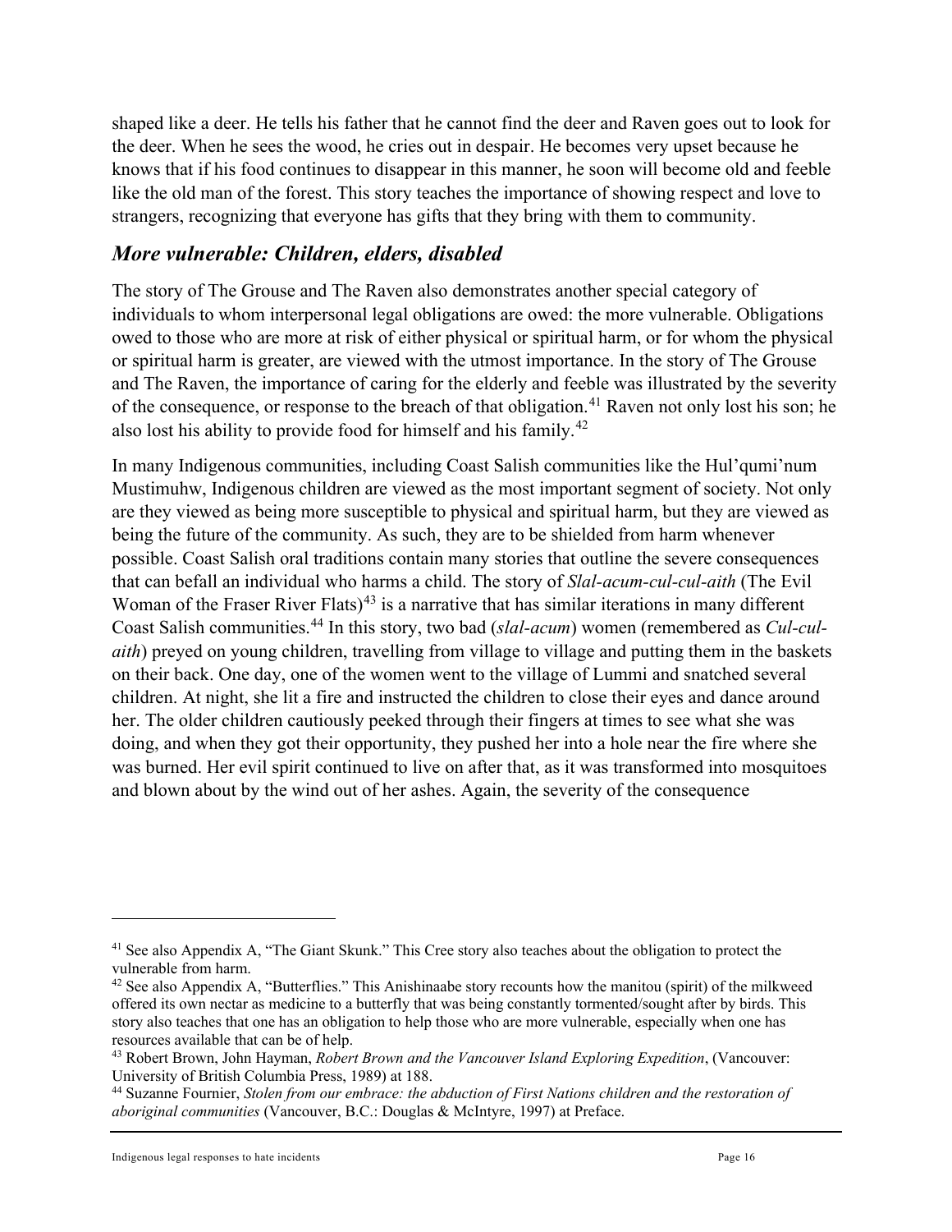shaped like a deer. He tells his father that he cannot find the deer and Raven goes out to look for the deer. When he sees the wood, he cries out in despair. He becomes very upset because he knows that if his food continues to disappear in this manner, he soon will become old and feeble like the old man of the forest. This story teaches the importance of showing respect and love to strangers, recognizing that everyone has gifts that they bring with them to community.

### *More vulnerable: Children, elders, disabled*

The story of The Grouse and The Raven also demonstrates another special category of individuals to whom interpersonal legal obligations are owed: the more vulnerable. Obligations owed to those who are more at risk of either physical or spiritual harm, or for whom the physical or spiritual harm is greater, are viewed with the utmost importance. In the story of The Grouse and The Raven, the importance of caring for the elderly and feeble was illustrated by the severity of the consequence, or response to the breach of that obligation.[41] Raven not only lost his son; he also lost his ability to provide food for himself and his family.[42]

In many Indigenous communities, including Coast Salish communities like the Hul'qumi'num Mustimuhw, Indigenous children are viewed as the most important segment of society. Not only are they viewed as being more susceptible to physical and spiritual harm, but they are viewed as being the future of the community. As such, they are to be shielded from harm whenever possible. Coast Salish oral traditions contain many stories that outline the severe consequences that can befall an individual who harms a child. The story of *Slal-acum-cul-cul-aith* (The Evil Woman of the Fraser River Flats)[43] is a narrative that has similar iterations in many different Coast Salish communities.[44] In this story, two bad (*slal-acum*) women (remembered as *Cul-cul-aith*) preyed on young children, travelling from village to village and putting them in the baskets on their back. One day, one of the women went to the village of Lummi and snatched several children. At night, she lit a fire and instructed the children to close their eyes and dance around her. The older children cautiously peeked through their fingers at times to see what she was doing, and when they got their opportunity, they pushed her into a hole near the fire where she was burned. Her evil spirit continued to live on after that, as it was transformed into mosquitoes and blown about by the wind out of her ashes. Again, the severity of the consequence

---

[41] See also Appendix A, "The Giant Skunk." This Cree story also teaches about the obligation to protect the vulnerable from harm.

[42] See also Appendix A, "Butterflies." This Anishinaabe story recounts how the manitou (spirit) of the milkweed offered its own nectar as medicine to a butterfly that was being constantly tormented/sought after by birds. This story also teaches that one has an obligation to help those who are more vulnerable, especially when one has resources available that can be of help.

[43] Robert Brown, John Hayman, *Robert Brown and the Vancouver Island Exploring Expedition*, (Vancouver: University of British Columbia Press, 1989) at 188.

[44] Suzanne Fournier, *Stolen from our embrace: the abduction of First Nations children and the restoration of aboriginal communities* (Vancouver, B.C.: Douglas & McIntyre, 1997) at Preface.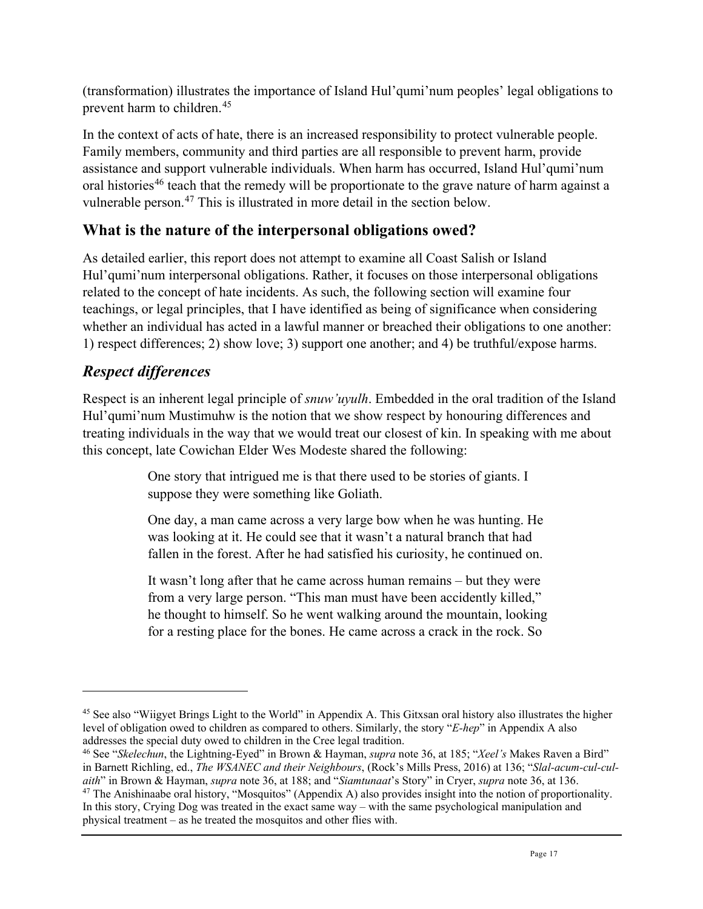(transformation) illustrates the importance of Island Hul'qumi'num peoples' legal obligations to prevent harm to children.[45]

In the context of acts of hate, there is an increased responsibility to protect vulnerable people. Family members, community and third parties are all responsible to prevent harm, provide assistance and support vulnerable individuals. When harm has occurred, Island Hul'qumi'num oral histories[46] teach that the remedy will be proportionate to the grave nature of harm against a vulnerable person.[47] This is illustrated in more detail in the section below.

## What is the nature of the interpersonal obligations owed?

As detailed earlier, this report does not attempt to examine all Coast Salish or Island Hul'qumi'num interpersonal obligations. Rather, it focuses on those interpersonal obligations related to the concept of hate incidents. As such, the following section will examine four teachings, or legal principles, that I have identified as being of significance when considering whether an individual has acted in a lawful manner or breached their obligations to one another: 1) respect differences; 2) show love; 3) support one another; and 4) be truthful/expose harms.

### *Respect differences*

Respect is an inherent legal principle of *snuw'uyulh*. Embedded in the oral tradition of the Island Hul'qumi'num Mustimuhw is the notion that we show respect by honouring differences and treating individuals in the way that we would treat our closest of kin. In speaking with me about this concept, late Cowichan Elder Wes Modeste shared the following:

> One story that intrigued me is that there used to be stories of giants. I suppose they were something like Goliath.
>
> One day, a man came across a very large bow when he was hunting. He was looking at it. He could see that it wasn't a natural branch that had fallen in the forest. After he had satisfied his curiosity, he continued on.
>
> It wasn't long after that he came across human remains – but they were from a very large person. "This man must have been accidently killed," he thought to himself. So he went walking around the mountain, looking for a resting place for the bones. He came across a crack in the rock. So

---

[45] See also "Wiigyet Brings Light to the World" in Appendix A. This Gitxsan oral history also illustrates the higher level of obligation owed to children as compared to others. Similarly, the story "*E-hep*" in Appendix A also addresses the special duty owed to children in the Cree legal tradition.

[46] See "*Skelechun*, the Lightning-Eyed" in Brown & Hayman, *supra* note 36, at 185; "*Xeel's* Makes Raven a Bird" in Barnett Richling, ed., *The WSANEC and their Neighbours*, (Rock's Mills Press, 2016) at 136; "*Slal-acum-cul-cul-aith*" in Brown & Hayman, *supra* note 36, at 188; and "*Siamtunaat*'s Story" in Cryer, *supra* note 36, at 136.

[47] The Anishinaabe oral history, "Mosquitos" (Appendix A) also provides insight into the notion of proportionality. In this story, Crying Dog was treated in the exact same way – with the same psychological manipulation and physical treatment – as he treated the mosquitos and other flies with.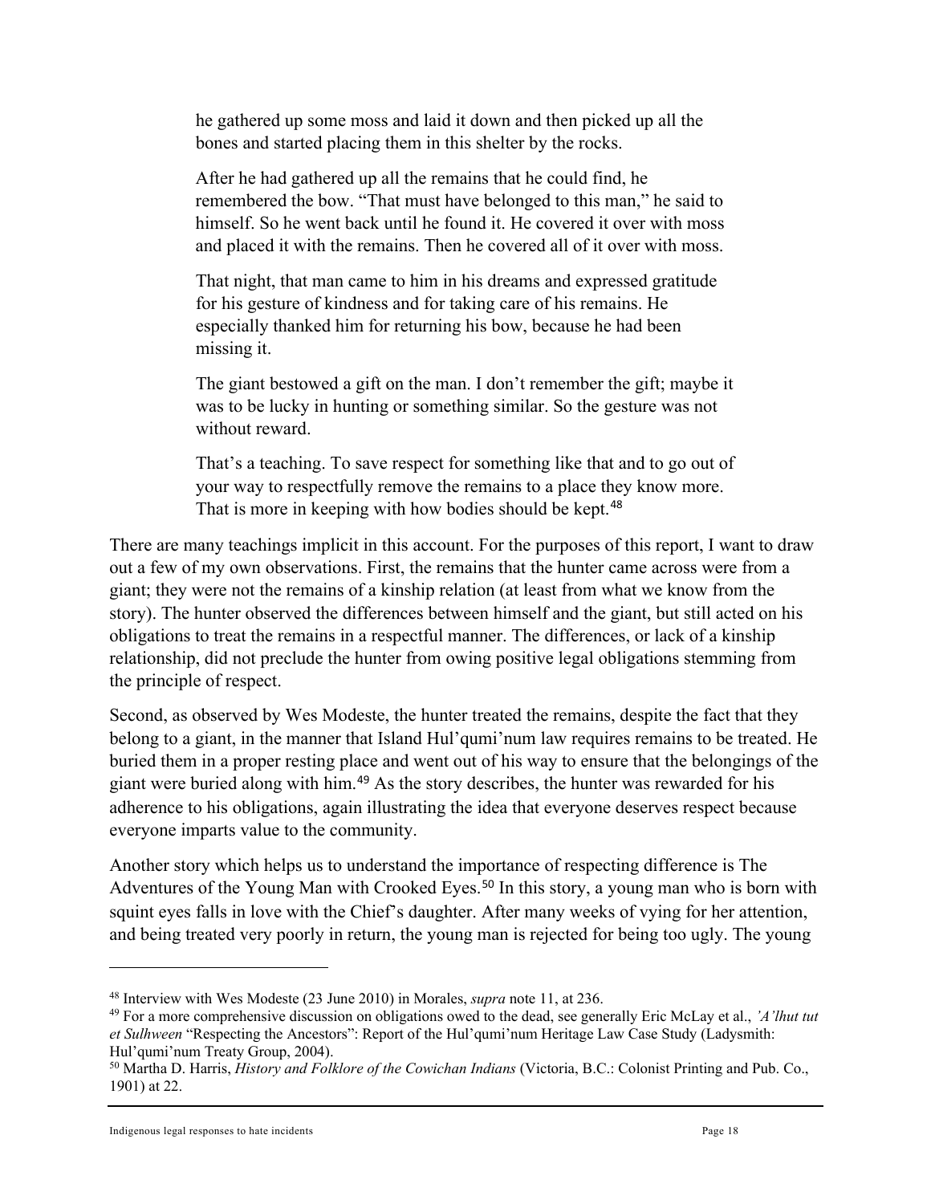> he gathered up some moss and laid it down and then picked up all the bones and started placing them in this shelter by the rocks.
>
> After he had gathered up all the remains that he could find, he remembered the bow. "That must have belonged to this man," he said to himself. So he went back until he found it. He covered it over with moss and placed it with the remains. Then he covered all of it over with moss.
>
> That night, that man came to him in his dreams and expressed gratitude for his gesture of kindness and for taking care of his remains. He especially thanked him for returning his bow, because he had been missing it.
>
> The giant bestowed a gift on the man. I don't remember the gift; maybe it was to be lucky in hunting or something similar. So the gesture was not without reward.
>
> That's a teaching. To save respect for something like that and to go out of your way to respectfully remove the remains to a place they know more. That is more in keeping with how bodies should be kept.[48]

There are many teachings implicit in this account. For the purposes of this report, I want to draw out a few of my own observations. First, the remains that the hunter came across were from a giant; they were not the remains of a kinship relation (at least from what we know from the story). The hunter observed the differences between himself and the giant, but still acted on his obligations to treat the remains in a respectful manner. The differences, or lack of a kinship relationship, did not preclude the hunter from owing positive legal obligations stemming from the principle of respect.

Second, as observed by Wes Modeste, the hunter treated the remains, despite the fact that they belong to a giant, in the manner that Island Hul'qumi'num law requires remains to be treated. He buried them in a proper resting place and went out of his way to ensure that the belongings of the giant were buried along with him.[49] As the story describes, the hunter was rewarded for his adherence to his obligations, again illustrating the idea that everyone deserves respect because everyone imparts value to the community.

Another story which helps us to understand the importance of respecting difference is The Adventures of the Young Man with Crooked Eyes.[50] In this story, a young man who is born with squint eyes falls in love with the Chief's daughter. After many weeks of vying for her attention, and being treated very poorly in return, the young man is rejected for being too ugly. The young

---

[48] Interview with Wes Modeste (23 June 2010) in Morales, *supra* note 11, at 236.

[49] For a more comprehensive discussion on obligations owed to the dead, see generally Eric McLay et al., *'A'lhut tut et Sulhween* "Respecting the Ancestors": Report of the Hul'qumi'num Heritage Law Case Study (Ladysmith: Hul'qumi'num Treaty Group, 2004).

[50] Martha D. Harris, *History and Folklore of the Cowichan Indians* (Victoria, B.C.: Colonist Printing and Pub. Co., 1901) at 22.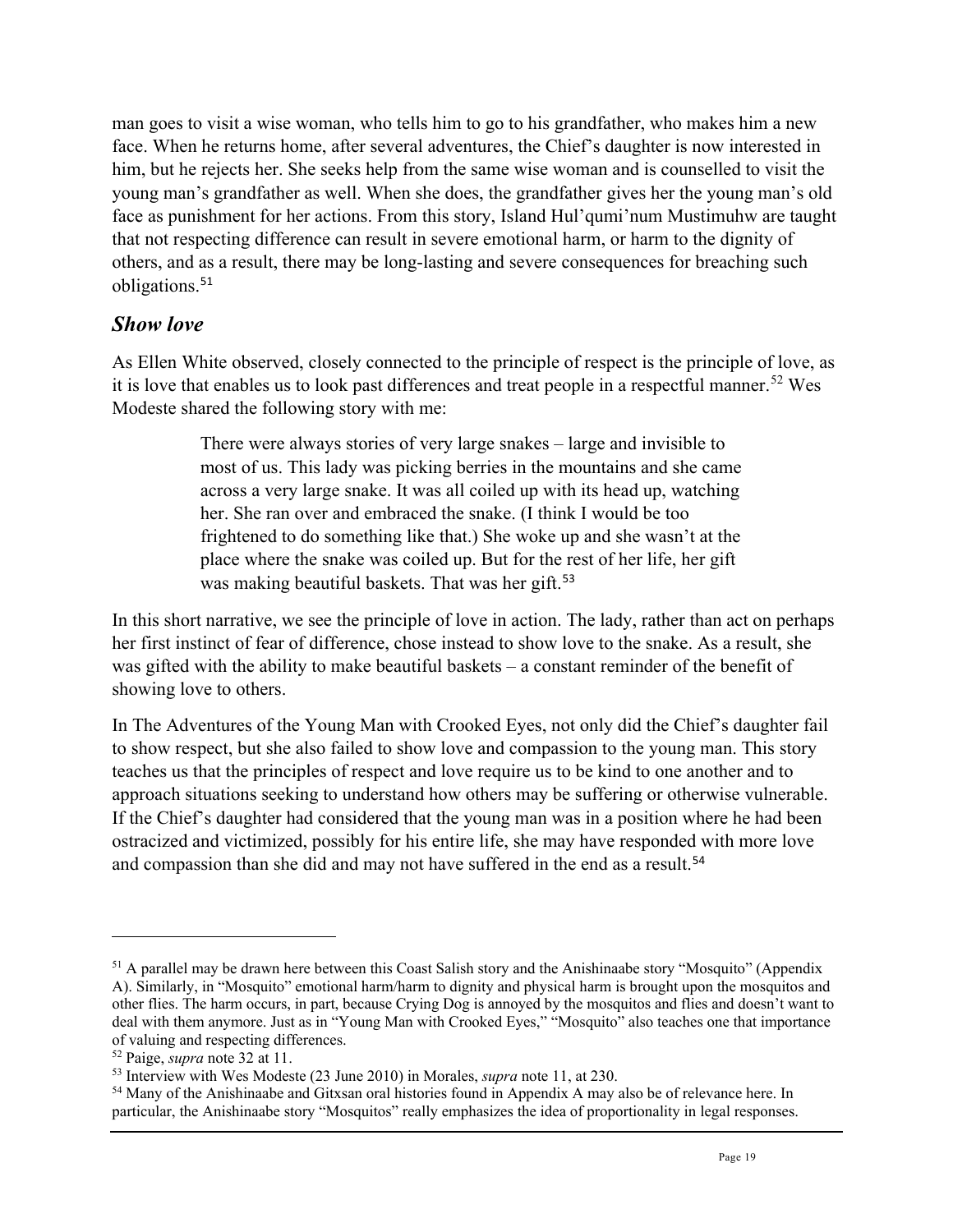man goes to visit a wise woman, who tells him to go to his grandfather, who makes him a new face. When he returns home, after several adventures, the Chief's daughter is now interested in him, but he rejects her. She seeks help from the same wise woman and is counselled to visit the young man's grandfather as well. When she does, the grandfather gives her the young man's old face as punishment for her actions. From this story, Island Hul'qumi'num Mustimuhw are taught that not respecting difference can result in severe emotional harm, or harm to the dignity of others, and as a result, there may be long-lasting and severe consequences for breaching such obligations.[51]

### *Show love*

As Ellen White observed, closely connected to the principle of respect is the principle of love, as it is love that enables us to look past differences and treat people in a respectful manner.[52] Wes Modeste shared the following story with me:

> There were always stories of very large snakes – large and invisible to most of us. This lady was picking berries in the mountains and she came across a very large snake. It was all coiled up with its head up, watching her. She ran over and embraced the snake. (I think I would be too frightened to do something like that.) She woke up and she wasn't at the place where the snake was coiled up. But for the rest of her life, her gift was making beautiful baskets. That was her gift.[53]

In this short narrative, we see the principle of love in action. The lady, rather than act on perhaps her first instinct of fear of difference, chose instead to show love to the snake. As a result, she was gifted with the ability to make beautiful baskets – a constant reminder of the benefit of showing love to others.

In The Adventures of the Young Man with Crooked Eyes, not only did the Chief's daughter fail to show respect, but she also failed to show love and compassion to the young man. This story teaches us that the principles of respect and love require us to be kind to one another and to approach situations seeking to understand how others may be suffering or otherwise vulnerable. If the Chief's daughter had considered that the young man was in a position where he had been ostracized and victimized, possibly for his entire life, she may have responded with more love and compassion than she did and may not have suffered in the end as a result.[54]

---

[51] A parallel may be drawn here between this Coast Salish story and the Anishinaabe story "Mosquito" (Appendix A). Similarly, in "Mosquito" emotional harm/harm to dignity and physical harm is brought upon the mosquitos and other flies. The harm occurs, in part, because Crying Dog is annoyed by the mosquitos and flies and doesn't want to deal with them anymore. Just as in "Young Man with Crooked Eyes," "Mosquito" also teaches one that importance of valuing and respecting differences.

[52] Paige, *supra* note 32 at 11.

[53] Interview with Wes Modeste (23 June 2010) in Morales, *supra* note 11, at 230.

[54] Many of the Anishinaabe and Gitxsan oral histories found in Appendix A may also be of relevance here. In particular, the Anishinaabe story "Mosquitos" really emphasizes the idea of proportionality in legal responses.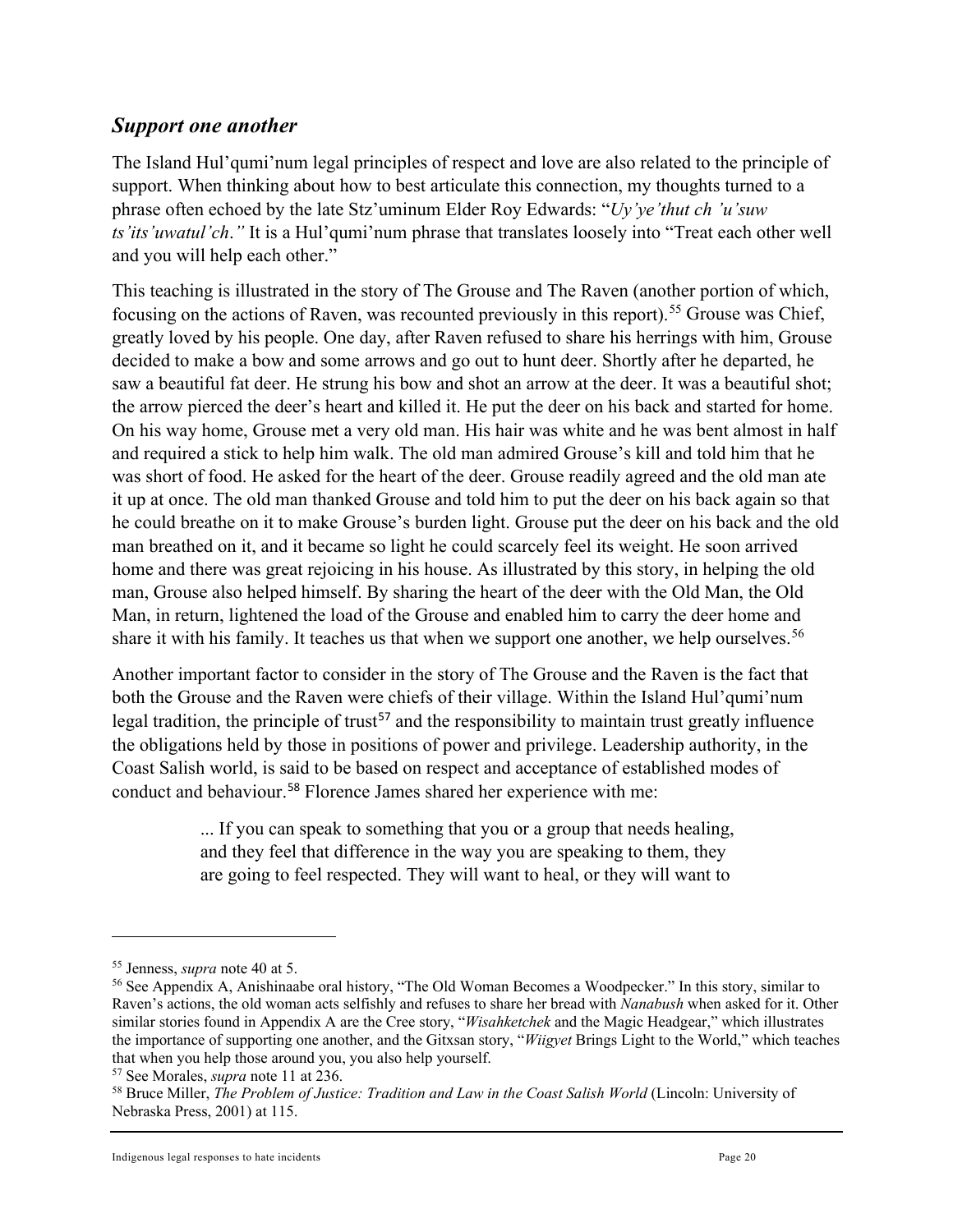## *Support one another*

The Island Hul'qumi'num legal principles of respect and love are also related to the principle of support. When thinking about how to best articulate this connection, my thoughts turned to a phrase often echoed by the late Stz'uminum Elder Roy Edwards: "*Uy'ye'thut ch 'u'suw ts'its'uwatul'ch*." It is a Hul'qumi'num phrase that translates loosely into "Treat each other well and you will help each other."

This teaching is illustrated in the story of The Grouse and The Raven (another portion of which, focusing on the actions of Raven, was recounted previously in this report).[55] Grouse was Chief, greatly loved by his people. One day, after Raven refused to share his herrings with him, Grouse decided to make a bow and some arrows and go out to hunt deer. Shortly after he departed, he saw a beautiful fat deer. He strung his bow and shot an arrow at the deer. It was a beautiful shot; the arrow pierced the deer's heart and killed it. He put the deer on his back and started for home. On his way home, Grouse met a very old man. His hair was white and he was bent almost in half and required a stick to help him walk. The old man admired Grouse's kill and told him that he was short of food. He asked for the heart of the deer. Grouse readily agreed and the old man ate it up at once. The old man thanked Grouse and told him to put the deer on his back again so that he could breathe on it to make Grouse's burden light. Grouse put the deer on his back and the old man breathed on it, and it became so light he could scarcely feel its weight. He soon arrived home and there was great rejoicing in his house. As illustrated by this story, in helping the old man, Grouse also helped himself. By sharing the heart of the deer with the Old Man, the Old Man, in return, lightened the load of the Grouse and enabled him to carry the deer home and share it with his family. It teaches us that when we support one another, we help ourselves.[56]

Another important factor to consider in the story of The Grouse and the Raven is the fact that both the Grouse and the Raven were chiefs of their village. Within the Island Hul'qumi'num legal tradition, the principle of trust[57] and the responsibility to maintain trust greatly influence the obligations held by those in positions of power and privilege. Leadership authority, in the Coast Salish world, is said to be based on respect and acceptance of established modes of conduct and behaviour.[58] Florence James shared her experience with me:

> ... If you can speak to something that you or a group that needs healing, and they feel that difference in the way you are speaking to them, they are going to feel respected. They will want to heal, or they will want to

---

[55] Jenness, *supra* note 40 at 5.

[56] See Appendix A, Anishinaabe oral history, "The Old Woman Becomes a Woodpecker." In this story, similar to Raven's actions, the old woman acts selfishly and refuses to share her bread with *Nanabush* when asked for it. Other similar stories found in Appendix A are the Cree story, "*Wisahketchek* and the Magic Headgear," which illustrates the importance of supporting one another, and the Gitxsan story, "*Wiigyet* Brings Light to the World," which teaches that when you help those around you, you also help yourself.

[57] See Morales, *supra* note 11 at 236.

[58] Bruce Miller, *The Problem of Justice: Tradition and Law in the Coast Salish World* (Lincoln: University of Nebraska Press, 2001) at 115.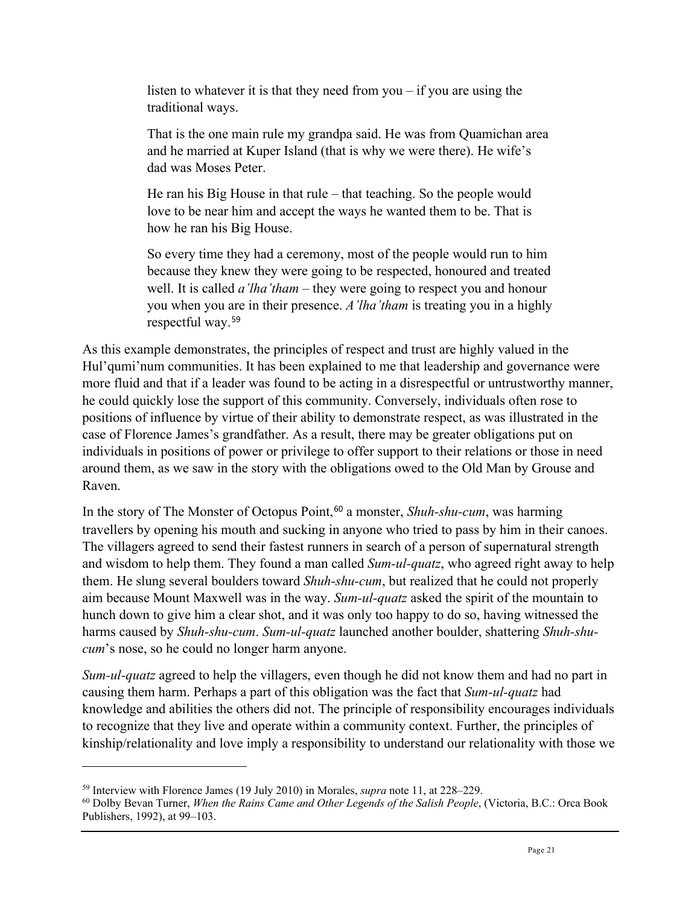> listen to whatever it is that they need from you – if you are using the traditional ways.
>
> That is the one main rule my grandpa said. He was from Quamichan area and he married at Kuper Island (that is why we were there). He wife's dad was Moses Peter.
>
> He ran his Big House in that rule – that teaching. So the people would love to be near him and accept the ways he wanted them to be. That is how he ran his Big House.
>
> So every time they had a ceremony, most of the people would run to him because they knew they were going to be respected, honoured and treated well. It is called *a'lha'tham* – they were going to respect you and honour you when you are in their presence. *A'lha'tham* is treating you in a highly respectful way.[59]

As this example demonstrates, the principles of respect and trust are highly valued in the Hul'qumi'num communities. It has been explained to me that leadership and governance were more fluid and that if a leader was found to be acting in a disrespectful or untrustworthy manner, he could quickly lose the support of this community. Conversely, individuals often rose to positions of influence by virtue of their ability to demonstrate respect, as was illustrated in the case of Florence James's grandfather. As a result, there may be greater obligations put on individuals in positions of power or privilege to offer support to their relations or those in need around them, as we saw in the story with the obligations owed to the Old Man by Grouse and Raven.

In the story of The Monster of Octopus Point,[60] a monster, *Shuh-shu-cum*, was harming travellers by opening his mouth and sucking in anyone who tried to pass by him in their canoes. The villagers agreed to send their fastest runners in search of a person of supernatural strength and wisdom to help them. They found a man called *Sum-ul-quatz*, who agreed right away to help them. He slung several boulders toward *Shuh-shu-cum*, but realized that he could not properly aim because Mount Maxwell was in the way. *Sum-ul-quatz* asked the spirit of the mountain to hunch down to give him a clear shot, and it was only too happy to do so, having witnessed the harms caused by *Shuh-shu-cum*. *Sum-ul-quatz* launched another boulder, shattering *Shuh-shu-cum*'s nose, so he could no longer harm anyone.

*Sum-ul-quatz* agreed to help the villagers, even though he did not know them and had no part in causing them harm. Perhaps a part of this obligation was the fact that *Sum-ul-quatz* had knowledge and abilities the others did not. The principle of responsibility encourages individuals to recognize that they live and operate within a community context. Further, the principles of kinship/relationality and love imply a responsibility to understand our relationality with those we

---

[59] Interview with Florence James (19 July 2010) in Morales, *supra* note 11, at 228–229.

[60] Dolby Bevan Turner, *When the Rains Came and Other Legends of the Salish People*, (Victoria, B.C.: Orca Book Publishers, 1992), at 99–103.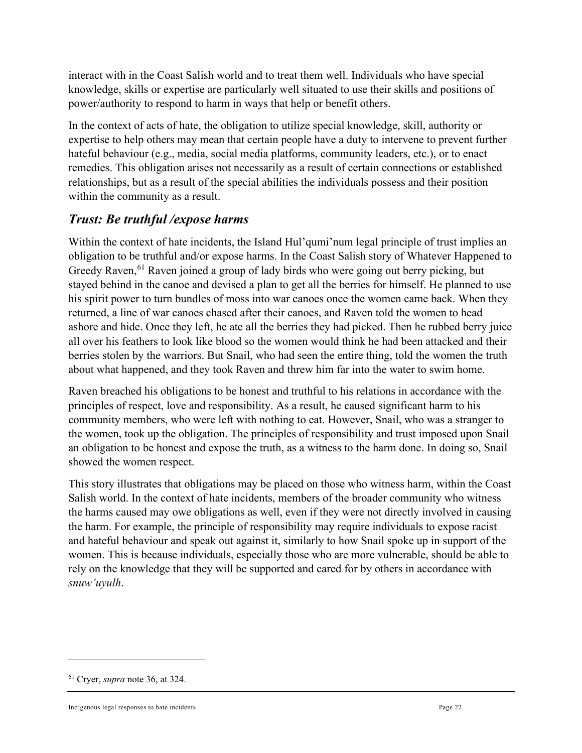interact with in the Coast Salish world and to treat them well. Individuals who have special knowledge, skills or expertise are particularly well situated to use their skills and positions of power/authority to respond to harm in ways that help or benefit others.

In the context of acts of hate, the obligation to utilize special knowledge, skill, authority or expertise to help others may mean that certain people have a duty to intervene to prevent further hateful behaviour (e.g., media, social media platforms, community leaders, etc.), or to enact remedies. This obligation arises not necessarily as a result of certain connections or established relationships, but as a result of the special abilities the individuals possess and their position within the community as a result.

## *Trust: Be truthful /expose harms*

Within the context of hate incidents, the Island Hul'qumi'num legal principle of trust implies an obligation to be truthful and/or expose harms. In the Coast Salish story of Whatever Happened to Greedy Raven,[61] Raven joined a group of lady birds who were going out berry picking, but stayed behind in the canoe and devised a plan to get all the berries for himself. He planned to use his spirit power to turn bundles of moss into war canoes once the women came back. When they returned, a line of war canoes chased after their canoes, and Raven told the women to head ashore and hide. Once they left, he ate all the berries they had picked. Then he rubbed berry juice all over his feathers to look like blood so the women would think he had been attacked and their berries stolen by the warriors. But Snail, who had seen the entire thing, told the women the truth about what happened, and they took Raven and threw him far into the water to swim home.

Raven breached his obligations to be honest and truthful to his relations in accordance with the principles of respect, love and responsibility. As a result, he caused significant harm to his community members, who were left with nothing to eat. However, Snail, who was a stranger to the women, took up the obligation. The principles of responsibility and trust imposed upon Snail an obligation to be honest and expose the truth, as a witness to the harm done. In doing so, Snail showed the women respect.

This story illustrates that obligations may be placed on those who witness harm, within the Coast Salish world. In the context of hate incidents, members of the broader community who witness the harms caused may owe obligations as well, even if they were not directly involved in causing the harm. For example, the principle of responsibility may require individuals to expose racist and hateful behaviour and speak out against it, similarly to how Snail spoke up in support of the women. This is because individuals, especially those who are more vulnerable, should be able to rely on the knowledge that they will be supported and cared for by others in accordance with *snuw'uyulh*.

---

[61] Cryer, *supra* note 36, at 324.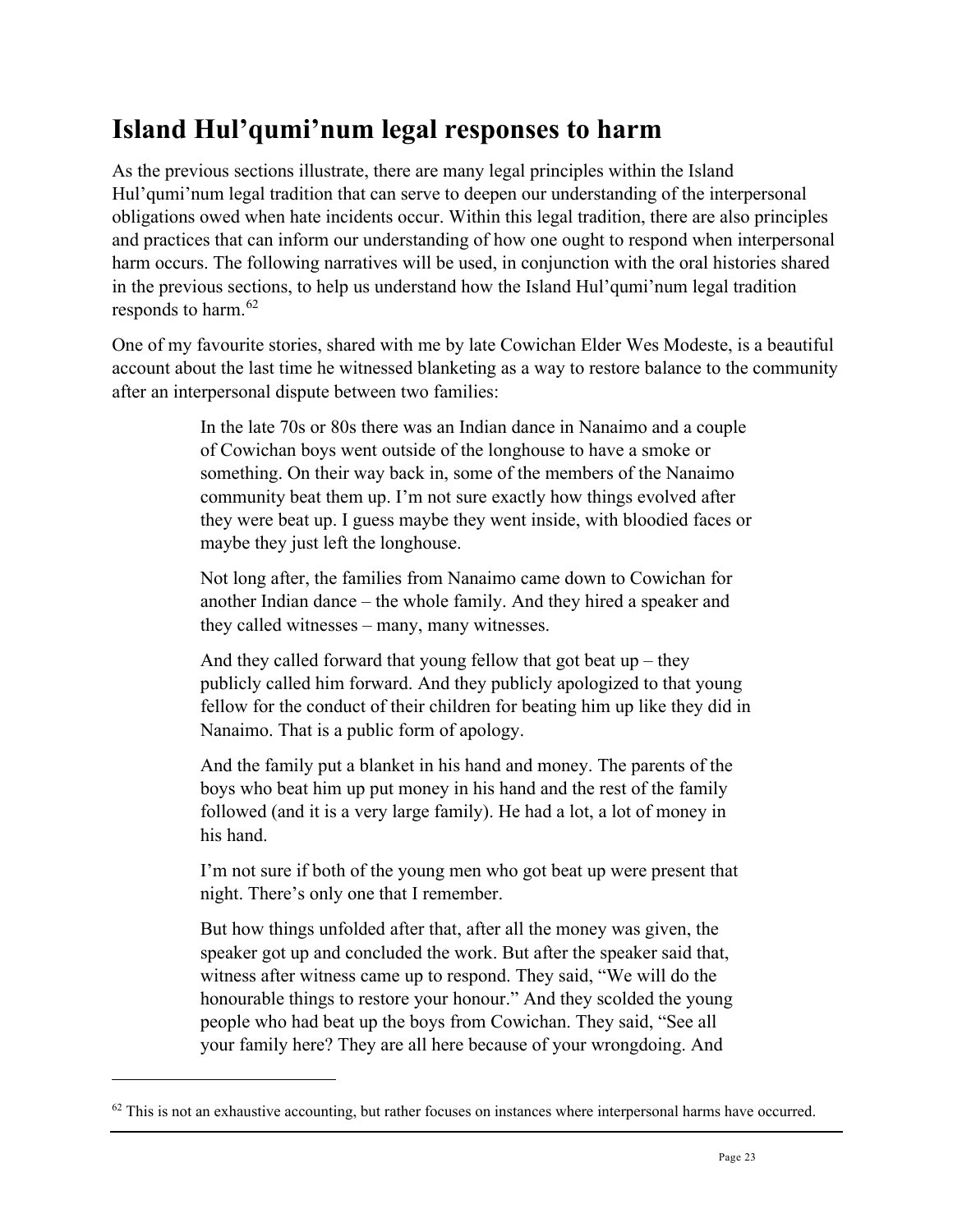## Island Hul'qumi'num legal responses to harm

As the previous sections illustrate, there are many legal principles within the Island Hul'qumi'num legal tradition that can serve to deepen our understanding of the interpersonal obligations owed when hate incidents occur. Within this legal tradition, there are also principles and practices that can inform our understanding of how one ought to respond when interpersonal harm occurs. The following narratives will be used, in conjunction with the oral histories shared in the previous sections, to help us understand how the Island Hul'qumi'num legal tradition responds to harm.[62]

One of my favourite stories, shared with me by late Cowichan Elder Wes Modeste, is a beautiful account about the last time he witnessed blanketing as a way to restore balance to the community after an interpersonal dispute between two families:

> In the late 70s or 80s there was an Indian dance in Nanaimo and a couple of Cowichan boys went outside of the longhouse to have a smoke or something. On their way back in, some of the members of the Nanaimo community beat them up. I'm not sure exactly how things evolved after they were beat up. I guess maybe they went inside, with bloodied faces or maybe they just left the longhouse.
>
> Not long after, the families from Nanaimo came down to Cowichan for another Indian dance – the whole family. And they hired a speaker and they called witnesses – many, many witnesses.
>
> And they called forward that young fellow that got beat up – they publicly called him forward. And they publicly apologized to that young fellow for the conduct of their children for beating him up like they did in Nanaimo. That is a public form of apology.
>
> And the family put a blanket in his hand and money. The parents of the boys who beat him up put money in his hand and the rest of the family followed (and it is a very large family). He had a lot, a lot of money in his hand.
>
> I'm not sure if both of the young men who got beat up were present that night. There's only one that I remember.
>
> But how things unfolded after that, after all the money was given, the speaker got up and concluded the work. But after the speaker said that, witness after witness came up to respond. They said, "We will do the honourable things to restore your honour." And they scolded the young people who had beat up the boys from Cowichan. They said, "See all your family here? They are all here because of your wrongdoing. And

[62] This is not an exhaustive accounting, but rather focuses on instances where interpersonal harms have occurred.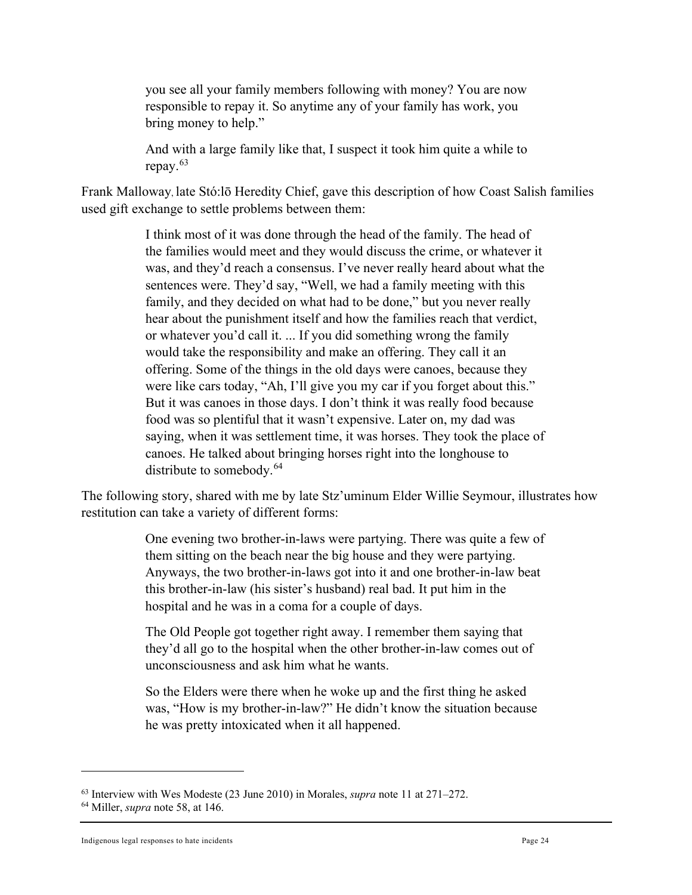> you see all your family members following with money? You are now responsible to repay it. So anytime any of your family has work, you bring money to help."
>
> And with a large family like that, I suspect it took him quite a while to repay.[63]

Frank Malloway, late Stó:lō Heredity Chief, gave this description of how Coast Salish families used gift exchange to settle problems between them:

> I think most of it was done through the head of the family. The head of the families would meet and they would discuss the crime, or whatever it was, and they'd reach a consensus. I've never really heard about what the sentences were. They'd say, "Well, we had a family meeting with this family, and they decided on what had to be done," but you never really hear about the punishment itself and how the families reach that verdict, or whatever you'd call it. ... If you did something wrong the family would take the responsibility and make an offering. They call it an offering. Some of the things in the old days were canoes, because they were like cars today, "Ah, I'll give you my car if you forget about this." But it was canoes in those days. I don't think it was really food because food was so plentiful that it wasn't expensive. Later on, my dad was saying, when it was settlement time, it was horses. They took the place of canoes. He talked about bringing horses right into the longhouse to distribute to somebody.[64]

The following story, shared with me by late Stz'uminum Elder Willie Seymour, illustrates how restitution can take a variety of different forms:

> One evening two brother-in-laws were partying. There was quite a few of them sitting on the beach near the big house and they were partying. Anyways, the two brother-in-laws got into it and one brother-in-law beat this brother-in-law (his sister's husband) real bad. It put him in the hospital and he was in a coma for a couple of days.
>
> The Old People got together right away. I remember them saying that they'd all go to the hospital when the other brother-in-law comes out of unconsciousness and ask him what he wants.
>
> So the Elders were there when he woke up and the first thing he asked was, "How is my brother-in-law?" He didn't know the situation because he was pretty intoxicated when it all happened.

---

[63] Interview with Wes Modeste (23 June 2010) in Morales, *supra* note 11 at 271–272.

[64] Miller, *supra* note 58, at 146.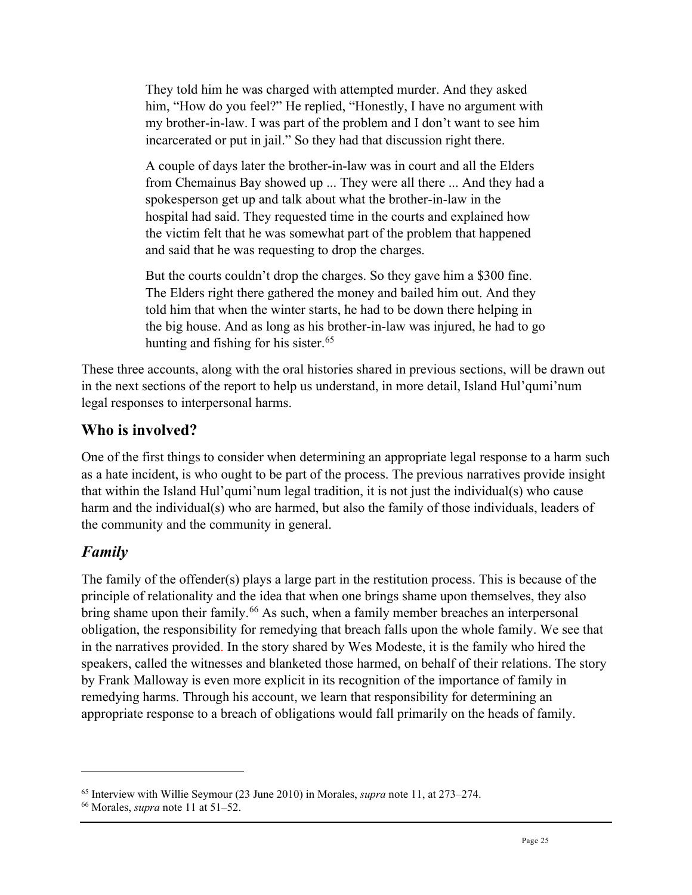> They told him he was charged with attempted murder. And they asked him, "How do you feel?" He replied, "Honestly, I have no argument with my brother-in-law. I was part of the problem and I don't want to see him incarcerated or put in jail." So they had that discussion right there.
>
> A couple of days later the brother-in-law was in court and all the Elders from Chemainus Bay showed up ... They were all there ... And they had a spokesperson get up and talk about what the brother-in-law in the hospital had said. They requested time in the courts and explained how the victim felt that he was somewhat part of the problem that happened and said that he was requesting to drop the charges.
>
> But the courts couldn't drop the charges. So they gave him a $300 fine. The Elders right there gathered the money and bailed him out. And they told him that when the winter starts, he had to be down there helping in the big house. And as long as his brother-in-law was injured, he had to go hunting and fishing for his sister.[65]

These three accounts, along with the oral histories shared in previous sections, will be drawn out in the next sections of the report to help us understand, in more detail, Island Hul'qumi'num legal responses to interpersonal harms.

## Who is involved?

One of the first things to consider when determining an appropriate legal response to a harm such as a hate incident, is who ought to be part of the process. The previous narratives provide insight that within the Island Hul'qumi'num legal tradition, it is not just the individual(s) who cause harm and the individual(s) who are harmed, but also the family of those individuals, leaders of the community and the community in general.

### *Family*

The family of the offender(s) plays a large part in the restitution process. This is because of the principle of relationality and the idea that when one brings shame upon themselves, they also bring shame upon their family.[66] As such, when a family member breaches an interpersonal obligation, the responsibility for remedying that breach falls upon the whole family. We see that in the narratives provided. In the story shared by Wes Modeste, it is the family who hired the speakers, called the witnesses and blanketed those harmed, on behalf of their relations. The story by Frank Malloway is even more explicit in its recognition of the importance of family in remedying harms. Through his account, we learn that responsibility for determining an appropriate response to a breach of obligations would fall primarily on the heads of family.

---

[65] Interview with Willie Seymour (23 June 2010) in Morales, *supra* note 11, at 273–274.

[66] Morales, *supra* note 11 at 51–52.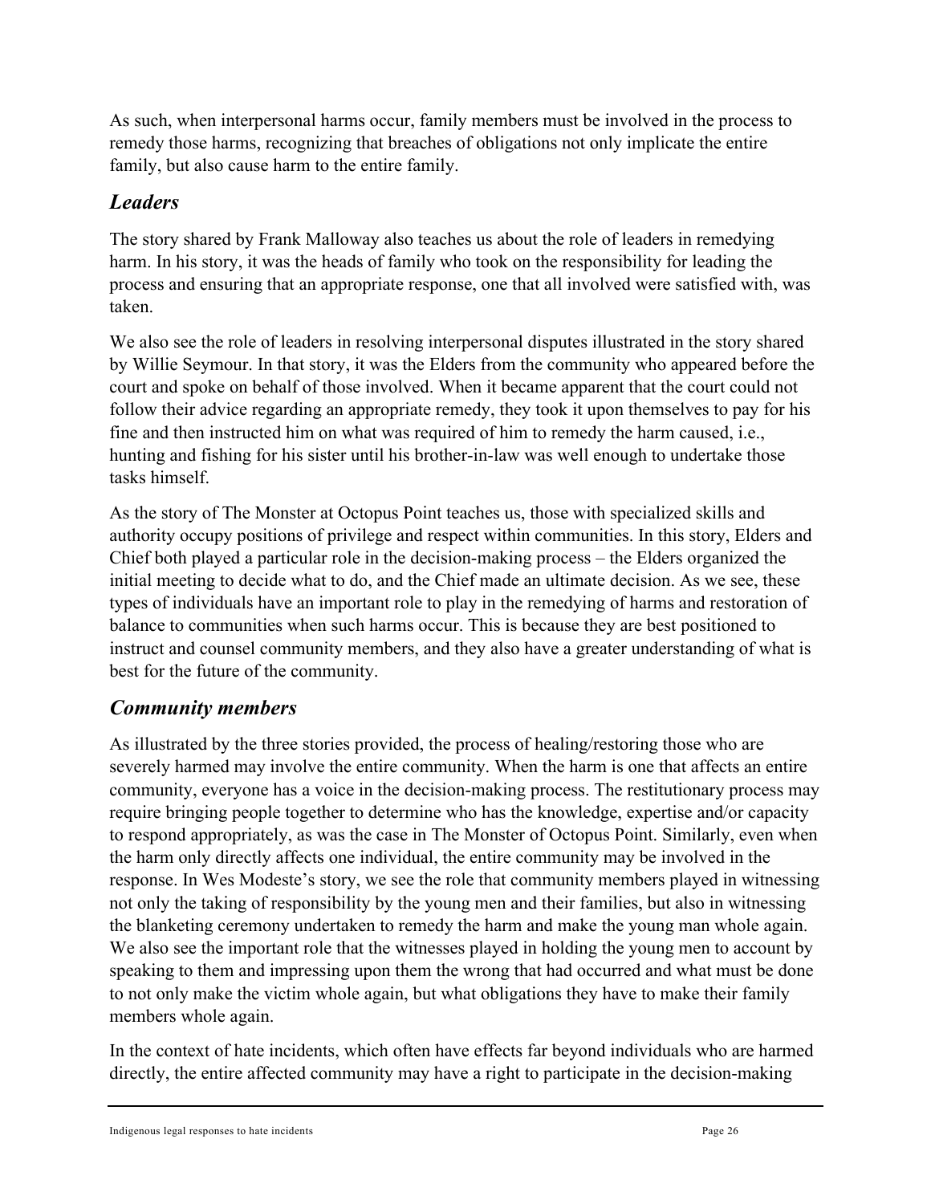As such, when interpersonal harms occur, family members must be involved in the process to remedy those harms, recognizing that breaches of obligations not only implicate the entire family, but also cause harm to the entire family.

### *Leaders*

The story shared by Frank Malloway also teaches us about the role of leaders in remedying harm. In his story, it was the heads of family who took on the responsibility for leading the process and ensuring that an appropriate response, one that all involved were satisfied with, was taken.

We also see the role of leaders in resolving interpersonal disputes illustrated in the story shared by Willie Seymour. In that story, it was the Elders from the community who appeared before the court and spoke on behalf of those involved. When it became apparent that the court could not follow their advice regarding an appropriate remedy, they took it upon themselves to pay for his fine and then instructed him on what was required of him to remedy the harm caused, i.e., hunting and fishing for his sister until his brother-in-law was well enough to undertake those tasks himself.

As the story of The Monster at Octopus Point teaches us, those with specialized skills and authority occupy positions of privilege and respect within communities. In this story, Elders and Chief both played a particular role in the decision-making process – the Elders organized the initial meeting to decide what to do, and the Chief made an ultimate decision. As we see, these types of individuals have an important role to play in the remedying of harms and restoration of balance to communities when such harms occur. This is because they are best positioned to instruct and counsel community members, and they also have a greater understanding of what is best for the future of the community.

### *Community members*

As illustrated by the three stories provided, the process of healing/restoring those who are severely harmed may involve the entire community. When the harm is one that affects an entire community, everyone has a voice in the decision-making process. The restitutionary process may require bringing people together to determine who has the knowledge, expertise and/or capacity to respond appropriately, as was the case in The Monster of Octopus Point. Similarly, even when the harm only directly affects one individual, the entire community may be involved in the response. In Wes Modeste's story, we see the role that community members played in witnessing not only the taking of responsibility by the young men and their families, but also in witnessing the blanketing ceremony undertaken to remedy the harm and make the young man whole again. We also see the important role that the witnesses played in holding the young men to account by speaking to them and impressing upon them the wrong that had occurred and what must be done to not only make the victim whole again, but what obligations they have to make their family members whole again.

In the context of hate incidents, which often have effects far beyond individuals who are harmed directly, the entire affected community may have a right to participate in the decision-making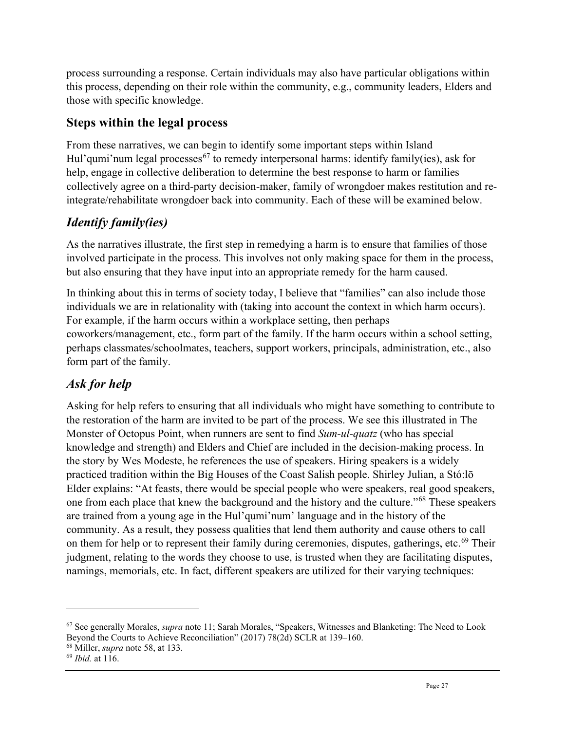process surrounding a response. Certain individuals may also have particular obligations within this process, depending on their role within the community, e.g., community leaders, Elders and those with specific knowledge.

## Steps within the legal process

From these narratives, we can begin to identify some important steps within Island Hul'qumi'num legal processes[67] to remedy interpersonal harms: identify family(ies), ask for help, engage in collective deliberation to determine the best response to harm or families collectively agree on a third-party decision-maker, family of wrongdoer makes restitution and re-integrate/rehabilitate wrongdoer back into community. Each of these will be examined below.

### *Identify family(ies)*

As the narratives illustrate, the first step in remedying a harm is to ensure that families of those involved participate in the process. This involves not only making space for them in the process, but also ensuring that they have input into an appropriate remedy for the harm caused.

In thinking about this in terms of society today, I believe that "families" can also include those individuals we are in relationality with (taking into account the context in which harm occurs). For example, if the harm occurs within a workplace setting, then perhaps coworkers/management, etc., form part of the family. If the harm occurs within a school setting, perhaps classmates/schoolmates, teachers, support workers, principals, administration, etc., also form part of the family.

### *Ask for help*

Asking for help refers to ensuring that all individuals who might have something to contribute to the restoration of the harm are invited to be part of the process. We see this illustrated in The Monster of Octopus Point, when runners are sent to find *Sum-ul-quatz* (who has special knowledge and strength) and Elders and Chief are included in the decision-making process. In the story by Wes Modeste, he references the use of speakers. Hiring speakers is a widely practiced tradition within the Big Houses of the Coast Salish people. Shirley Julian, a Stó:lō Elder explains: "At feasts, there would be special people who were speakers, real good speakers, one from each place that knew the background and the history and the culture."[68] These speakers are trained from a young age in the Hul'qumi'num' language and in the history of the community. As a result, they possess qualities that lend them authority and cause others to call on them for help or to represent their family during ceremonies, disputes, gatherings, etc.[69] Their judgment, relating to the words they choose to use, is trusted when they are facilitating disputes, namings, memorials, etc. In fact, different speakers are utilized for their varying techniques:

---

[67] See generally Morales, *supra* note 11; Sarah Morales, "Speakers, Witnesses and Blanketing: The Need to Look Beyond the Courts to Achieve Reconciliation" (2017) 78(2d) SCLR at 139–160.

[68] Miller, *supra* note 58, at 133.

[69] *Ibid.* at 116.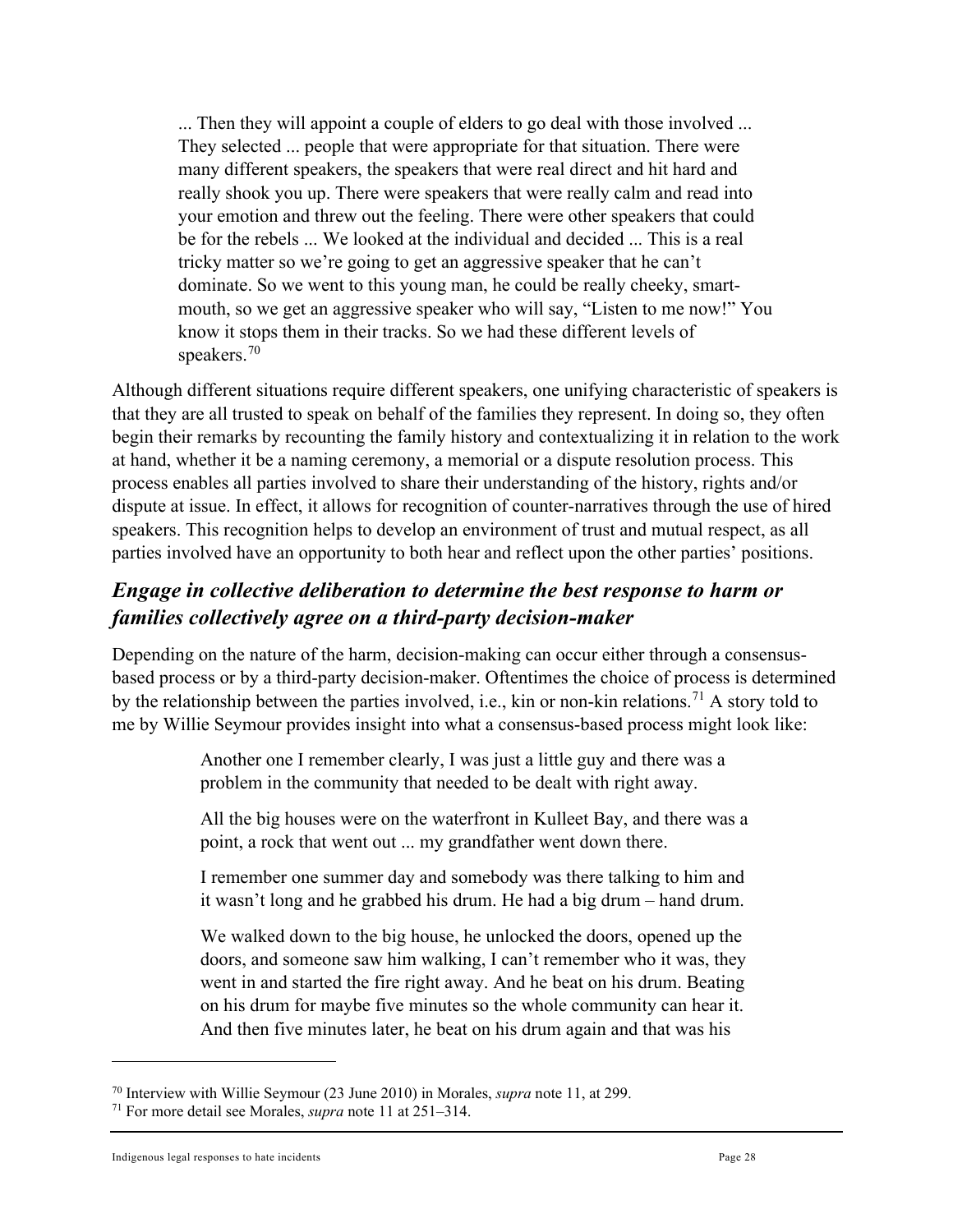> ... Then they will appoint a couple of elders to go deal with those involved ... They selected ... people that were appropriate for that situation. There were many different speakers, the speakers that were real direct and hit hard and really shook you up. There were speakers that were really calm and read into your emotion and threw out the feeling. There were other speakers that could be for the rebels ... We looked at the individual and decided ... This is a real tricky matter so we're going to get an aggressive speaker that he can't dominate. So we went to this young man, he could be really cheeky, smart-mouth, so we get an aggressive speaker who will say, "Listen to me now!" You know it stops them in their tracks. So we had these different levels of speakers.[70]

Although different situations require different speakers, one unifying characteristic of speakers is that they are all trusted to speak on behalf of the families they represent. In doing so, they often begin their remarks by recounting the family history and contextualizing it in relation to the work at hand, whether it be a naming ceremony, a memorial or a dispute resolution process. This process enables all parties involved to share their understanding of the history, rights and/or dispute at issue. In effect, it allows for recognition of counter-narratives through the use of hired speakers. This recognition helps to develop an environment of trust and mutual respect, as all parties involved have an opportunity to both hear and reflect upon the other parties' positions.

## *Engage in collective deliberation to determine the best response to harm or families collectively agree on a third-party decision-maker*

Depending on the nature of the harm, decision-making can occur either through a consensus-based process or by a third-party decision-maker. Oftentimes the choice of process is determined by the relationship between the parties involved, i.e., kin or non-kin relations.[71] A story told to me by Willie Seymour provides insight into what a consensus-based process might look like:

> Another one I remember clearly, I was just a little guy and there was a problem in the community that needed to be dealt with right away.
>
> All the big houses were on the waterfront in Kulleet Bay, and there was a point, a rock that went out ... my grandfather went down there.
>
> I remember one summer day and somebody was there talking to him and it wasn't long and he grabbed his drum. He had a big drum – hand drum.
>
> We walked down to the big house, he unlocked the doors, opened up the doors, and someone saw him walking, I can't remember who it was, they went in and started the fire right away. And he beat on his drum. Beating on his drum for maybe five minutes so the whole community can hear it. And then five minutes later, he beat on his drum again and that was his

---

[70] Interview with Willie Seymour (23 June 2010) in Morales, *supra* note 11, at 299.

[71] For more detail see Morales, *supra* note 11 at 251–314.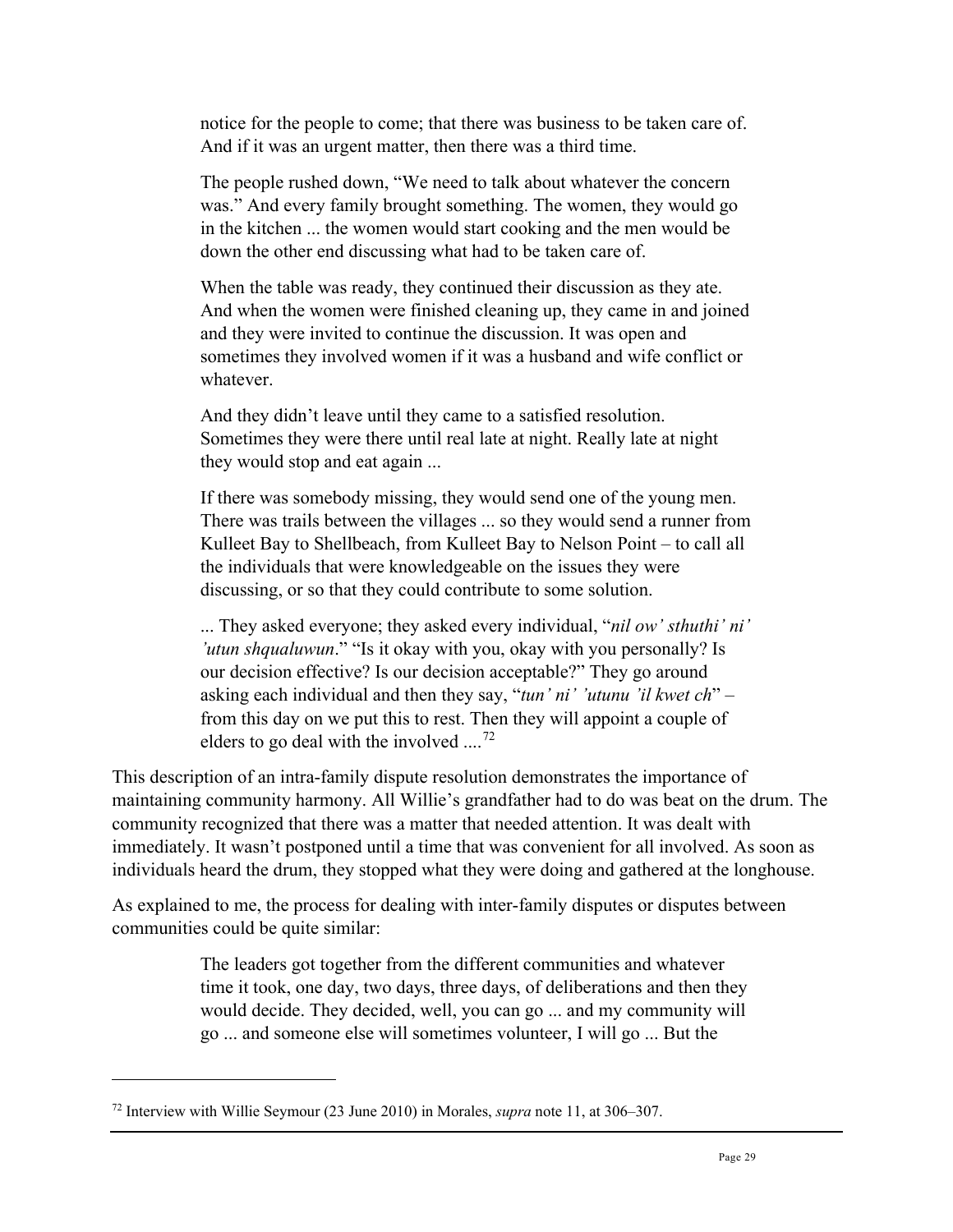> notice for the people to come; that there was business to be taken care of. And if it was an urgent matter, then there was a third time.
>
> The people rushed down, "We need to talk about whatever the concern was." And every family brought something. The women, they would go in the kitchen ... the women would start cooking and the men would be down the other end discussing what had to be taken care of.
>
> When the table was ready, they continued their discussion as they ate. And when the women were finished cleaning up, they came in and joined and they were invited to continue the discussion. It was open and sometimes they involved women if it was a husband and wife conflict or whatever.
>
> And they didn't leave until they came to a satisfied resolution. Sometimes they were there until real late at night. Really late at night they would stop and eat again ...
>
> If there was somebody missing, they would send one of the young men. There was trails between the villages ... so they would send a runner from Kulleet Bay to Shellbeach, from Kulleet Bay to Nelson Point – to call all the individuals that were knowledgeable on the issues they were discussing, or so that they could contribute to some solution.
>
> ... They asked everyone; they asked every individual, "*nil ow' sthuthi' ni' 'utun shqualuwun*." "Is it okay with you, okay with you personally? Is our decision effective? Is our decision acceptable?" They go around asking each individual and then they say, "*tun' ni' 'utunu 'il kwet ch*" – from this day on we put this to rest. Then they will appoint a couple of elders to go deal with the involved ....[72]

This description of an intra-family dispute resolution demonstrates the importance of maintaining community harmony. All Willie's grandfather had to do was beat on the drum. The community recognized that there was a matter that needed attention. It was dealt with immediately. It wasn't postponed until a time that was convenient for all involved. As soon as individuals heard the drum, they stopped what they were doing and gathered at the longhouse.

As explained to me, the process for dealing with inter-family disputes or disputes between communities could be quite similar:

> The leaders got together from the different communities and whatever time it took, one day, two days, three days, of deliberations and then they would decide. They decided, well, you can go ... and my community will go ... and someone else will sometimes volunteer, I will go ... But the

[72] Interview with Willie Seymour (23 June 2010) in Morales, *supra* note 11, at 306–307.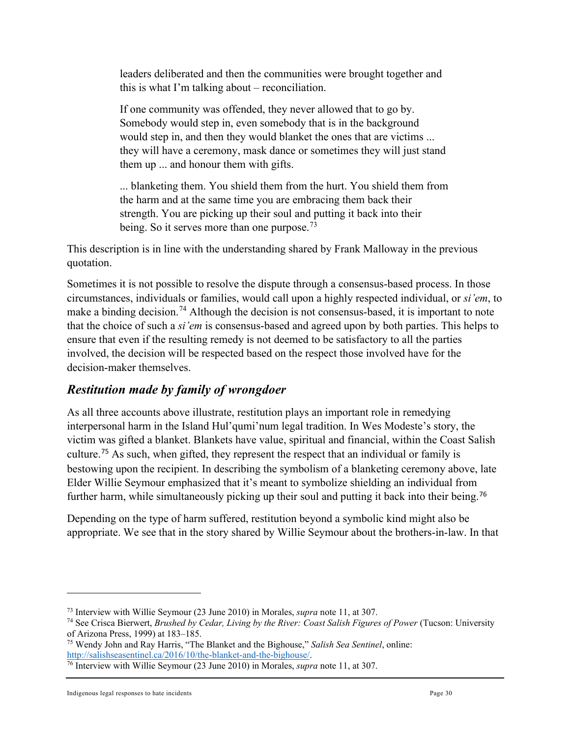> leaders deliberated and then the communities were brought together and this is what I'm talking about – reconciliation.
>
> If one community was offended, they never allowed that to go by. Somebody would step in, even somebody that is in the background would step in, and then they would blanket the ones that are victims ... they will have a ceremony, mask dance or sometimes they will just stand them up ... and honour them with gifts.
>
> ... blanketing them. You shield them from the hurt. You shield them from the harm and at the same time you are embracing them back their strength. You are picking up their soul and putting it back into their being. So it serves more than one purpose.[73]

This description is in line with the understanding shared by Frank Malloway in the previous quotation.

Sometimes it is not possible to resolve the dispute through a consensus-based process. In those circumstances, individuals or families, would call upon a highly respected individual, or *si'em*, to make a binding decision.[74] Although the decision is not consensus-based, it is important to note that the choice of such a *si'em* is consensus-based and agreed upon by both parties. This helps to ensure that even if the resulting remedy is not deemed to be satisfactory to all the parties involved, the decision will be respected based on the respect those involved have for the decision-maker themselves.

### *Restitution made by family of wrongdoer*

As all three accounts above illustrate, restitution plays an important role in remedying interpersonal harm in the Island Hul'qumi'num legal tradition. In Wes Modeste's story, the victim was gifted a blanket. Blankets have value, spiritual and financial, within the Coast Salish culture.[75] As such, when gifted, they represent the respect that an individual or family is bestowing upon the recipient. In describing the symbolism of a blanketing ceremony above, late Elder Willie Seymour emphasized that it's meant to symbolize shielding an individual from further harm, while simultaneously picking up their soul and putting it back into their being.[76]

Depending on the type of harm suffered, restitution beyond a symbolic kind might also be appropriate. We see that in the story shared by Willie Seymour about the brothers-in-law. In that

---

[73] Interview with Willie Seymour (23 June 2010) in Morales, *supra* note 11, at 307.

[74] See Crisca Bierwert, *Brushed by Cedar, Living by the River: Coast Salish Figures of Power* (Tucson: University of Arizona Press, 1999) at 183–185.

[75] Wendy John and Ray Harris, "The Blanket and the Bighouse," *Salish Sea Sentinel*, online: http://salishseasentinel.ca/2016/10/the-blanket-and-the-bighouse/.

[76] Interview with Willie Seymour (23 June 2010) in Morales, *supra* note 11, at 307.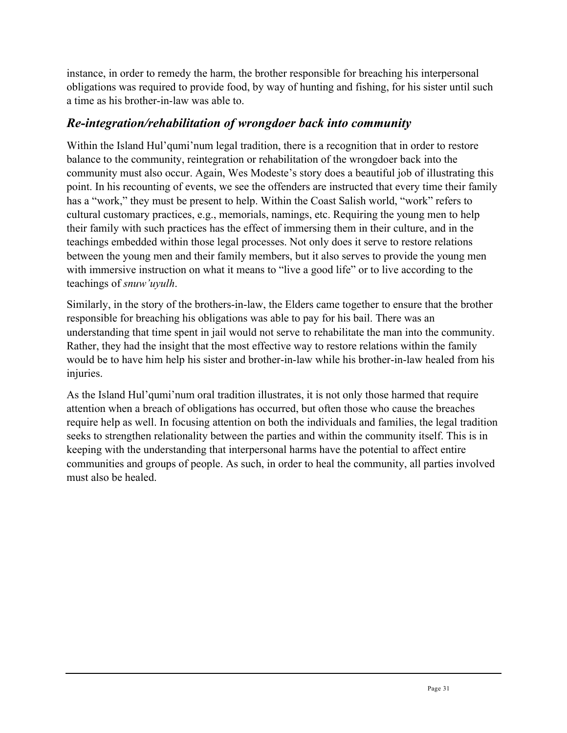instance, in order to remedy the harm, the brother responsible for breaching his interpersonal obligations was required to provide food, by way of hunting and fishing, for his sister until such a time as his brother-in-law was able to.

### *Re-integration/rehabilitation of wrongdoer back into community*

Within the Island Hul'qumi'num legal tradition, there is a recognition that in order to restore balance to the community, reintegration or rehabilitation of the wrongdoer back into the community must also occur. Again, Wes Modeste's story does a beautiful job of illustrating this point. In his recounting of events, we see the offenders are instructed that every time their family has a "work," they must be present to help. Within the Coast Salish world, "work" refers to cultural customary practices, e.g., memorials, namings, etc. Requiring the young men to help their family with such practices has the effect of immersing them in their culture, and in the teachings embedded within those legal processes. Not only does it serve to restore relations between the young men and their family members, but it also serves to provide the young men with immersive instruction on what it means to "live a good life" or to live according to the teachings of *snuw'uyulh*.

Similarly, in the story of the brothers-in-law, the Elders came together to ensure that the brother responsible for breaching his obligations was able to pay for his bail. There was an understanding that time spent in jail would not serve to rehabilitate the man into the community. Rather, they had the insight that the most effective way to restore relations within the family would be to have him help his sister and brother-in-law while his brother-in-law healed from his injuries.

As the Island Hul'qumi'num oral tradition illustrates, it is not only those harmed that require attention when a breach of obligations has occurred, but often those who cause the breaches require help as well. In focusing attention on both the individuals and families, the legal tradition seeks to strengthen relationality between the parties and within the community itself. This is in keeping with the understanding that interpersonal harms have the potential to affect entire communities and groups of people. As such, in order to heal the community, all parties involved must also be healed.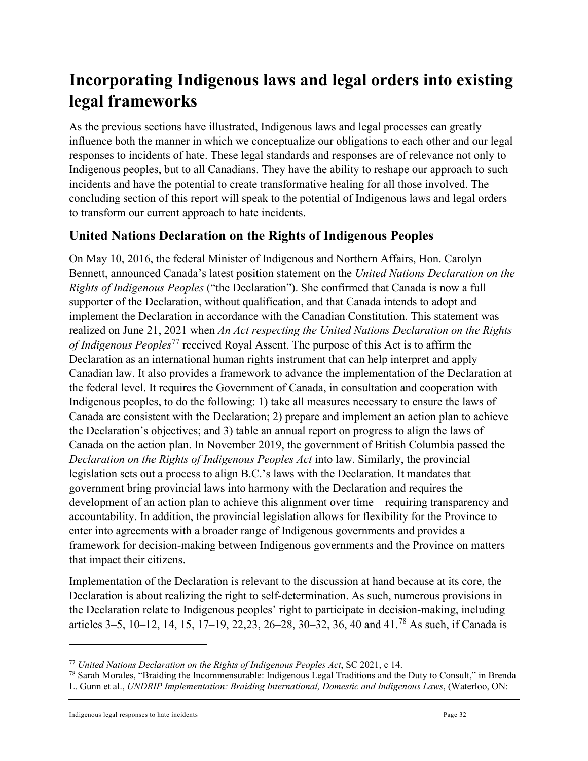# Incorporating Indigenous laws and legal orders into existing legal frameworks

As the previous sections have illustrated, Indigenous laws and legal processes can greatly influence both the manner in which we conceptualize our obligations to each other and our legal responses to incidents of hate. These legal standards and responses are of relevance not only to Indigenous peoples, but to all Canadians. They have the ability to reshape our approach to such incidents and have the potential to create transformative healing for all those involved. The concluding section of this report will speak to the potential of Indigenous laws and legal orders to transform our current approach to hate incidents.

## United Nations Declaration on the Rights of Indigenous Peoples

On May 10, 2016, the federal Minister of Indigenous and Northern Affairs, Hon. Carolyn Bennett, announced Canada's latest position statement on the *United Nations Declaration on the Rights of Indigenous Peoples* ("the Declaration"). She confirmed that Canada is now a full supporter of the Declaration, without qualification, and that Canada intends to adopt and implement the Declaration in accordance with the Canadian Constitution. This statement was realized on June 21, 2021 when *An Act respecting the United Nations Declaration on the Rights of Indigenous Peoples*[77] received Royal Assent. The purpose of this Act is to affirm the Declaration as an international human rights instrument that can help interpret and apply Canadian law. It also provides a framework to advance the implementation of the Declaration at the federal level. It requires the Government of Canada, in consultation and cooperation with Indigenous peoples, to do the following: 1) take all measures necessary to ensure the laws of Canada are consistent with the Declaration; 2) prepare and implement an action plan to achieve the Declaration's objectives; and 3) table an annual report on progress to align the laws of Canada on the action plan. In November 2019, the government of British Columbia passed the *Declaration on the Rights of Indigenous Peoples Act* into law. Similarly, the provincial legislation sets out a process to align B.C.'s laws with the Declaration. It mandates that government bring provincial laws into harmony with the Declaration and requires the development of an action plan to achieve this alignment over time – requiring transparency and accountability. In addition, the provincial legislation allows for flexibility for the Province to enter into agreements with a broader range of Indigenous governments and provides a framework for decision-making between Indigenous governments and the Province on matters that impact their citizens.

Implementation of the Declaration is relevant to the discussion at hand because at its core, the Declaration is about realizing the right to self-determination. As such, numerous provisions in the Declaration relate to Indigenous peoples' right to participate in decision-making, including articles 3–5, 10–12, 14, 15, 17–19, 22,23, 26–28, 30–32, 36, 40 and 41.[78] As such, if Canada is

---

[77] *United Nations Declaration on the Rights of Indigenous Peoples Act*, SC 2021, c 14.

[78] Sarah Morales, "Braiding the Incommensurable: Indigenous Legal Traditions and the Duty to Consult," in Brenda L. Gunn et al., *UNDRIP Implementation: Braiding International, Domestic and Indigenous Laws*, (Waterloo, ON: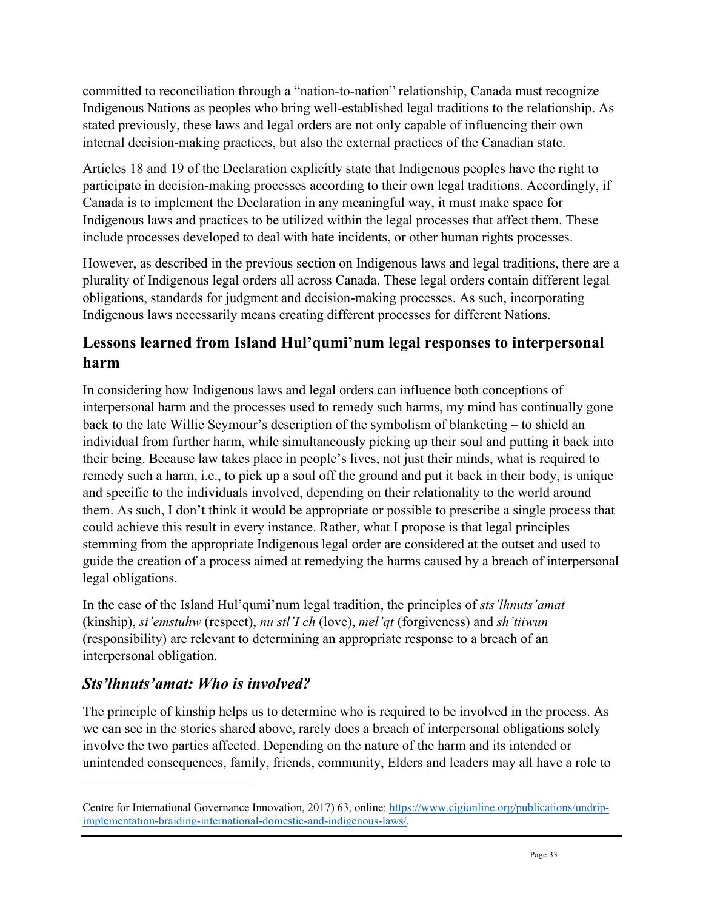committed to reconciliation through a "nation-to-nation" relationship, Canada must recognize Indigenous Nations as peoples who bring well-established legal traditions to the relationship. As stated previously, these laws and legal orders are not only capable of influencing their own internal decision-making practices, but also the external practices of the Canadian state.

Articles 18 and 19 of the Declaration explicitly state that Indigenous peoples have the right to participate in decision-making processes according to their own legal traditions. Accordingly, if Canada is to implement the Declaration in any meaningful way, it must make space for Indigenous laws and practices to be utilized within the legal processes that affect them. These include processes developed to deal with hate incidents, or other human rights processes.

However, as described in the previous section on Indigenous laws and legal traditions, there are a plurality of Indigenous legal orders all across Canada. These legal orders contain different legal obligations, standards for judgment and decision-making processes. As such, incorporating Indigenous laws necessarily means creating different processes for different Nations.

## Lessons learned from Island Hul'qumi'num legal responses to interpersonal harm

In considering how Indigenous laws and legal orders can influence both conceptions of interpersonal harm and the processes used to remedy such harms, my mind has continually gone back to the late Willie Seymour's description of the symbolism of blanketing – to shield an individual from further harm, while simultaneously picking up their soul and putting it back into their being. Because law takes place in people's lives, not just their minds, what is required to remedy such a harm, i.e., to pick up a soul off the ground and put it back in their body, is unique and specific to the individuals involved, depending on their relationality to the world around them. As such, I don't think it would be appropriate or possible to prescribe a single process that could achieve this result in every instance. Rather, what I propose is that legal principles stemming from the appropriate Indigenous legal order are considered at the outset and used to guide the creation of a process aimed at remedying the harms caused by a breach of interpersonal legal obligations.

In the case of the Island Hul'qumi'num legal tradition, the principles of *sts'lhnuts'amat* (kinship), *si'emstuhw* (respect), *nu stl'I ch* (love), *mel'qt* (forgiveness) and *sh'tiiwun* (responsibility) are relevant to determining an appropriate response to a breach of an interpersonal obligation.

### *Sts'lhnuts'amat: Who is involved?*

The principle of kinship helps us to determine who is required to be involved in the process. As we can see in the stories shared above, rarely does a breach of interpersonal obligations solely involve the two parties affected. Depending on the nature of the harm and its intended or unintended consequences, family, friends, community, Elders and leaders may all have a role to

---

Centre for International Governance Innovation, 2017) 63, online: https://www.cigionline.org/publications/undrip-implementation-braiding-international-domestic-and-indigenous-laws/.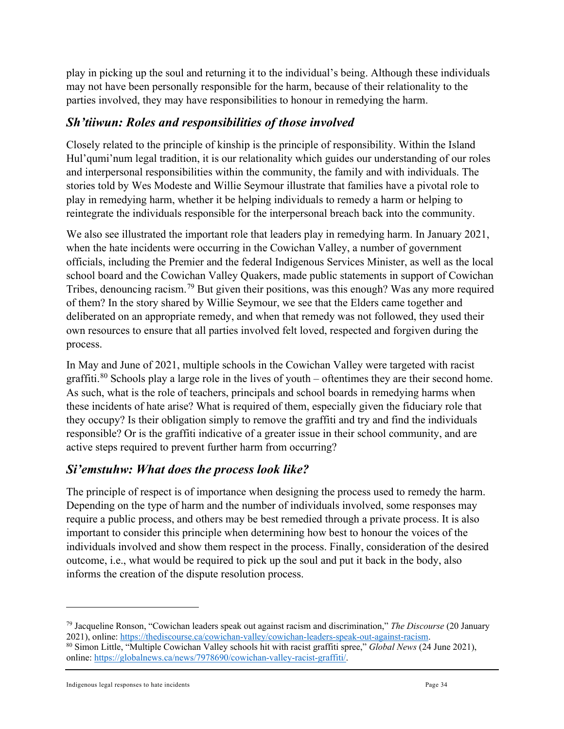play in picking up the soul and returning it to the individual's being. Although these individuals may not have been personally responsible for the harm, because of their relationality to the parties involved, they may have responsibilities to honour in remedying the harm.

## *Sh'tiiwun: Roles and responsibilities of those involved*

Closely related to the principle of kinship is the principle of responsibility. Within the Island Hul'qumi'num legal tradition, it is our relationality which guides our understanding of our roles and interpersonal responsibilities within the community, the family and with individuals. The stories told by Wes Modeste and Willie Seymour illustrate that families have a pivotal role to play in remedying harm, whether it be helping individuals to remedy a harm or helping to reintegrate the individuals responsible for the interpersonal breach back into the community.

We also see illustrated the important role that leaders play in remedying harm. In January 2021, when the hate incidents were occurring in the Cowichan Valley, a number of government officials, including the Premier and the federal Indigenous Services Minister, as well as the local school board and the Cowichan Valley Quakers, made public statements in support of Cowichan Tribes, denouncing racism.[79] But given their positions, was this enough? Was any more required of them? In the story shared by Willie Seymour, we see that the Elders came together and deliberated on an appropriate remedy, and when that remedy was not followed, they used their own resources to ensure that all parties involved felt loved, respected and forgiven during the process.

In May and June of 2021, multiple schools in the Cowichan Valley were targeted with racist graffiti.[80] Schools play a large role in the lives of youth – oftentimes they are their second home. As such, what is the role of teachers, principals and school boards in remedying harms when these incidents of hate arise? What is required of them, especially given the fiduciary role that they occupy? Is their obligation simply to remove the graffiti and try and find the individuals responsible? Or is the graffiti indicative of a greater issue in their school community, and are active steps required to prevent further harm from occurring?

## *Si'emstuhw: What does the process look like?*

The principle of respect is of importance when designing the process used to remedy the harm. Depending on the type of harm and the number of individuals involved, some responses may require a public process, and others may be best remedied through a private process. It is also important to consider this principle when determining how best to honour the voices of the individuals involved and show them respect in the process. Finally, consideration of the desired outcome, i.e., what would be required to pick up the soul and put it back in the body, also informs the creation of the dispute resolution process.

---

[79] Jacqueline Ronson, "Cowichan leaders speak out against racism and discrimination," *The Discourse* (20 January 2021), online: https://thediscourse.ca/cowichan-valley/cowichan-leaders-speak-out-against-racism.

[80] Simon Little, "Multiple Cowichan Valley schools hit with racist graffiti spree," *Global News* (24 June 2021), online: https://globalnews.ca/news/7978690/cowichan-valley-racist-graffiti/.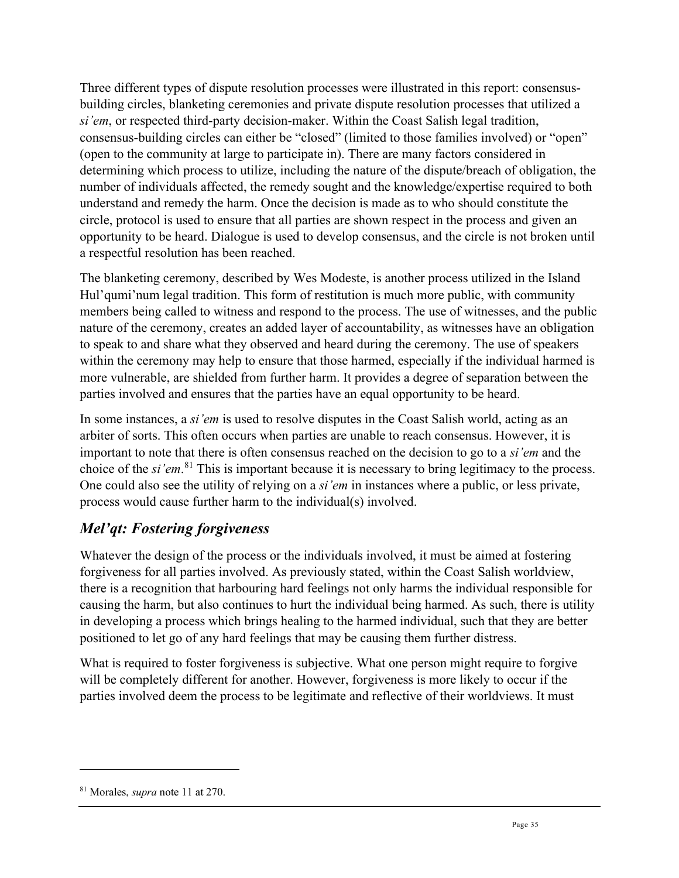Three different types of dispute resolution processes were illustrated in this report: consensus-building circles, blanketing ceremonies and private dispute resolution processes that utilized a *si'em*, or respected third-party decision-maker. Within the Coast Salish legal tradition, consensus-building circles can either be "closed" (limited to those families involved) or "open" (open to the community at large to participate in). There are many factors considered in determining which process to utilize, including the nature of the dispute/breach of obligation, the number of individuals affected, the remedy sought and the knowledge/expertise required to both understand and remedy the harm. Once the decision is made as to who should constitute the circle, protocol is used to ensure that all parties are shown respect in the process and given an opportunity to be heard. Dialogue is used to develop consensus, and the circle is not broken until a respectful resolution has been reached.

The blanketing ceremony, described by Wes Modeste, is another process utilized in the Island Hul'qumi'num legal tradition. This form of restitution is much more public, with community members being called to witness and respond to the process. The use of witnesses, and the public nature of the ceremony, creates an added layer of accountability, as witnesses have an obligation to speak to and share what they observed and heard during the ceremony. The use of speakers within the ceremony may help to ensure that those harmed, especially if the individual harmed is more vulnerable, are shielded from further harm. It provides a degree of separation between the parties involved and ensures that the parties have an equal opportunity to be heard.

In some instances, a *si'em* is used to resolve disputes in the Coast Salish world, acting as an arbiter of sorts. This often occurs when parties are unable to reach consensus. However, it is important to note that there is often consensus reached on the decision to go to a *si'em* and the choice of the *si'em*.[81] This is important because it is necessary to bring legitimacy to the process. One could also see the utility of relying on a *si'em* in instances where a public, or less private, process would cause further harm to the individual(s) involved.

## *Mel'qt: Fostering forgiveness*

Whatever the design of the process or the individuals involved, it must be aimed at fostering forgiveness for all parties involved. As previously stated, within the Coast Salish worldview, there is a recognition that harbouring hard feelings not only harms the individual responsible for causing the harm, but also continues to hurt the individual being harmed. As such, there is utility in developing a process which brings healing to the harmed individual, such that they are better positioned to let go of any hard feelings that may be causing them further distress.

What is required to foster forgiveness is subjective. What one person might require to forgive will be completely different for another. However, forgiveness is more likely to occur if the parties involved deem the process to be legitimate and reflective of their worldviews. It must

---

[81] Morales, *supra* note 11 at 270.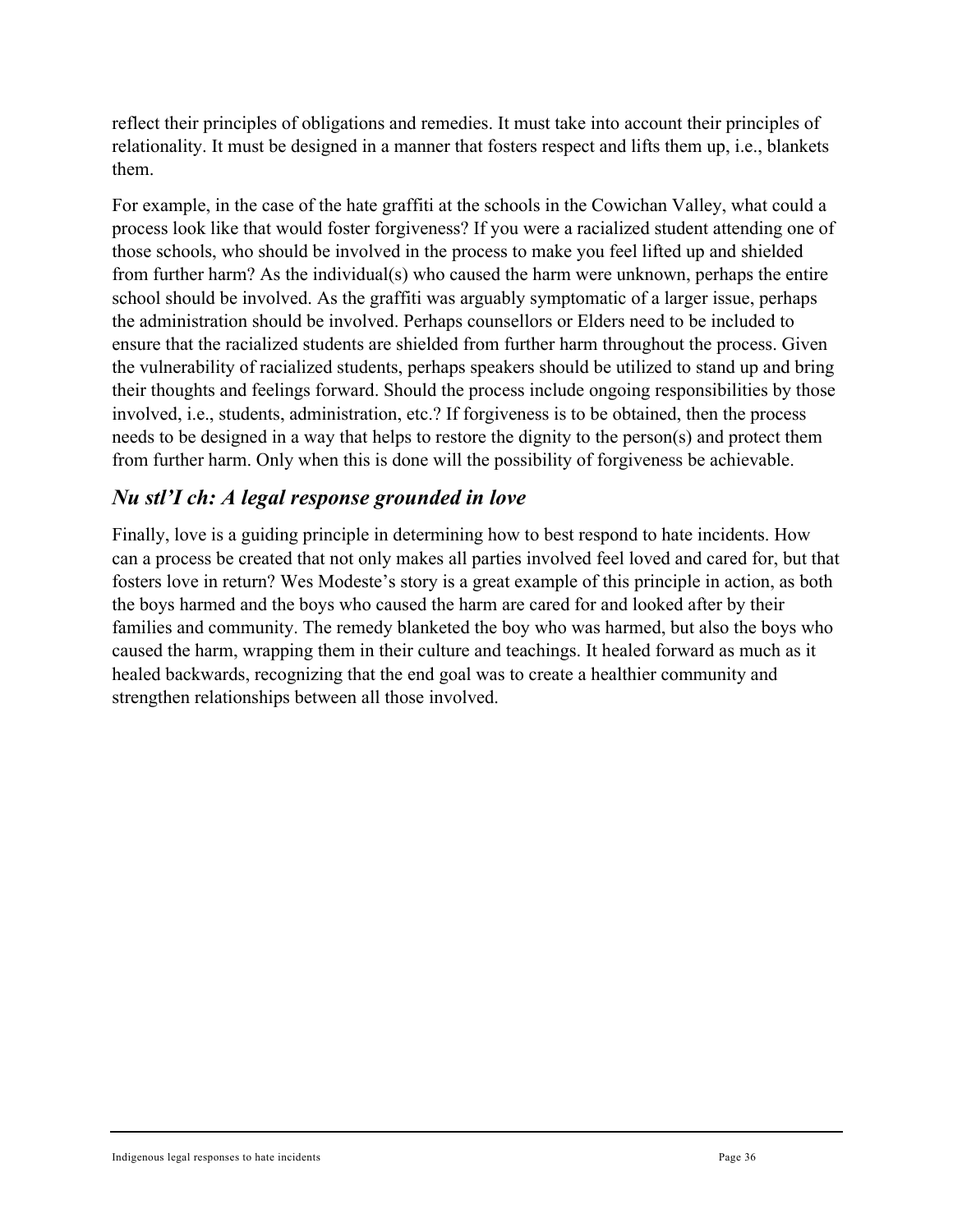reflect their principles of obligations and remedies. It must take into account their principles of relationality. It must be designed in a manner that fosters respect and lifts them up, i.e., blankets them.

For example, in the case of the hate graffiti at the schools in the Cowichan Valley, what could a process look like that would foster forgiveness? If you were a racialized student attending one of those schools, who should be involved in the process to make you feel lifted up and shielded from further harm? As the individual(s) who caused the harm were unknown, perhaps the entire school should be involved. As the graffiti was arguably symptomatic of a larger issue, perhaps the administration should be involved. Perhaps counsellors or Elders need to be included to ensure that the racialized students are shielded from further harm throughout the process. Given the vulnerability of racialized students, perhaps speakers should be utilized to stand up and bring their thoughts and feelings forward. Should the process include ongoing responsibilities by those involved, i.e., students, administration, etc.? If forgiveness is to be obtained, then the process needs to be designed in a way that helps to restore the dignity to the person(s) and protect them from further harm. Only when this is done will the possibility of forgiveness be achievable.

### *Nu stl'I ch: A legal response grounded in love*

Finally, love is a guiding principle in determining how to best respond to hate incidents. How can a process be created that not only makes all parties involved feel loved and cared for, but that fosters love in return? Wes Modeste's story is a great example of this principle in action, as both the boys harmed and the boys who caused the harm are cared for and looked after by their families and community. The remedy blanketed the boy who was harmed, but also the boys who caused the harm, wrapping them in their culture and teachings. It healed forward as much as it healed backwards, recognizing that the end goal was to create a healthier community and strengthen relationships between all those involved.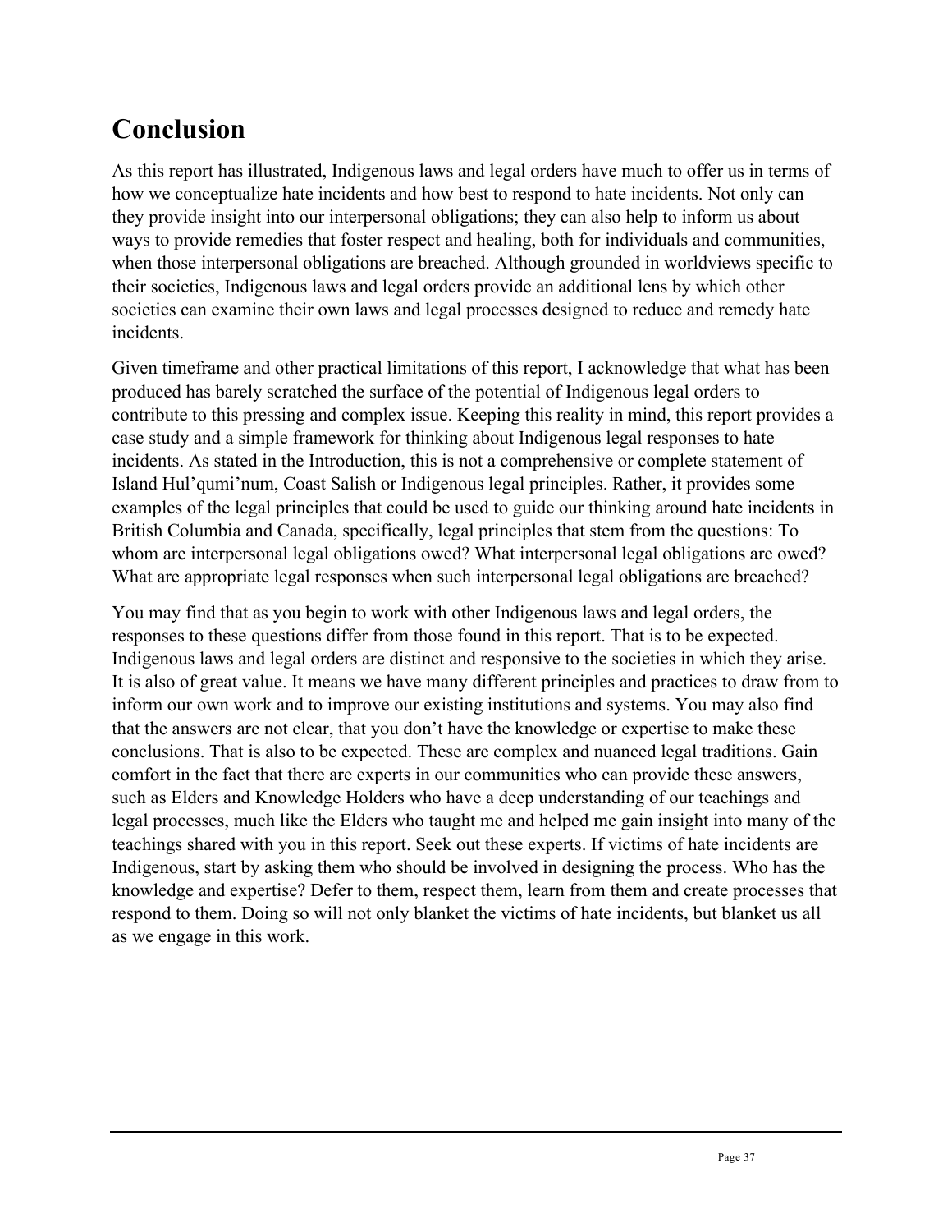# Conclusion

As this report has illustrated, Indigenous laws and legal orders have much to offer us in terms of how we conceptualize hate incidents and how best to respond to hate incidents. Not only can they provide insight into our interpersonal obligations; they can also help to inform us about ways to provide remedies that foster respect and healing, both for individuals and communities, when those interpersonal obligations are breached. Although grounded in worldviews specific to their societies, Indigenous laws and legal orders provide an additional lens by which other societies can examine their own laws and legal processes designed to reduce and remedy hate incidents.

Given timeframe and other practical limitations of this report, I acknowledge that what has been produced has barely scratched the surface of the potential of Indigenous legal orders to contribute to this pressing and complex issue. Keeping this reality in mind, this report provides a case study and a simple framework for thinking about Indigenous legal responses to hate incidents. As stated in the Introduction, this is not a comprehensive or complete statement of Island Hul'qumi'num, Coast Salish or Indigenous legal principles. Rather, it provides some examples of the legal principles that could be used to guide our thinking around hate incidents in British Columbia and Canada, specifically, legal principles that stem from the questions: To whom are interpersonal legal obligations owed? What interpersonal legal obligations are owed? What are appropriate legal responses when such interpersonal legal obligations are breached?

You may find that as you begin to work with other Indigenous laws and legal orders, the responses to these questions differ from those found in this report. That is to be expected. Indigenous laws and legal orders are distinct and responsive to the societies in which they arise. It is also of great value. It means we have many different principles and practices to draw from to inform our own work and to improve our existing institutions and systems. You may also find that the answers are not clear, that you don't have the knowledge or expertise to make these conclusions. That is also to be expected. These are complex and nuanced legal traditions. Gain comfort in the fact that there are experts in our communities who can provide these answers, such as Elders and Knowledge Holders who have a deep understanding of our teachings and legal processes, much like the Elders who taught me and helped me gain insight into many of the teachings shared with you in this report. Seek out these experts. If victims of hate incidents are Indigenous, start by asking them who should be involved in designing the process. Who has the knowledge and expertise? Defer to them, respect them, learn from them and create processes that respond to them. Doing so will not only blanket the victims of hate incidents, but blanket us all as we engage in this work.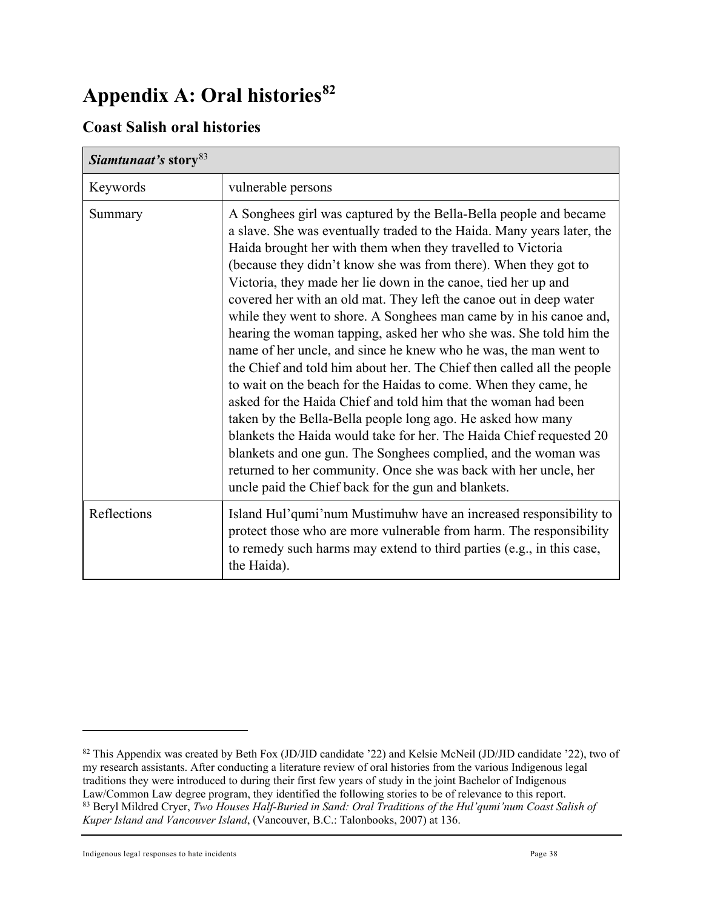# Appendix A: Oral histories[82]

## Coast Salish oral histories

| ***Siamtunaat's* story**[83] | |
|---|---|
| Keywords | vulnerable persons |
| Summary | A Songhees girl was captured by the Bella-Bella people and became a slave. She was eventually traded to the Haida. Many years later, the Haida brought her with them when they travelled to Victoria (because they didn't know she was from there). When they got to Victoria, they made her lie down in the canoe, tied her up and covered her with an old mat. They left the canoe out in deep water while they went to shore. A Songhees man came by in his canoe and, hearing the woman tapping, asked her who she was. She told him the name of her uncle, and since he knew who he was, the man went to the Chief and told him about her. The Chief then called all the people to wait on the beach for the Haidas to come. When they came, he asked for the Haida Chief and told him that the woman had been taken by the Bella-Bella people long ago. He asked how many blankets the Haida would take for her. The Haida Chief requested 20 blankets and one gun. The Songhees complied, and the woman was returned to her community. Once she was back with her uncle, her uncle paid the Chief back for the gun and blankets. |
| Reflections | Island Hul'qumi'num Mustimuhw have an increased responsibility to protect those who are more vulnerable from harm. The responsibility to remedy such harms may extend to third parties (e.g., in this case, the Haida). |

[82] This Appendix was created by Beth Fox (JD/JID candidate '22) and Kelsie McNeil (JD/JID candidate '22), two of my research assistants. After conducting a literature review of oral histories from the various Indigenous legal traditions they were introduced to during their first few years of study in the joint Bachelor of Indigenous Law/Common Law degree program, they identified the following stories to be of relevance to this report.

[83] Beryl Mildred Cryer, *Two Houses Half-Buried in Sand: Oral Traditions of the Hul'qumi'num Coast Salish of Kuper Island and Vancouver Island*, (Vancouver, B.C.: Talonbooks, 2007) at 136.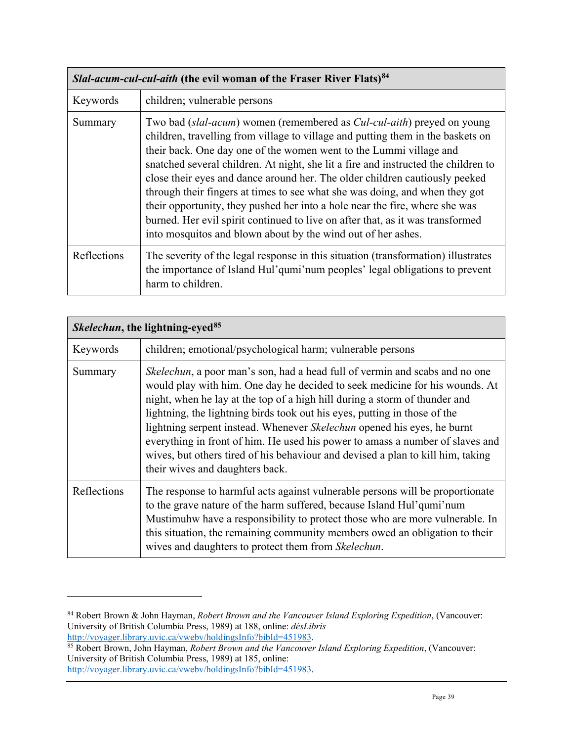| ***Slal-acum-cul-cul-aith*** **(the evil woman of the Fraser River Flats)**[84] | |
|---|---|
| Keywords | children; vulnerable persons |
| Summary | Two bad (*slal-acum*) women (remembered as *Cul-cul-aith*) preyed on young children, travelling from village to village and putting them in the baskets on their back. One day one of the women went to the Lummi village and snatched several children. At night, she lit a fire and instructed the children to close their eyes and dance around her. The older children cautiously peeked through their fingers at times to see what she was doing, and when they got their opportunity, they pushed her into a hole near the fire, where she was burned. Her evil spirit continued to live on after that, as it was transformed into mosquitos and blown about by the wind out of her ashes. |
| Reflections | The severity of the legal response in this situation (transformation) illustrates the importance of Island Hul'qumi'num peoples' legal obligations to prevent harm to children. |

| ***Skelechun*****, the lightning-eyed**[85] | |
|---|---|
| Keywords | children; emotional/psychological harm; vulnerable persons |
| Summary | *Skelechun*, a poor man's son, had a head full of vermin and scabs and no one would play with him. One day he decided to seek medicine for his wounds. At night, when he lay at the top of a high hill during a storm of thunder and lightning, the lightning birds took out his eyes, putting in those of the lightning serpent instead. Whenever *Skelechun* opened his eyes, he burnt everything in front of him. He used his power to amass a number of slaves and wives, but others tired of his behaviour and devised a plan to kill him, taking their wives and daughters back. |
| Reflections | The response to harmful acts against vulnerable persons will be proportionate to the grave nature of the harm suffered, because Island Hul'qumi'num Mustimuhw have a responsibility to protect those who are more vulnerable. In this situation, the remaining community members owed an obligation to their wives and daughters to protect them from *Skelechun*. |

---

[84] Robert Brown & John Hayman, *Robert Brown and the Vancouver Island Exploring Expedition*, (Vancouver: University of British Columbia Press, 1989) at 188, online: *dèsLibris* http://voyager.library.uvic.ca/vwebv/holdingsInfo?bibId=451983.

[85] Robert Brown, John Hayman, *Robert Brown and the Vancouver Island Exploring Expedition*, (Vancouver: University of British Columbia Press, 1989) at 185, online: http://voyager.library.uvic.ca/vwebv/holdingsInfo?bibId=451983.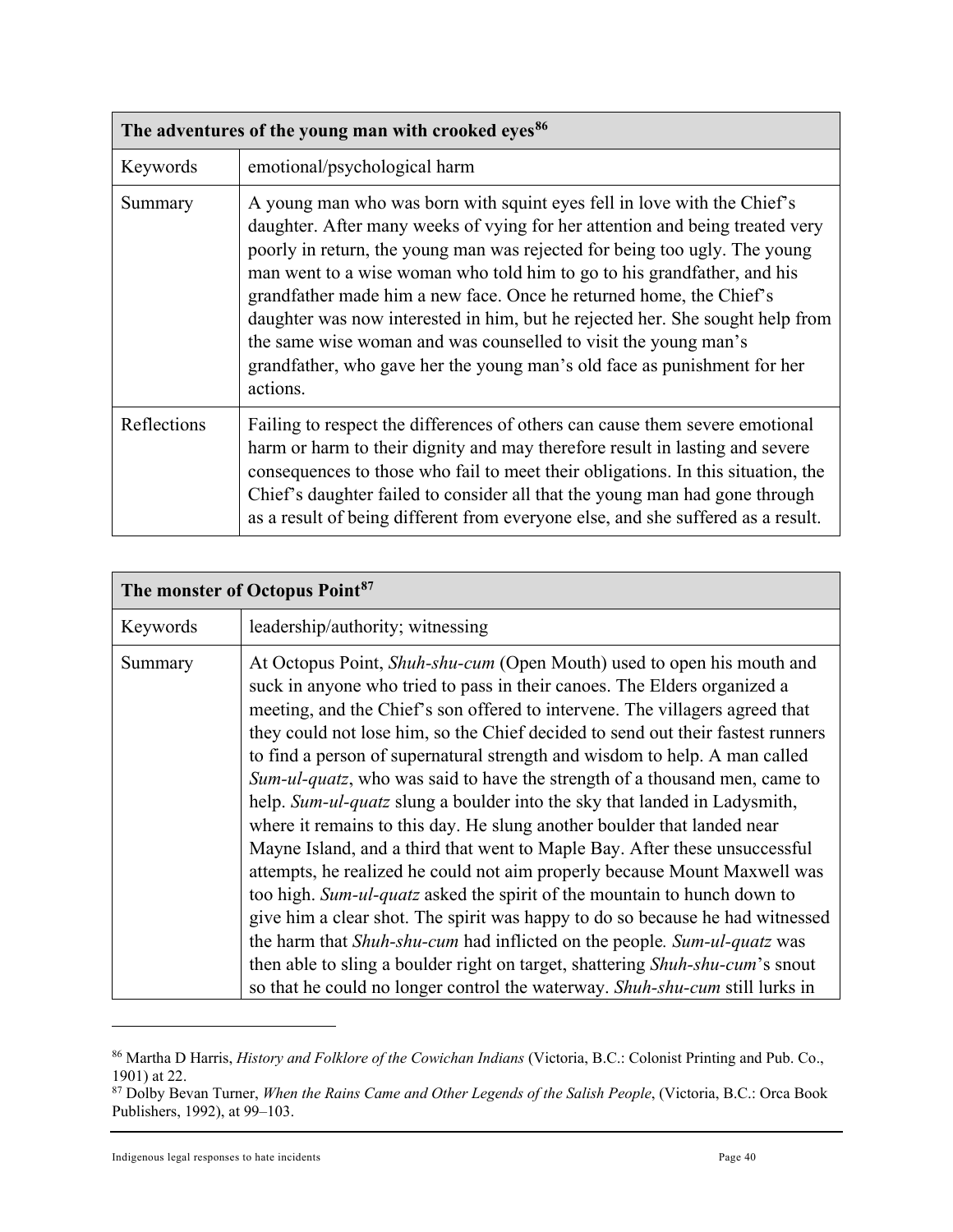| The adventures of the young man with crooked eyes[86] | |
|---|---|
| Keywords | emotional/psychological harm |
| Summary | A young man who was born with squint eyes fell in love with the Chief's daughter. After many weeks of vying for her attention and being treated very poorly in return, the young man was rejected for being too ugly. The young man went to a wise woman who told him to go to his grandfather, and his grandfather made him a new face. Once he returned home, the Chief's daughter was now interested in him, but he rejected her. She sought help from the same wise woman and was counselled to visit the young man's grandfather, who gave her the young man's old face as punishment for her actions. |
| Reflections | Failing to respect the differences of others can cause them severe emotional harm or harm to their dignity and may therefore result in lasting and severe consequences to those who fail to meet their obligations. In this situation, the Chief's daughter failed to consider all that the young man had gone through as a result of being different from everyone else, and she suffered as a result. |

| The monster of Octopus Point[87] | |
|---|---|
| Keywords | leadership/authority; witnessing |
| Summary | At Octopus Point, *Shuh-shu-cum* (Open Mouth) used to open his mouth and suck in anyone who tried to pass in their canoes. The Elders organized a meeting, and the Chief's son offered to intervene. The villagers agreed that they could not lose him, so the Chief decided to send out their fastest runners to find a person of supernatural strength and wisdom to help. A man called *Sum-ul-quatz*, who was said to have the strength of a thousand men, came to help. *Sum-ul-quatz* slung a boulder into the sky that landed in Ladysmith, where it remains to this day. He slung another boulder that landed near Mayne Island, and a third that went to Maple Bay. After these unsuccessful attempts, he realized he could not aim properly because Mount Maxwell was too high. *Sum-ul-quatz* asked the spirit of the mountain to hunch down to give him a clear shot. The spirit was happy to do so because he had witnessed the harm that *Shuh-shu-cum* had inflicted on the people. *Sum-ul-quatz* was then able to sling a boulder right on target, shattering *Shuh-shu-cum*'s snout so that he could no longer control the waterway. *Shuh-shu-cum* still lurks in |

[86] Martha D Harris, *History and Folklore of the Cowichan Indians* (Victoria, B.C.: Colonist Printing and Pub. Co., 1901) at 22.

[87] Dolby Bevan Turner, *When the Rains Came and Other Legends of the Salish People*, (Victoria, B.C.: Orca Book Publishers, 1992), at 99–103.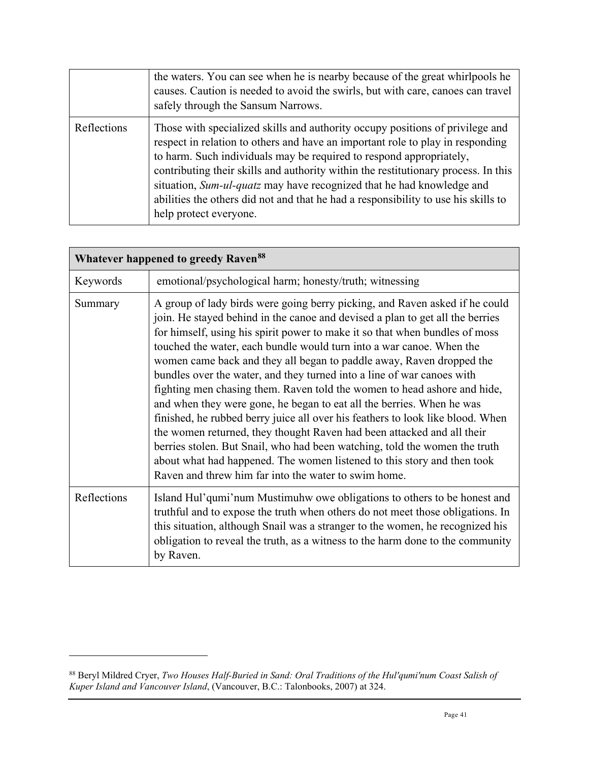| | |
|---|---|
| | the waters. You can see when he is nearby because of the great whirlpools he causes. Caution is needed to avoid the swirls, but with care, canoes can travel safely through the Sansum Narrows. |
| Reflections | Those with specialized skills and authority occupy positions of privilege and respect in relation to others and have an important role to play in responding to harm. Such individuals may be required to respond appropriately, contributing their skills and authority within the restitutionary process. In this situation, *Sum-ul-quatz* may have recognized that he had knowledge and abilities the others did not and that he had a responsibility to use his skills to help protect everyone. |

| **Whatever happened to greedy Raven**[88] | |
|---|---|
| Keywords | emotional/psychological harm; honesty/truth; witnessing |
| Summary | A group of lady birds were going berry picking, and Raven asked if he could join. He stayed behind in the canoe and devised a plan to get all the berries for himself, using his spirit power to make it so that when bundles of moss touched the water, each bundle would turn into a war canoe. When the women came back and they all began to paddle away, Raven dropped the bundles over the water, and they turned into a line of war canoes with fighting men chasing them. Raven told the women to head ashore and hide, and when they were gone, he began to eat all the berries. When he was finished, he rubbed berry juice all over his feathers to look like blood. When the women returned, they thought Raven had been attacked and all their berries stolen. But Snail, who had been watching, told the women the truth about what had happened. The women listened to this story and then took Raven and threw him far into the water to swim home. |
| Reflections | Island Hul'qumi'num Mustimuhw owe obligations to others to be honest and truthful and to expose the truth when others do not meet those obligations. In this situation, although Snail was a stranger to the women, he recognized his obligation to reveal the truth, as a witness to the harm done to the community by Raven. |

[88] Beryl Mildred Cryer, *Two Houses Half-Buried in Sand: Oral Traditions of the Hul'qumi'num Coast Salish of Kuper Island and Vancouver Island*, (Vancouver, B.C.: Talonbooks, 2007) at 324.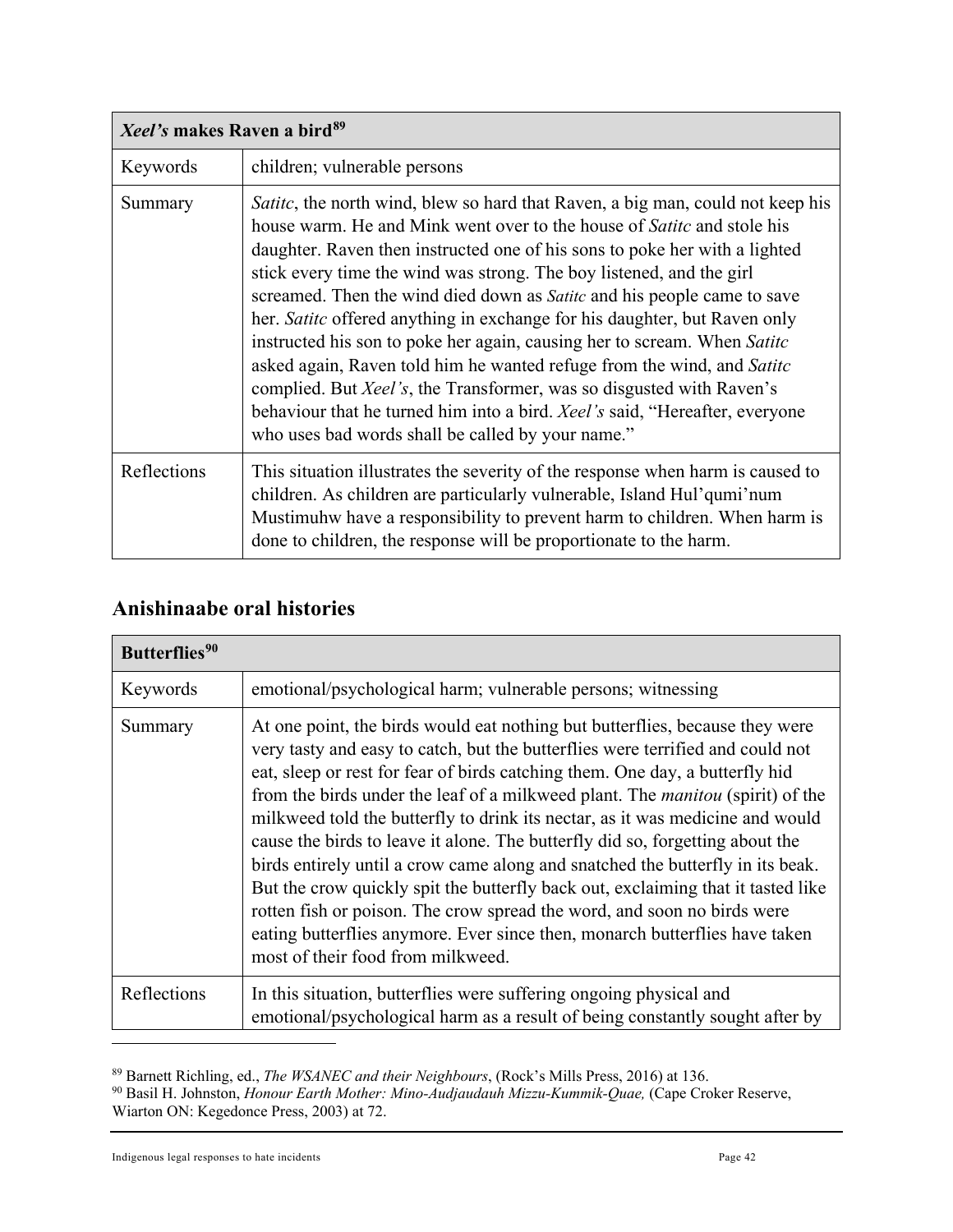| *Xeel's* makes Raven a bird[89] | |
|---|---|
| Keywords | children; vulnerable persons |
| Summary | *Satitc*, the north wind, blew so hard that Raven, a big man, could not keep his house warm. He and Mink went over to the house of *Satitc* and stole his daughter. Raven then instructed one of his sons to poke her with a lighted stick every time the wind was strong. The boy listened, and the girl screamed. Then the wind died down as *Satitc* and his people came to save her. *Satitc* offered anything in exchange for his daughter, but Raven only instructed his son to poke her again, causing her to scream. When *Satitc* asked again, Raven told him he wanted refuge from the wind, and *Satitc* complied. But *Xeel's*, the Transformer, was so disgusted with Raven's behaviour that he turned him into a bird. *Xeel's* said, "Hereafter, everyone who uses bad words shall be called by your name." |
| Reflections | This situation illustrates the severity of the response when harm is caused to children. As children are particularly vulnerable, Island Hul'qumi'num Mustimuhw have a responsibility to prevent harm to children. When harm is done to children, the response will be proportionate to the harm. |

## Anishinaabe oral histories

| **Butterflies[90]** | |
|---|---|
| Keywords | emotional/psychological harm; vulnerable persons; witnessing |
| Summary | At one point, the birds would eat nothing but butterflies, because they were very tasty and easy to catch, but the butterflies were terrified and could not eat, sleep or rest for fear of birds catching them. One day, a butterfly hid from the birds under the leaf of a milkweed plant. The *manitou* (spirit) of the milkweed told the butterfly to drink its nectar, as it was medicine and would cause the birds to leave it alone. The butterfly did so, forgetting about the birds entirely until a crow came along and snatched the butterfly in its beak. But the crow quickly spit the butterfly back out, exclaiming that it tasted like rotten fish or poison. The crow spread the word, and soon no birds were eating butterflies anymore. Ever since then, monarch butterflies have taken most of their food from milkweed. |
| Reflections | In this situation, butterflies were suffering ongoing physical and emotional/psychological harm as a result of being constantly sought after by |

[89] Barnett Richling, ed., *The WSANEC and their Neighbours*, (Rock's Mills Press, 2016) at 136.

[90] Basil H. Johnston, *Honour Earth Mother: Mino-Audjaudauh Mizzu-Kummik-Quae,* (Cape Croker Reserve, Wiarton ON: Kegedonce Press, 2003) at 72.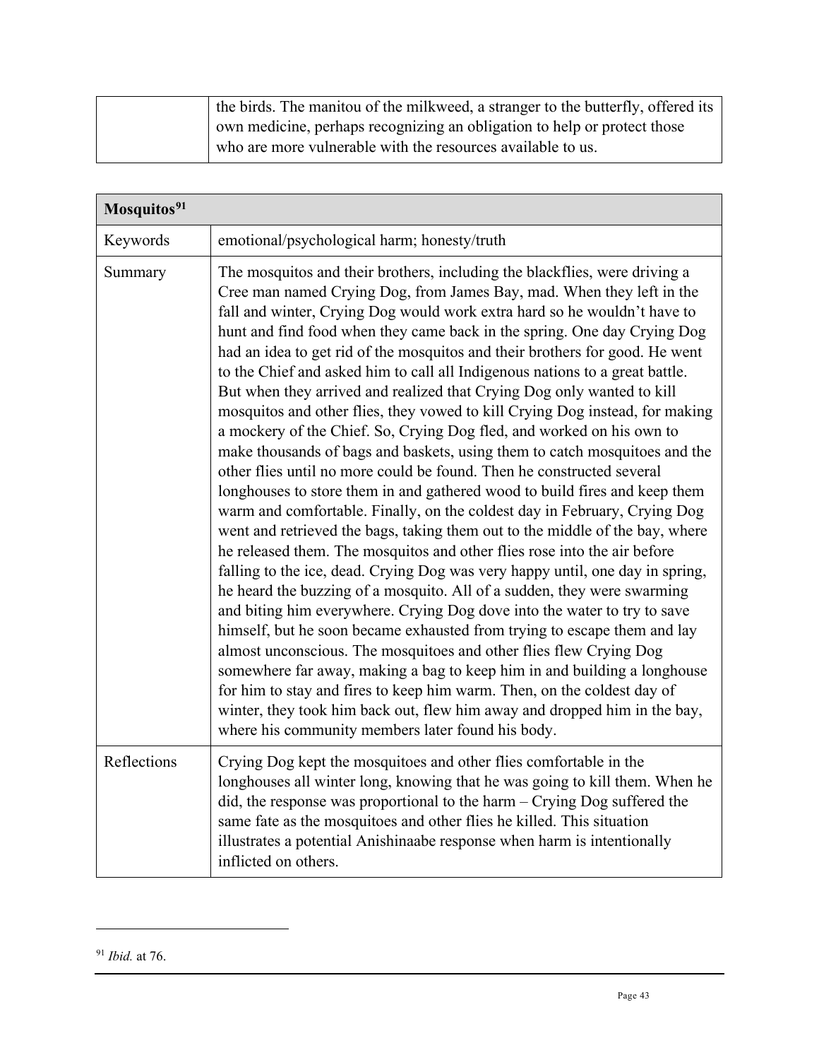| | the birds. The manitou of the milkweed, a stranger to the butterfly, offered its own medicine, perhaps recognizing an obligation to help or protect those who are more vulnerable with the resources available to us. |
|---|---|

| **Mosquitos**[91] | |
|---|---|
| Keywords | emotional/psychological harm; honesty/truth |
| Summary | The mosquitos and their brothers, including the blackflies, were driving a Cree man named Crying Dog, from James Bay, mad. When they left in the fall and winter, Crying Dog would work extra hard so he wouldn't have to hunt and find food when they came back in the spring. One day Crying Dog had an idea to get rid of the mosquitos and their brothers for good. He went to the Chief and asked him to call all Indigenous nations to a great battle. But when they arrived and realized that Crying Dog only wanted to kill mosquitos and other flies, they vowed to kill Crying Dog instead, for making a mockery of the Chief. So, Crying Dog fled, and worked on his own to make thousands of bags and baskets, using them to catch mosquitoes and the other flies until no more could be found. Then he constructed several longhouses to store them in and gathered wood to build fires and keep them warm and comfortable. Finally, on the coldest day in February, Crying Dog went and retrieved the bags, taking them out to the middle of the bay, where he released them. The mosquitos and other flies rose into the air before falling to the ice, dead. Crying Dog was very happy until, one day in spring, he heard the buzzing of a mosquito. All of a sudden, they were swarming and biting him everywhere. Crying Dog dove into the water to try to save himself, but he soon became exhausted from trying to escape them and lay almost unconscious. The mosquitoes and other flies flew Crying Dog somewhere far away, making a bag to keep him in and building a longhouse for him to stay and fires to keep him warm. Then, on the coldest day of winter, they took him back out, flew him away and dropped him in the bay, where his community members later found his body. |
| Reflections | Crying Dog kept the mosquitoes and other flies comfortable in the longhouses all winter long, knowing that he was going to kill them. When he did, the response was proportional to the harm – Crying Dog suffered the same fate as the mosquitoes and other flies he killed. This situation illustrates a potential Anishinaabe response when harm is intentionally inflicted on others. |

[91] *Ibid.* at 76.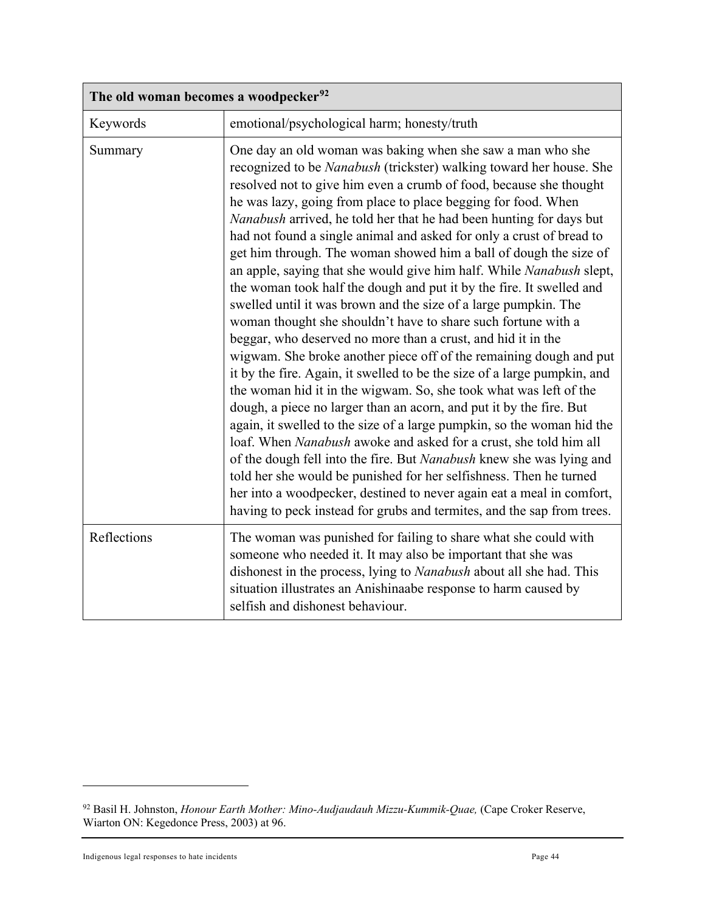| **The old woman becomes a woodpecker**[92] | |
|---|---|
| Keywords | emotional/psychological harm; honesty/truth |
| Summary | One day an old woman was baking when she saw a man who she recognized to be *Nanabush* (trickster) walking toward her house. She resolved not to give him even a crumb of food, because she thought he was lazy, going from place to place begging for food. When *Nanabush* arrived, he told her that he had been hunting for days but had not found a single animal and asked for only a crust of bread to get him through. The woman showed him a ball of dough the size of an apple, saying that she would give him half. While *Nanabush* slept, the woman took half the dough and put it by the fire. It swelled and swelled until it was brown and the size of a large pumpkin. The woman thought she shouldn't have to share such fortune with a beggar, who deserved no more than a crust, and hid it in the wigwam. She broke another piece off of the remaining dough and put it by the fire. Again, it swelled to be the size of a large pumpkin, and the woman hid it in the wigwam. So, she took what was left of the dough, a piece no larger than an acorn, and put it by the fire. But again, it swelled to the size of a large pumpkin, so the woman hid the loaf. When *Nanabush* awoke and asked for a crust, she told him all of the dough fell into the fire. But *Nanabush* knew she was lying and told her she would be punished for her selfishness. Then he turned her into a woodpecker, destined to never again eat a meal in comfort, having to peck instead for grubs and termites, and the sap from trees. |
| Reflections | The woman was punished for failing to share what she could with someone who needed it. It may also be important that she was dishonest in the process, lying to *Nanabush* about all she had. This situation illustrates an Anishinaabe response to harm caused by selfish and dishonest behaviour. |

[92] Basil H. Johnston, *Honour Earth Mother: Mino-Audjaudauh Mizzu-Kummik-Quae,* (Cape Croker Reserve, Wiarton ON: Kegedonce Press, 2003) at 96.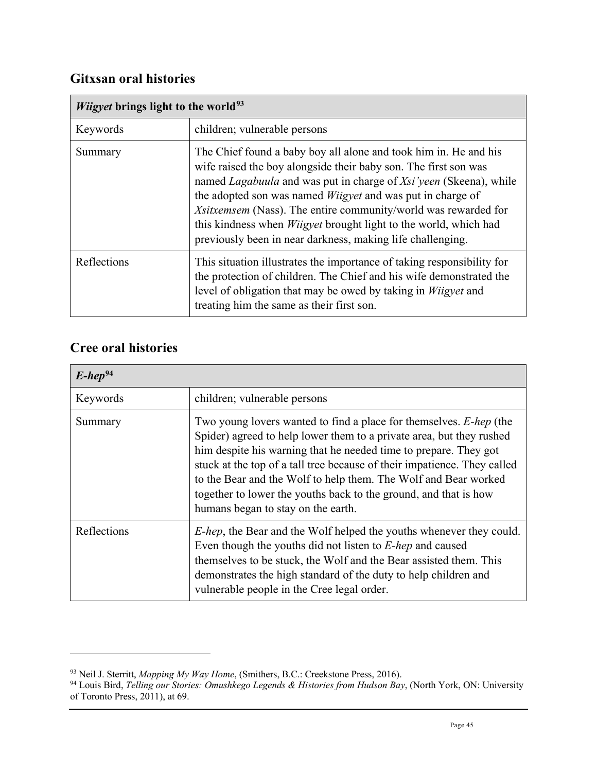## Gitxsan oral histories

| *Wiigyet* brings light to the world[93] | |
|---|---|
| Keywords | children; vulnerable persons |
| Summary | The Chief found a baby boy all alone and took him in. He and his wife raised the boy alongside their baby son. The first son was named *Lagabuula* and was put in charge of *Xsi'yeen* (Skeena), while the adopted son was named *Wiigyet* and was put in charge of *Xsitxemsem* (Nass). The entire community/world was rewarded for this kindness when *Wiigyet* brought light to the world, which had previously been in near darkness, making life challenging. |
| Reflections | This situation illustrates the importance of taking responsibility for the protection of children. The Chief and his wife demonstrated the level of obligation that may be owed by taking in *Wiigyet* and treating him the same as their first son. |

## Cree oral histories

| *E-hep*[94] | |
|---|---|
| Keywords | children; vulnerable persons |
| Summary | Two young lovers wanted to find a place for themselves. *E-hep* (the Spider) agreed to help lower them to a private area, but they rushed him despite his warning that he needed time to prepare. They got stuck at the top of a tall tree because of their impatience. They called to the Bear and the Wolf to help them. The Wolf and Bear worked together to lower the youths back to the ground, and that is how humans began to stay on the earth. |
| Reflections | *E-hep*, the Bear and the Wolf helped the youths whenever they could. Even though the youths did not listen to *E-hep* and caused themselves to be stuck, the Wolf and the Bear assisted them. This demonstrates the high standard of the duty to help children and vulnerable people in the Cree legal order. |

---

[93] Neil J. Sterritt, *Mapping My Way Home*, (Smithers, B.C.: Creekstone Press, 2016).

[94] Louis Bird, *Telling our Stories: Omushkego Legends & Histories from Hudson Bay*, (North York, ON: University of Toronto Press, 2011), at 69.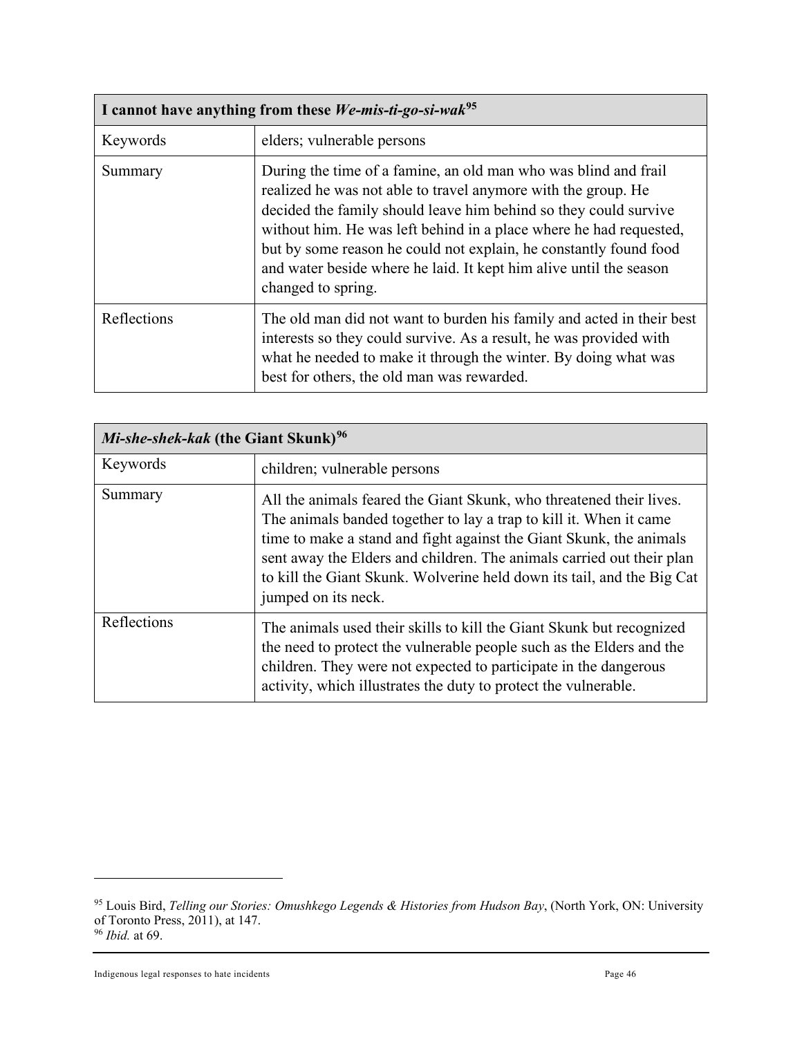| **I cannot have anything from these *We-mis-ti-go-si-wak*[95]** | |
|---|---|
| Keywords | elders; vulnerable persons |
| Summary | During the time of a famine, an old man who was blind and frail realized he was not able to travel anymore with the group. He decided the family should leave him behind so they could survive without him. He was left behind in a place where he had requested, but by some reason he could not explain, he constantly found food and water beside where he laid. It kept him alive until the season changed to spring. |
| Reflections | The old man did not want to burden his family and acted in their best interests so they could survive. As a result, he was provided with what he needed to make it through the winter. By doing what was best for others, the old man was rewarded. |

| ***Mi-she-shek-kak* (the Giant Skunk)[96]** | |
|---|---|
| Keywords | children; vulnerable persons |
| Summary | All the animals feared the Giant Skunk, who threatened their lives. The animals banded together to lay a trap to kill it. When it came time to make a stand and fight against the Giant Skunk, the animals sent away the Elders and children. The animals carried out their plan to kill the Giant Skunk. Wolverine held down its tail, and the Big Cat jumped on its neck. |
| Reflections | The animals used their skills to kill the Giant Skunk but recognized the need to protect the vulnerable people such as the Elders and the children. They were not expected to participate in the dangerous activity, which illustrates the duty to protect the vulnerable. |

[95] Louis Bird, *Telling our Stories: Omushkego Legends & Histories from Hudson Bay*, (North York, ON: University of Toronto Press, 2011), at 147.

[96] *Ibid.* at 69.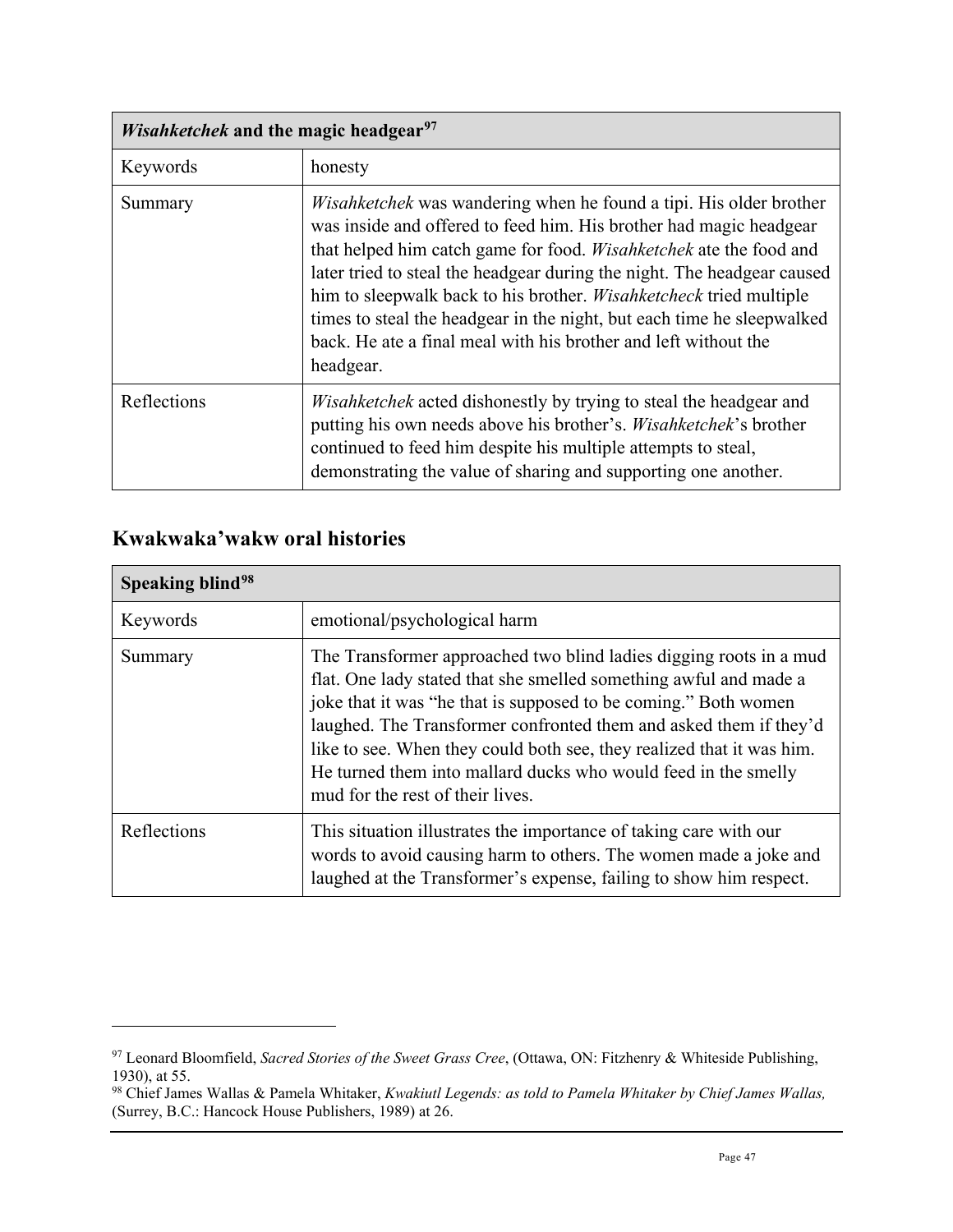| *Wisahketchek* and the magic headgear[97] | |
|---|---|
| Keywords | honesty |
| Summary | *Wisahketchek* was wandering when he found a tipi. His older brother was inside and offered to feed him. His brother had magic headgear that helped him catch game for food. *Wisahketchek* ate the food and later tried to steal the headgear during the night. The headgear caused him to sleepwalk back to his brother. *Wisahketcheck* tried multiple times to steal the headgear in the night, but each time he sleepwalked back. He ate a final meal with his brother and left without the headgear. |
| Reflections | *Wisahketchek* acted dishonestly by trying to steal the headgear and putting his own needs above his brother's. *Wisahketchek*'s brother continued to feed him despite his multiple attempts to steal, demonstrating the value of sharing and supporting one another. |

## Kwakwaka'wakw oral histories

| **Speaking blind[98]** | |
|---|---|
| Keywords | emotional/psychological harm |
| Summary | The Transformer approached two blind ladies digging roots in a mud flat. One lady stated that she smelled something awful and made a joke that it was "he that is supposed to be coming." Both women laughed. The Transformer confronted them and asked them if they'd like to see. When they could both see, they realized that it was him. He turned them into mallard ducks who would feed in the smelly mud for the rest of their lives. |
| Reflections | This situation illustrates the importance of taking care with our words to avoid causing harm to others. The women made a joke and laughed at the Transformer's expense, failing to show him respect. |

[97] Leonard Bloomfield, *Sacred Stories of the Sweet Grass Cree*, (Ottawa, ON: Fitzhenry & Whiteside Publishing, 1930), at 55.

[98] Chief James Wallas & Pamela Whitaker, *Kwakiutl Legends: as told to Pamela Whitaker by Chief James Wallas,* (Surrey, B.C.: Hancock House Publishers, 1989) at 26.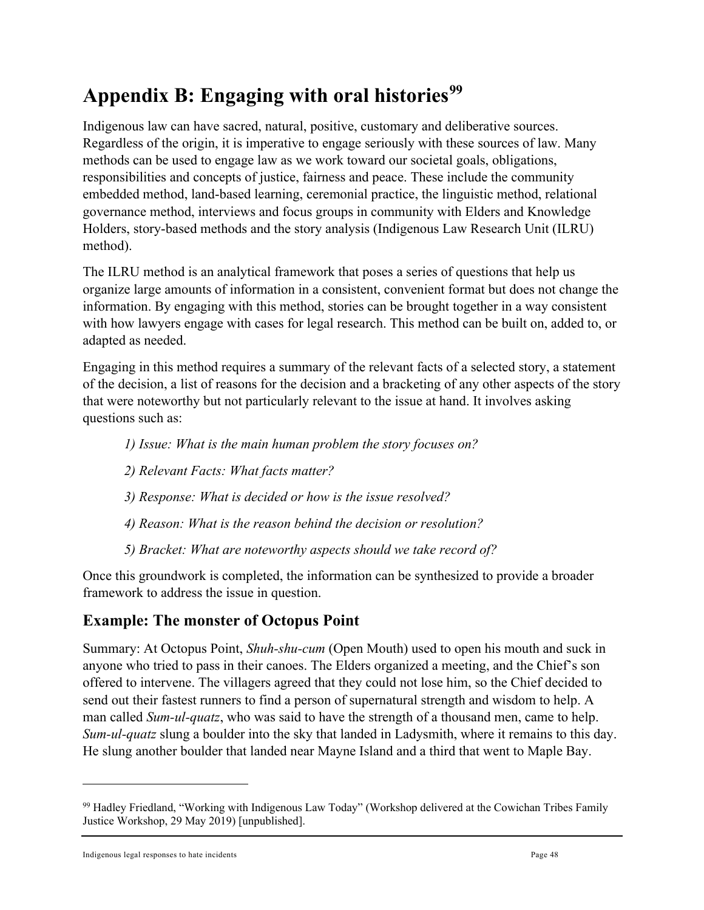# Appendix B: Engaging with oral histories[99]

Indigenous law can have sacred, natural, positive, customary and deliberative sources. Regardless of the origin, it is imperative to engage seriously with these sources of law. Many methods can be used to engage law as we work toward our societal goals, obligations, responsibilities and concepts of justice, fairness and peace. These include the community embedded method, land-based learning, ceremonial practice, the linguistic method, relational governance method, interviews and focus groups in community with Elders and Knowledge Holders, story-based methods and the story analysis (Indigenous Law Research Unit (ILRU) method).

The ILRU method is an analytical framework that poses a series of questions that help us organize large amounts of information in a consistent, convenient format but does not change the information. By engaging with this method, stories can be brought together in a way consistent with how lawyers engage with cases for legal research. This method can be built on, added to, or adapted as needed.

Engaging in this method requires a summary of the relevant facts of a selected story, a statement of the decision, a list of reasons for the decision and a bracketing of any other aspects of the story that were noteworthy but not particularly relevant to the issue at hand. It involves asking questions such as:

> *1) Issue: What is the main human problem the story focuses on?*
>
> *2) Relevant Facts: What facts matter?*
>
> *3) Response: What is decided or how is the issue resolved?*
>
> *4) Reason: What is the reason behind the decision or resolution?*
>
> *5) Bracket: What are noteworthy aspects should we take record of?*

Once this groundwork is completed, the information can be synthesized to provide a broader framework to address the issue in question.

## Example: The monster of Octopus Point

Summary: At Octopus Point, *Shuh-shu-cum* (Open Mouth) used to open his mouth and suck in anyone who tried to pass in their canoes. The Elders organized a meeting, and the Chief's son offered to intervene. The villagers agreed that they could not lose him, so the Chief decided to send out their fastest runners to find a person of supernatural strength and wisdom to help. A man called *Sum-ul-quatz*, who was said to have the strength of a thousand men, came to help. *Sum-ul-quatz* slung a boulder into the sky that landed in Ladysmith, where it remains to this day. He slung another boulder that landed near Mayne Island and a third that went to Maple Bay.

---

[99] Hadley Friedland, "Working with Indigenous Law Today" (Workshop delivered at the Cowichan Tribes Family Justice Workshop, 29 May 2019) [unpublished].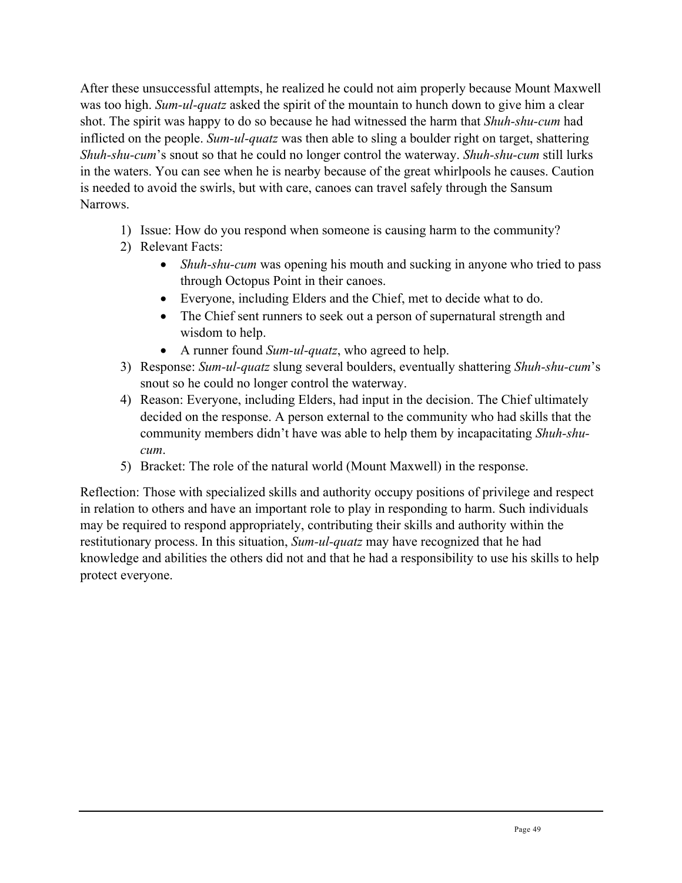After these unsuccessful attempts, he realized he could not aim properly because Mount Maxwell was too high. *Sum-ul-quatz* asked the spirit of the mountain to hunch down to give him a clear shot. The spirit was happy to do so because he had witnessed the harm that *Shuh-shu-cum* had inflicted on the people. *Sum-ul-quatz* was then able to sling a boulder right on target, shattering *Shuh-shu-cum*'s snout so that he could no longer control the waterway. *Shuh-shu-cum* still lurks in the waters. You can see when he is nearby because of the great whirlpools he causes. Caution is needed to avoid the swirls, but with care, canoes can travel safely through the Sansum Narrows.

1) Issue: How do you respond when someone is causing harm to the community?
2) Relevant Facts:
    - *Shuh-shu-cum* was opening his mouth and sucking in anyone who tried to pass through Octopus Point in their canoes.
    - Everyone, including Elders and the Chief, met to decide what to do.
    - The Chief sent runners to seek out a person of supernatural strength and wisdom to help.
    - A runner found *Sum-ul-quatz*, who agreed to help.
3) Response: *Sum-ul-quatz* slung several boulders, eventually shattering *Shuh-shu-cum*'s snout so he could no longer control the waterway.
4) Reason: Everyone, including Elders, had input in the decision. The Chief ultimately decided on the response. A person external to the community who had skills that the community members didn't have was able to help them by incapacitating *Shuh-shu-cum*.
5) Bracket: The role of the natural world (Mount Maxwell) in the response.

Reflection: Those with specialized skills and authority occupy positions of privilege and respect in relation to others and have an important role to play in responding to harm. Such individuals may be required to respond appropriately, contributing their skills and authority within the restitutionary process. In this situation, *Sum-ul-quatz* may have recognized that he had knowledge and abilities the others did not and that he had a responsibility to use his skills to help protect everyone.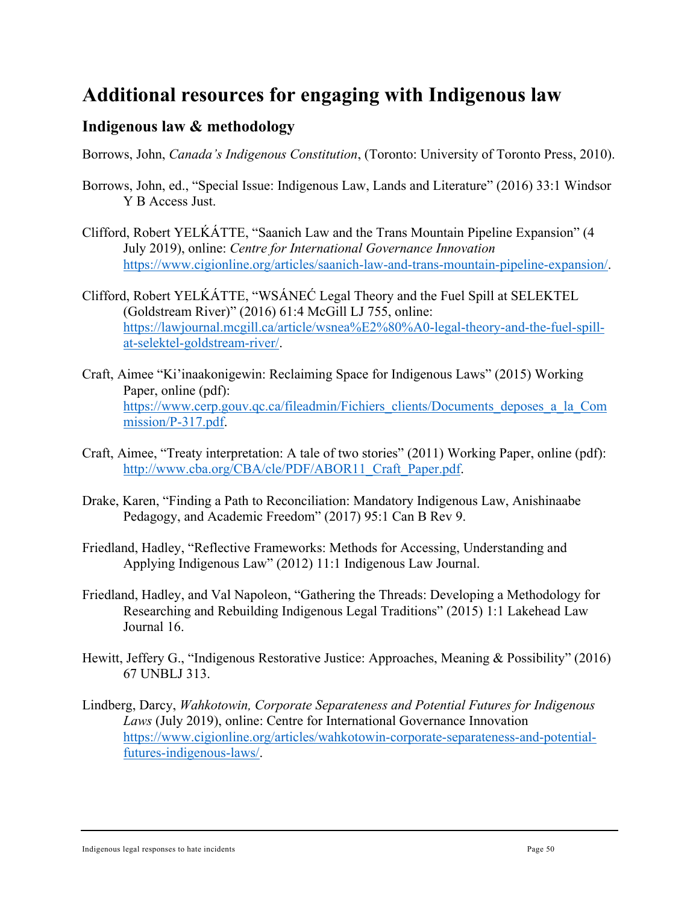# Additional resources for engaging with Indigenous law

## Indigenous law & methodology

Borrows, John, *Canada's Indigenous Constitution*, (Toronto: University of Toronto Press, 2010).

Borrows, John, ed., "Special Issue: Indigenous Law, Lands and Literature" (2016) 33:1 Windsor Y B Access Just.

Clifford, Robert YELḰÁTTE, "Saanich Law and the Trans Mountain Pipeline Expansion" (4 July 2019), online: *Centre for International Governance Innovation* https://www.cigionline.org/articles/saanich-law-and-trans-mountain-pipeline-expansion/.

Clifford, Robert YELḰÁTTE, "WSÁNEĆ Legal Theory and the Fuel Spill at SELEKTEL (Goldstream River)" (2016) 61:4 McGill LJ 755, online: https://lawjournal.mcgill.ca/article/wsnea%E2%80%A0-legal-theory-and-the-fuel-spill-at-selektel-goldstream-river/.

Craft, Aimee "Ki'inaakonigewin: Reclaiming Space for Indigenous Laws" (2015) Working Paper, online (pdf): https://www.cerp.gouv.qc.ca/fileadmin/Fichiers_clients/Documents_deposes_a_la_Commission/P-317.pdf.

Craft, Aimee, "Treaty interpretation: A tale of two stories" (2011) Working Paper, online (pdf): http://www.cba.org/CBA/cle/PDF/ABOR11_Craft_Paper.pdf.

Drake, Karen, "Finding a Path to Reconciliation: Mandatory Indigenous Law, Anishinaabe Pedagogy, and Academic Freedom" (2017) 95:1 Can B Rev 9.

Friedland, Hadley, "Reflective Frameworks: Methods for Accessing, Understanding and Applying Indigenous Law" (2012) 11:1 Indigenous Law Journal.

Friedland, Hadley, and Val Napoleon, "Gathering the Threads: Developing a Methodology for Researching and Rebuilding Indigenous Legal Traditions" (2015) 1:1 Lakehead Law Journal 16.

Hewitt, Jeffery G., "Indigenous Restorative Justice: Approaches, Meaning & Possibility" (2016) 67 UNBLJ 313.

Lindberg, Darcy, *Wahkotowin, Corporate Separateness and Potential Futures for Indigenous Laws* (July 2019), online: Centre for International Governance Innovation https://www.cigionline.org/articles/wahkotowin-corporate-separateness-and-potential-futures-indigenous-laws/.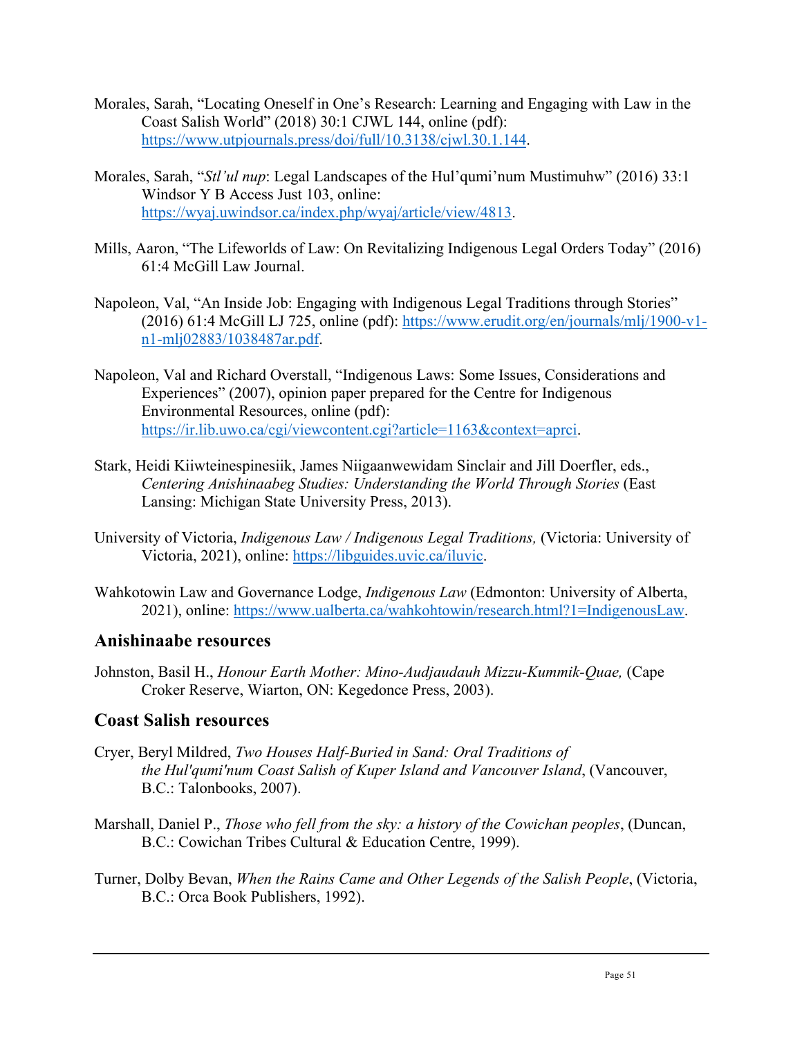Morales, Sarah, "Locating Oneself in One's Research: Learning and Engaging with Law in the Coast Salish World" (2018) 30:1 CJWL 144, online (pdf): https://www.utpjournals.press/doi/full/10.3138/cjwl.30.1.144.

Morales, Sarah, "*Stl'ul nup*: Legal Landscapes of the Hul'qumi'num Mustimuhw" (2016) 33:1 Windsor Y B Access Just 103, online: https://wyaj.uwindsor.ca/index.php/wyaj/article/view/4813.

Mills, Aaron, "The Lifeworlds of Law: On Revitalizing Indigenous Legal Orders Today" (2016) 61:4 McGill Law Journal.

Napoleon, Val, "An Inside Job: Engaging with Indigenous Legal Traditions through Stories" (2016) 61:4 McGill LJ 725, online (pdf): https://www.erudit.org/en/journals/mlj/1900-v1-n1-mlj02883/1038487ar.pdf.

Napoleon, Val and Richard Overstall, "Indigenous Laws: Some Issues, Considerations and Experiences" (2007), opinion paper prepared for the Centre for Indigenous Environmental Resources, online (pdf): https://ir.lib.uwo.ca/cgi/viewcontent.cgi?article=1163&context=aprci.

Stark, Heidi Kiiwteinespinesiik, James Niigaanwewidam Sinclair and Jill Doerfler, eds., *Centering Anishinaabeg Studies: Understanding the World Through Stories* (East Lansing: Michigan State University Press, 2013).

University of Victoria, *Indigenous Law / Indigenous Legal Traditions,* (Victoria: University of Victoria, 2021), online: https://libguides.uvic.ca/iluvic.

Wahkotowin Law and Governance Lodge, *Indigenous Law* (Edmonton: University of Alberta, 2021), online: https://www.ualberta.ca/wahkohtowin/research.html?1=IndigenousLaw.

## Anishinaabe resources

Johnston, Basil H., *Honour Earth Mother: Mino-Audjaudauh Mizzu-Kummik-Quae,* (Cape Croker Reserve, Wiarton, ON: Kegedonce Press, 2003).

## Coast Salish resources

Cryer, Beryl Mildred, *Two Houses Half-Buried in Sand: Oral Traditions of the Hul'qumi'num Coast Salish of Kuper Island and Vancouver Island*, (Vancouver, B.C.: Talonbooks, 2007).

Marshall, Daniel P., *Those who fell from the sky: a history of the Cowichan peoples*, (Duncan, B.C.: Cowichan Tribes Cultural & Education Centre, 1999).

Turner, Dolby Bevan, *When the Rains Came and Other Legends of the Salish People*, (Victoria, B.C.: Orca Book Publishers, 1992).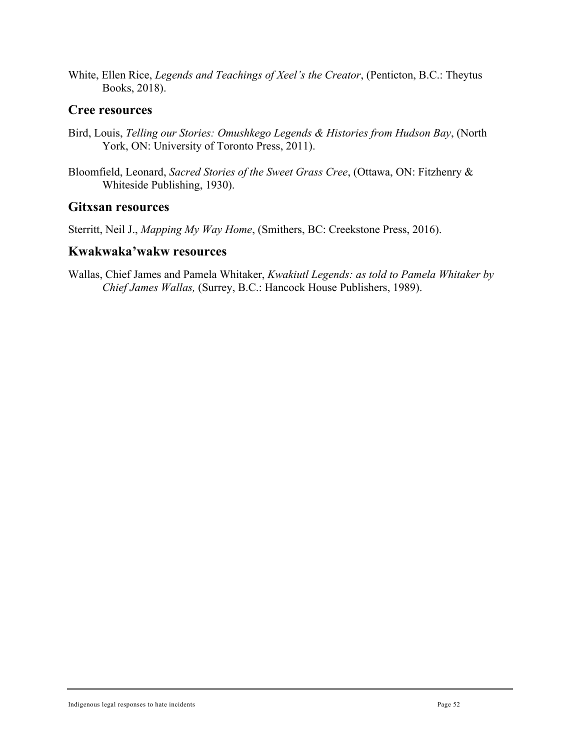White, Ellen Rice, *Legends and Teachings of Xeel's the Creator*, (Penticton, B.C.: Theytus Books, 2018).

## Cree resources

Bird, Louis, *Telling our Stories: Omushkego Legends & Histories from Hudson Bay*, (North York, ON: University of Toronto Press, 2011).

Bloomfield, Leonard, *Sacred Stories of the Sweet Grass Cree*, (Ottawa, ON: Fitzhenry & Whiteside Publishing, 1930).

## Gitxsan resources

Sterritt, Neil J., *Mapping My Way Home*, (Smithers, BC: Creekstone Press, 2016).

## Kwakwaka'wakw resources

Wallas, Chief James and Pamela Whitaker, *Kwakiutl Legends: as told to Pamela Whitaker by Chief James Wallas,* (Surrey, B.C.: Hancock House Publishers, 1989).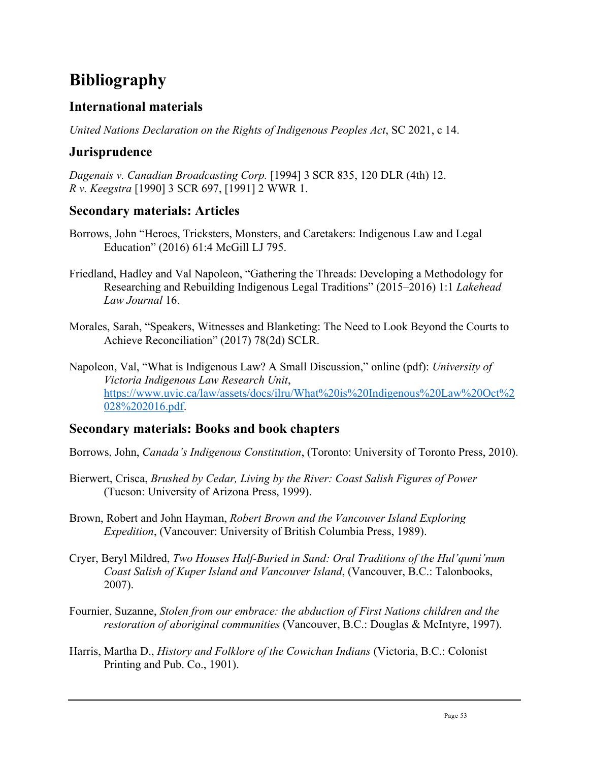# Bibliography

## International materials

*United Nations Declaration on the Rights of Indigenous Peoples Act*, SC 2021, c 14.

## Jurisprudence

*Dagenais v. Canadian Broadcasting Corp.* [1994] 3 SCR 835, 120 DLR (4th) 12.
*R v. Keegstra* [1990] 3 SCR 697, [1991] 2 WWR 1.

## Secondary materials: Articles

Borrows, John "Heroes, Tricksters, Monsters, and Caretakers: Indigenous Law and Legal Education" (2016) 61:4 McGill LJ 795.

Friedland, Hadley and Val Napoleon, "Gathering the Threads: Developing a Methodology for Researching and Rebuilding Indigenous Legal Traditions" (2015–2016) 1:1 *Lakehead Law Journal* 16.

Morales, Sarah, "Speakers, Witnesses and Blanketing: The Need to Look Beyond the Courts to Achieve Reconciliation" (2017) 78(2d) SCLR.

Napoleon, Val, "What is Indigenous Law? A Small Discussion," online (pdf): *University of Victoria Indigenous Law Research Unit*, https://www.uvic.ca/law/assets/docs/ilru/What%20is%20Indigenous%20Law%20Oct%2028%202016.pdf.

## Secondary materials: Books and book chapters

Borrows, John, *Canada's Indigenous Constitution*, (Toronto: University of Toronto Press, 2010).

Bierwert, Crisca, *Brushed by Cedar, Living by the River: Coast Salish Figures of Power* (Tucson: University of Arizona Press, 1999).

Brown, Robert and John Hayman, *Robert Brown and the Vancouver Island Exploring Expedition*, (Vancouver: University of British Columbia Press, 1989).

Cryer, Beryl Mildred, *Two Houses Half-Buried in Sand: Oral Traditions of the Hul'qumi'num Coast Salish of Kuper Island and Vancouver Island*, (Vancouver, B.C.: Talonbooks, 2007).

Fournier, Suzanne, *Stolen from our embrace: the abduction of First Nations children and the restoration of aboriginal communities* (Vancouver, B.C.: Douglas & McIntyre, 1997).

Harris, Martha D., *History and Folklore of the Cowichan Indians* (Victoria, B.C.: Colonist Printing and Pub. Co., 1901).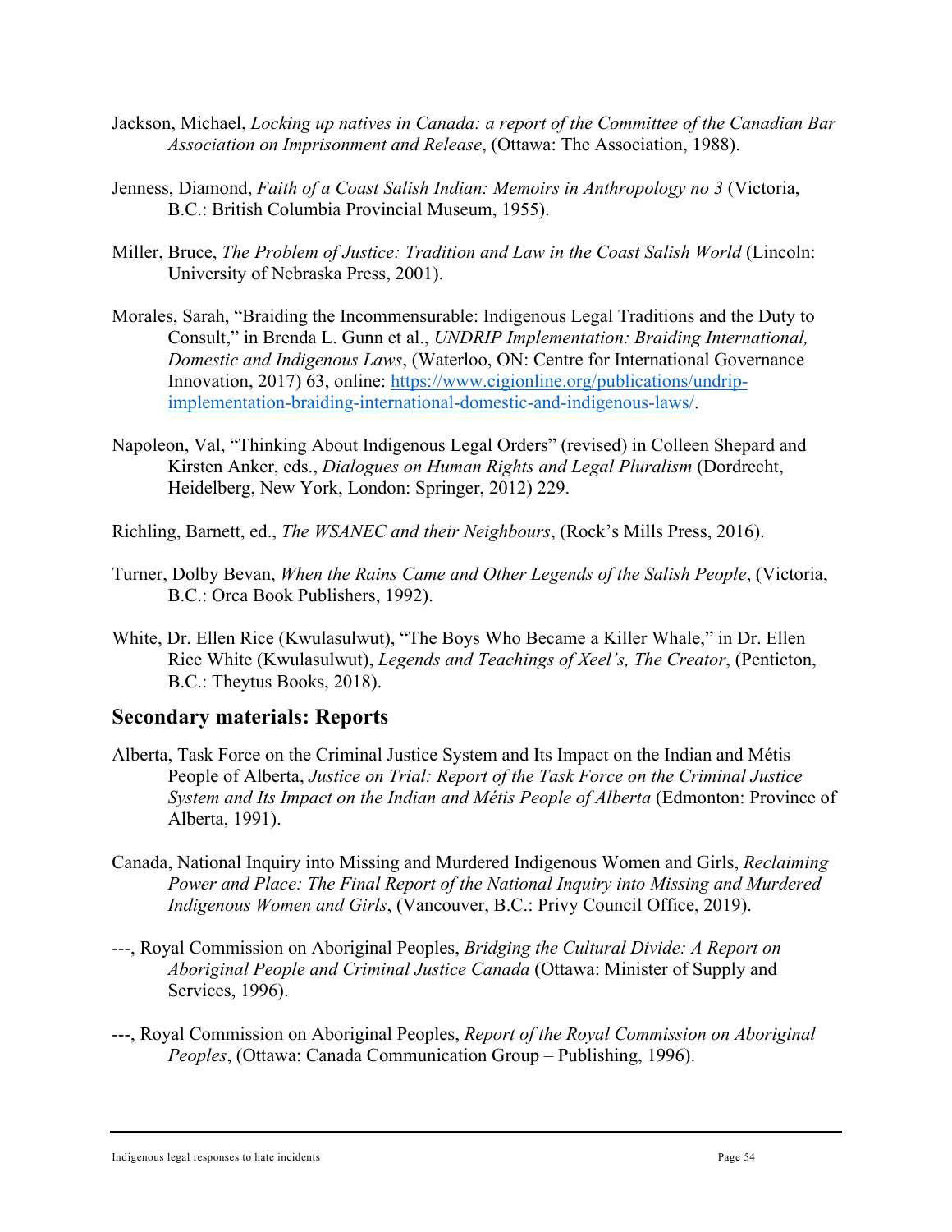Jackson, Michael, *Locking up natives in Canada: a report of the Committee of the Canadian Bar Association on Imprisonment and Release*, (Ottawa: The Association, 1988).

Jenness, Diamond, *Faith of a Coast Salish Indian: Memoirs in Anthropology no 3* (Victoria, B.C.: British Columbia Provincial Museum, 1955).

Miller, Bruce, *The Problem of Justice: Tradition and Law in the Coast Salish World* (Lincoln: University of Nebraska Press, 2001).

Morales, Sarah, "Braiding the Incommensurable: Indigenous Legal Traditions and the Duty to Consult," in Brenda L. Gunn et al., *UNDRIP Implementation: Braiding International, Domestic and Indigenous Laws*, (Waterloo, ON: Centre for International Governance Innovation, 2017) 63, online: [https://www.cigionline.org/publications/undrip-implementation-braiding-international-domestic-and-indigenous-laws/](https://www.cigionline.org/publications/undrip-implementation-braiding-international-domestic-and-indigenous-laws/).

Napoleon, Val, "Thinking About Indigenous Legal Orders" (revised) in Colleen Shepard and Kirsten Anker, eds., *Dialogues on Human Rights and Legal Pluralism* (Dordrecht, Heidelberg, New York, London: Springer, 2012) 229.

Richling, Barnett, ed., *The WSANEC and their Neighbours*, (Rock's Mills Press, 2016).

Turner, Dolby Bevan, *When the Rains Came and Other Legends of the Salish People*, (Victoria, B.C.: Orca Book Publishers, 1992).

White, Dr. Ellen Rice (Kwulasulwut), "The Boys Who Became a Killer Whale," in Dr. Ellen Rice White (Kwulasulwut), *Legends and Teachings of Xeel's, The Creator*, (Penticton, B.C.: Theytus Books, 2018).

## Secondary materials: Reports

Alberta, Task Force on the Criminal Justice System and Its Impact on the Indian and Métis People of Alberta, *Justice on Trial: Report of the Task Force on the Criminal Justice System and Its Impact on the Indian and Métis People of Alberta* (Edmonton: Province of Alberta, 1991).

Canada, National Inquiry into Missing and Murdered Indigenous Women and Girls, *Reclaiming Power and Place: The Final Report of the National Inquiry into Missing and Murdered Indigenous Women and Girls*, (Vancouver, B.C.: Privy Council Office, 2019).

---, Royal Commission on Aboriginal Peoples, *Bridging the Cultural Divide: A Report on Aboriginal People and Criminal Justice Canada* (Ottawa: Minister of Supply and Services, 1996).

---, Royal Commission on Aboriginal Peoples, *Report of the Royal Commission on Aboriginal Peoples*, (Ottawa: Canada Communication Group – Publishing, 1996).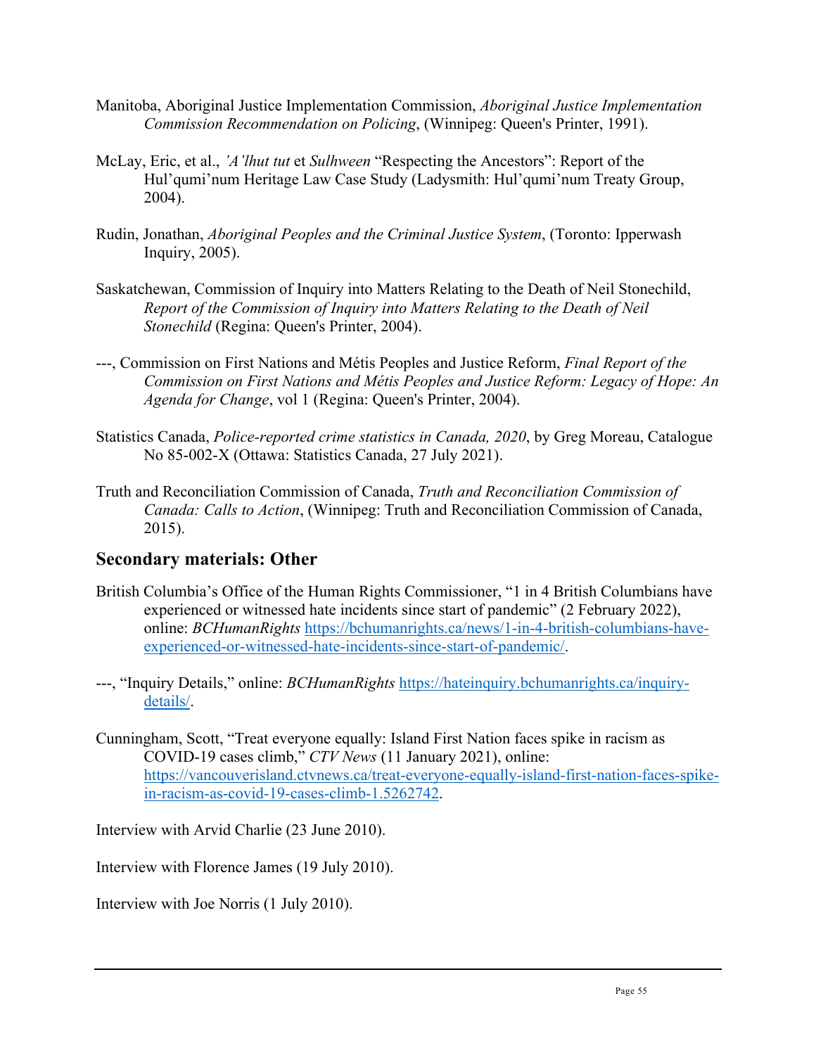Manitoba, Aboriginal Justice Implementation Commission, *Aboriginal Justice Implementation Commission Recommendation on Policing*, (Winnipeg: Queen's Printer, 1991).

McLay, Eric, et al., *'A'lhut tut* et *Sulhween* "Respecting the Ancestors": Report of the Hul'qumi'num Heritage Law Case Study (Ladysmith: Hul'qumi'num Treaty Group, 2004).

Rudin, Jonathan, *Aboriginal Peoples and the Criminal Justice System*, (Toronto: Ipperwash Inquiry, 2005).

Saskatchewan, Commission of Inquiry into Matters Relating to the Death of Neil Stonechild, *Report of the Commission of Inquiry into Matters Relating to the Death of Neil Stonechild* (Regina: Queen's Printer, 2004).

---, Commission on First Nations and Métis Peoples and Justice Reform, *Final Report of the Commission on First Nations and Métis Peoples and Justice Reform: Legacy of Hope: An Agenda for Change*, vol 1 (Regina: Queen's Printer, 2004).

Statistics Canada, *Police-reported crime statistics in Canada, 2020*, by Greg Moreau, Catalogue No 85-002-X (Ottawa: Statistics Canada, 27 July 2021).

Truth and Reconciliation Commission of Canada, *Truth and Reconciliation Commission of Canada: Calls to Action*, (Winnipeg: Truth and Reconciliation Commission of Canada, 2015).

## Secondary materials: Other

British Columbia's Office of the Human Rights Commissioner, "1 in 4 British Columbians have experienced or witnessed hate incidents since start of pandemic" (2 February 2022), online: *BCHumanRights* https://bchumanrights.ca/news/1-in-4-british-columbians-have-experienced-or-witnessed-hate-incidents-since-start-of-pandemic/.

---, "Inquiry Details," online: *BCHumanRights* https://hateinquiry.bchumanrights.ca/inquiry-details/.

Cunningham, Scott, "Treat everyone equally: Island First Nation faces spike in racism as COVID-19 cases climb," *CTV News* (11 January 2021), online: https://vancouverisland.ctvnews.ca/treat-everyone-equally-island-first-nation-faces-spike-in-racism-as-covid-19-cases-climb-1.5262742.

Interview with Arvid Charlie (23 June 2010).

Interview with Florence James (19 July 2010).

Interview with Joe Norris (1 July 2010).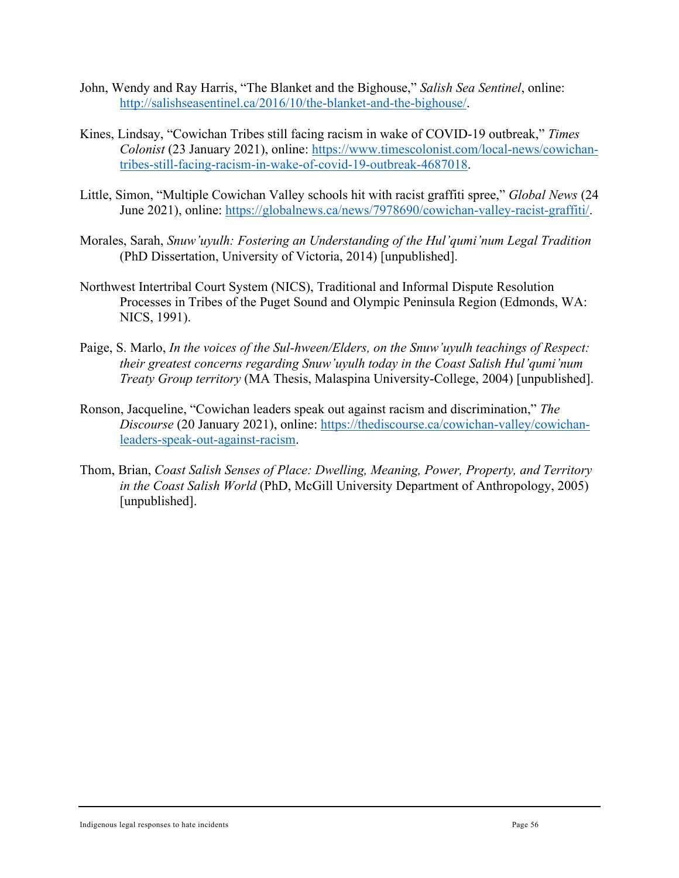John, Wendy and Ray Harris, "The Blanket and the Bighouse," *Salish Sea Sentinel*, online: http://salishseasentinel.ca/2016/10/the-blanket-and-the-bighouse/.

Kines, Lindsay, "Cowichan Tribes still facing racism in wake of COVID-19 outbreak," *Times Colonist* (23 January 2021), online: https://www.timescolonist.com/local-news/cowichan-tribes-still-facing-racism-in-wake-of-covid-19-outbreak-4687018.

Little, Simon, "Multiple Cowichan Valley schools hit with racist graffiti spree," *Global News* (24 June 2021), online: https://globalnews.ca/news/7978690/cowichan-valley-racist-graffiti/.

Morales, Sarah, *Snuw'uyulh: Fostering an Understanding of the Hul'qumi'num Legal Tradition* (PhD Dissertation, University of Victoria, 2014) [unpublished].

Northwest Intertribal Court System (NICS), Traditional and Informal Dispute Resolution Processes in Tribes of the Puget Sound and Olympic Peninsula Region (Edmonds, WA: NICS, 1991).

Paige, S. Marlo, *In the voices of the Sul-hween/Elders, on the Snuw'uyulh teachings of Respect: their greatest concerns regarding Snuw'uyulh today in the Coast Salish Hul'qumi'num Treaty Group territory* (MA Thesis, Malaspina University-College, 2004) [unpublished].

Ronson, Jacqueline, "Cowichan leaders speak out against racism and discrimination," *The Discourse* (20 January 2021), online: https://thediscourse.ca/cowichan-valley/cowichan-leaders-speak-out-against-racism.

Thom, Brian, *Coast Salish Senses of Place: Dwelling, Meaning, Power, Property, and Territory in the Coast Salish World* (PhD, McGill University Department of Anthropology, 2005) [unpublished].